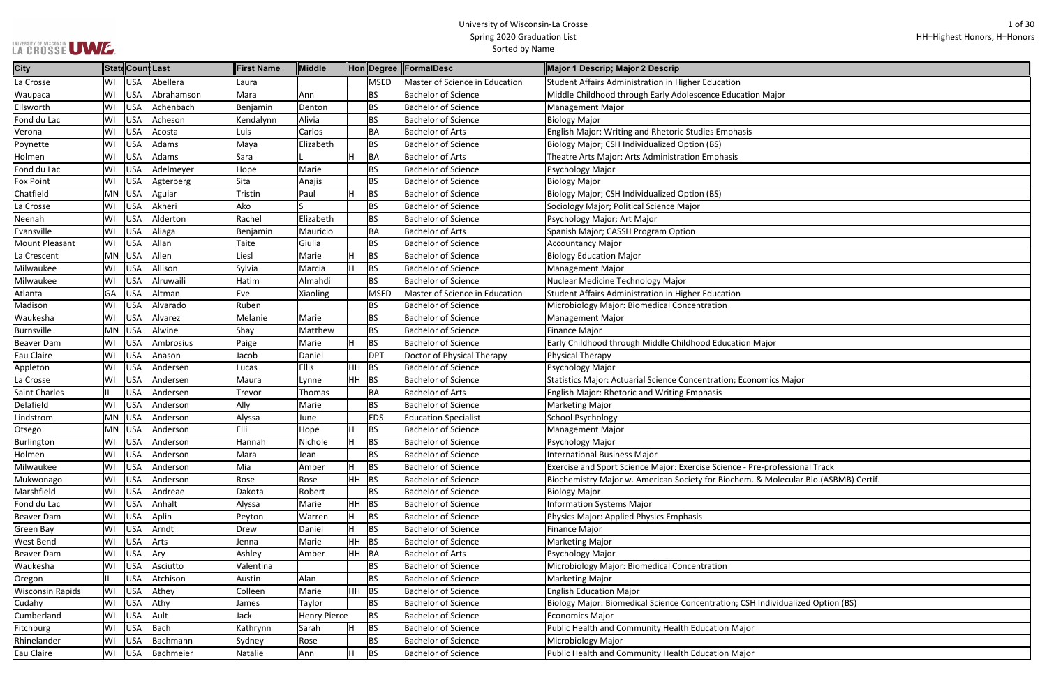# University of Wisconsin-La Crosse

## Spring 2020 Graduation List

Sorted by Name

HH=Highest Honors, H=Honors

| City | State | Country | Last | First Name | Middle | Hon | Degree | FormalDesc | Major 1 Descrip; Major 2 Descrip |
|---|---|---|---|---|---|---|---|---|---|
| La Crosse | WI | USA | Abellera | Laura | | | MSED | Master of Science in Education | Student Affairs Administration in Higher Education |
| Waupaca | WI | USA | Abrahamson | Mara | Ann | | BS | Bachelor of Science | Middle Childhood through Early Adolescence Education Major |
| Ellsworth | WI | USA | Achenbach | Benjamin | Denton | | BS | Bachelor of Science | Management Major |
| Fond du Lac | WI | USA | Acheson | Kendalynn | Alivia | | BS | Bachelor of Science | Biology Major |
| Verona | WI | USA | Acosta | Luis | Carlos | | BA | Bachelor of Arts | English Major: Writing and Rhetoric Studies Emphasis |
| Poynette | WI | USA | Adams | Maya | Elizabeth | | BS | Bachelor of Science | Biology Major; CSH Individualized Option (BS) |
| Holmen | WI | USA | Adams | Sara | L | H | BA | Bachelor of Arts | Theatre Arts Major: Arts Administration Emphasis |
| Fond du Lac | WI | USA | Adelmeyer | Hope | Marie | | BS | Bachelor of Science | Psychology Major |
| Fox Point | WI | USA | Agterberg | Sita | Anajis | | BS | Bachelor of Science | Biology Major |
| Chatfield | MN | USA | Aguiar | Tristin | Paul | H | BS | Bachelor of Science | Biology Major; CSH Individualized Option (BS) |
| La Crosse | WI | USA | Akheri | Ako | S | | BS | Bachelor of Science | Sociology Major; Political Science Major |
| Neenah | WI | USA | Alderton | Rachel | Elizabeth | | BS | Bachelor of Science | Psychology Major; Art Major |
| Evansville | WI | USA | Aliaga | Benjamin | Mauricio | | BA | Bachelor of Arts | Spanish Major; CASSH Program Option |
| Mount Pleasant | WI | USA | Allan | Taite | Giulia | H | BS | Bachelor of Science | Accountancy Major |
| La Crescent | MN | USA | Allen | Liesl | Marie | H | BS | Bachelor of Science | Biology Education Major |
| Milwaukee | WI | USA | Allison | Sylvia | Marcia | H | BS | Bachelor of Science | Management Major |
| Milwaukee | WI | USA | Alruwaili | Hatim | Almahdi | | BS | Bachelor of Science | Nuclear Medicine Technology Major |
| Atlanta | GA | USA | Altman | Eve | Xiaoling | | MSED | Master of Science in Education | Student Affairs Administration in Higher Education |
| Madison | WI | USA | Alvarado | Ruben | | | BS | Bachelor of Science | Microbiology Major: Biomedical Concentration |
| Waukesha | WI | USA | Alvarez | Melanie | Marie | | BS | Bachelor of Science | Management Major |
| Burnsville | MN | USA | Alwine | Shay | Matthew | | BS | Bachelor of Science | Finance Major |
| Beaver Dam | WI | USA | Ambrosius | Paige | Marie | H | BS | Bachelor of Science | Early Childhood through Middle Childhood Education Major |
| Eau Claire | WI | USA | Anason | Jacob | Daniel | | DPT | Doctor of Physical Therapy | Physical Therapy |
| Appleton | WI | USA | Andersen | Lucas | Ellis | HH | BS | Bachelor of Science | Psychology Major |
| La Crosse | WI | USA | Andersen | Maura | Lynne | HH | BS | Bachelor of Science | Statistics Major: Actuarial Science Concentration; Economics Major |
| Saint Charles | IL | USA | Andersen | Trevor | Thomas | | BA | Bachelor of Arts | English Major: Rhetoric and Writing Emphasis |
| Delafield | WI | USA | Anderson | Ally | Marie | | BS | Bachelor of Science | Marketing Major |
| Lindstrom | MN | USA | Anderson | Alyssa | June | | EDS | Education Specialist | School Psychology |
| Otsego | MN | USA | Anderson | Elli | Hope | H | BS | Bachelor of Science | Management Major |
| Burlington | WI | USA | Anderson | Hannah | Nichole | H | BS | Bachelor of Science | Psychology Major |
| Holmen | WI | USA | Anderson | Mara | Jean | | BS | Bachelor of Science | International Business Major |
| Milwaukee | WI | USA | Anderson | Mia | Amber | H | BS | Bachelor of Science | Exercise and Sport Science Major: Exercise Science - Pre-professional Track |
| Mukwonago | WI | USA | Anderson | Rose | Rose | HH | BS | Bachelor of Science | Biochemistry Major w. American Society for Biochem. & Molecular Bio.(ASBMB) Certif. |
| Marshfield | WI | USA | Andreae | Dakota | Robert | | BS | Bachelor of Science | Biology Major |
| Fond du Lac | WI | USA | Anhalt | Alyssa | Marie | HH | BS | Bachelor of Science | Information Systems Major |
| Beaver Dam | WI | USA | Aplin | Peyton | Warren | H | BS | Bachelor of Science | Physics Major: Applied Physics Emphasis |
| Green Bay | WI | USA | Arndt | Drew | Daniel | H | BS | Bachelor of Science | Finance Major |
| West Bend | WI | USA | Arts | Jenna | Marie | HH | BS | Bachelor of Science | Marketing Major |
| Beaver Dam | WI | USA | Ary | Ashley | Amber | HH | BA | Bachelor of Arts | Psychology Major |
| Waukesha | WI | USA | Asciutto | Valentina | | | BS | Bachelor of Science | Microbiology Major: Biomedical Concentration |
| Oregon | IL | USA | Atchison | Austin | Alan | | BS | Bachelor of Science | Marketing Major |
| Wisconsin Rapids | WI | USA | Athey | Colleen | Marie | HH | BS | Bachelor of Science | English Education Major |
| Cudahy | WI | USA | Athy | James | Taylor | | BS | Bachelor of Science | Biology Major: Biomedical Science Concentration; CSH Individualized Option (BS) |
| Cumberland | WI | USA | Ault | Jack | Henry Pierce | | BS | Bachelor of Science | Economics Major |
| Fitchburg | WI | USA | Bach | Kathrynn | Sarah | H | BS | Bachelor of Science | Public Health and Community Health Education Major |
| Rhinelander | WI | USA | Bachmann | Sydney | Rose | | BS | Bachelor of Science | Microbiology Major |
| Eau Claire | WI | USA | Bachmeier | Natalie | Ann | H | BS | Bachelor of Science | Public Health and Community Health Education Major |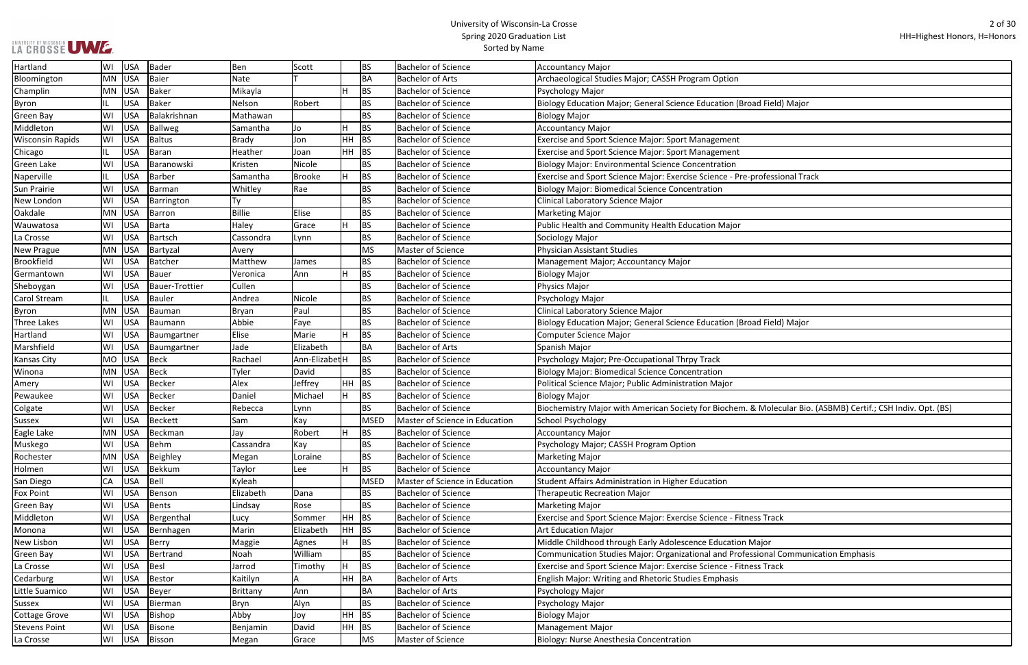# University of Wisconsin-La Crosse
## Spring 2020 Graduation List
Sorted by Name

HH=Highest Honors, H=Honors

| | | | | | | | | | |
|---|---|---|---|---|---|---|---|---|---|
| Hartland | WI | USA | Bader | Ben | Scott | | BS | Bachelor of Science | Accountancy Major |
| Bloomington | MN | USA | Baier | Nate | T | | BA | Bachelor of Arts | Archaeological Studies Major; CASSH Program Option |
| Champlin | MN | USA | Baker | Mikayla | | H | BS | Bachelor of Science | Psychology Major |
| Byron | IL | USA | Baker | Nelson | Robert | | BS | Bachelor of Science | Biology Education Major; General Science Education (Broad Field) Major |
| Green Bay | WI | USA | Balakrishnan | Mathawan | | | BS | Bachelor of Science | Biology Major |
| Middleton | WI | USA | Ballweg | Samantha | Jo | H | BS | Bachelor of Science | Accountancy Major |
| Wisconsin Rapids | WI | USA | Baltus | Brady | Jon | HH | BS | Bachelor of Science | Exercise and Sport Science Major: Sport Management |
| Chicago | IL | USA | Baran | Heather | Joan | HH | BS | Bachelor of Science | Exercise and Sport Science Major: Sport Management |
| Green Lake | WI | USA | Baranowski | Kristen | Nicole | | BS | Bachelor of Science | Biology Major: Environmental Science Concentration |
| Naperville | IL | USA | Barber | Samantha | Brooke | H | BS | Bachelor of Science | Exercise and Sport Science Major: Exercise Science - Pre-professional Track |
| Sun Prairie | WI | USA | Barman | Whitley | Rae | | BS | Bachelor of Science | Biology Major: Biomedical Science Concentration |
| New London | WI | USA | Barrington | Ty | | | BS | Bachelor of Science | Clinical Laboratory Science Major |
| Oakdale | MN | USA | Barron | Billie | Elise | | BS | Bachelor of Science | Marketing Major |
| Wauwatosa | WI | USA | Barta | Haley | Grace | H | BS | Bachelor of Science | Public Health and Community Health Education Major |
| La Crosse | WI | USA | Bartsch | Cassondra | Lynn | | BS | Bachelor of Science | Sociology Major |
| New Prague | MN | USA | Bartyzal | Avery | | | MS | Master of Science | Physician Assistant Studies |
| Brookfield | WI | USA | Batcher | Matthew | James | | BS | Bachelor of Science | Management Major; Accountancy Major |
| Germantown | WI | USA | Bauer | Veronica | Ann | H | BS | Bachelor of Science | Biology Major |
| Sheboygan | WI | USA | Bauer-Trottier | Cullen | | | BS | Bachelor of Science | Physics Major |
| Carol Stream | IL | USA | Bauler | Andrea | Nicole | | BS | Bachelor of Science | Psychology Major |
| Byron | MN | USA | Bauman | Bryan | Paul | | BS | Bachelor of Science | Clinical Laboratory Science Major |
| Three Lakes | WI | USA | Baumann | Abbie | Faye | | BS | Bachelor of Science | Biology Education Major; General Science Education (Broad Field) Major |
| Hartland | WI | USA | Baumgartner | Elise | Marie | H | BS | Bachelor of Science | Computer Science Major |
| Marshfield | WI | USA | Baumgartner | Jade | Elizabeth | | BA | Bachelor of Arts | Spanish Major |
| Kansas City | MO | USA | Beck | Rachael | Ann-Elizabet | H | BS | Bachelor of Science | Psychology Major; Pre-Occupational Thrpy Track |
| Winona | MN | USA | Beck | Tyler | David | | BS | Bachelor of Science | Biology Major: Biomedical Science Concentration |
| Amery | WI | USA | Becker | Alex | Jeffrey | HH | BS | Bachelor of Science | Political Science Major; Public Administration Major |
| Pewaukee | WI | USA | Becker | Daniel | Michael | H | BS | Bachelor of Science | Biology Major |
| Colgate | WI | USA | Becker | Rebecca | Lynn | | BS | Bachelor of Science | Biochemistry Major with American Society for Biochem. & Molecular Bio. (ASBMB) Certif.; CSH Indiv. Opt. (BS) |
| Sussex | WI | USA | Beckett | Sam | Kay | | MSED | Master of Science in Education | School Psychology |
| Eagle Lake | MN | USA | Beckman | Jay | Robert | H | BS | Bachelor of Science | Accountancy Major |
| Muskego | WI | USA | Behm | Cassandra | Kay | | BS | Bachelor of Science | Psychology Major; CASSH Program Option |
| Rochester | MN | USA | Beighley | Megan | Loraine | | BS | Bachelor of Science | Marketing Major |
| Holmen | WI | USA | Bekkum | Taylor | Lee | H | BS | Bachelor of Science | Accountancy Major |
| San Diego | CA | USA | Bell | Kyleah | | | MSED | Master of Science in Education | Student Affairs Administration in Higher Education |
| Fox Point | WI | USA | Benson | Elizabeth | Dana | | BS | Bachelor of Science | Therapeutic Recreation Major |
| Green Bay | WI | USA | Bents | Lindsay | Rose | | BS | Bachelor of Science | Marketing Major |
| Middleton | WI | USA | Bergenthal | Lucy | Sommer | HH | BS | Bachelor of Science | Exercise and Sport Science Major: Exercise Science - Fitness Track |
| Monona | WI | USA | Bernhagen | Marin | Elizabeth | HH | BS | Bachelor of Science | Art Education Major |
| New Lisbon | WI | USA | Berry | Maggie | Agnes | H | BS | Bachelor of Science | Middle Childhood through Early Adolescence Education Major |
| Green Bay | WI | USA | Bertrand | Noah | William | | BS | Bachelor of Science | Communication Studies Major: Organizational and Professional Communication Emphasis |
| La Crosse | WI | USA | Besl | Jarrod | Timothy | H | BS | Bachelor of Science | Exercise and Sport Science Major: Exercise Science - Fitness Track |
| Cedarburg | WI | USA | Bestor | Kaitilyn | A | HH | BA | Bachelor of Arts | English Major: Writing and Rhetoric Studies Emphasis |
| Little Suamico | WI | USA | Beyer | Brittany | Ann | | BA | Bachelor of Arts | Psychology Major |
| Sussex | WI | USA | Bierman | Bryn | Alyn | | BS | Bachelor of Science | Psychology Major |
| Cottage Grove | WI | USA | Bishop | Abby | Joy | HH | BS | Bachelor of Science | Biology Major |
| Stevens Point | WI | USA | Bisone | Benjamin | David | HH | BS | Bachelor of Science | Management Major |
| La Crosse | WI | USA | Bisson | Megan | Grace | | MS | Master of Science | Biology: Nurse Anesthesia Concentration |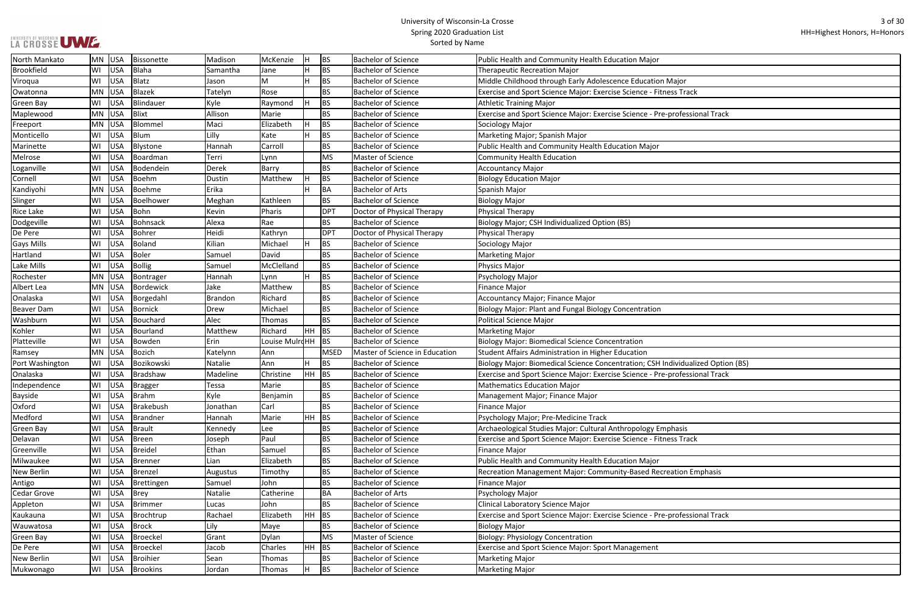| | | | | | | | | | |
|---|---|---|---|---|---|---|---|---|---|
| North Mankato | MN | USA | Bissonette | Madison | McKenzie | H | BS | Bachelor of Science | Public Health and Community Health Education Major |
| Brookfield | WI | USA | Blaha | Samantha | Jane | H | BS | Bachelor of Science | Therapeutic Recreation Major |
| Viroqua | WI | USA | Blatz | Jason | M | H | BS | Bachelor of Science | Middle Childhood through Early Adolescence Education Major |
| Owatonna | MN | USA | Blazek | Tatelyn | Rose | | BS | Bachelor of Science | Exercise and Sport Science Major: Exercise Science - Fitness Track |
| Green Bay | WI | USA | Blindauer | Kyle | Raymond | H | BS | Bachelor of Science | Athletic Training Major |
| Maplewood | MN | USA | Blixt | Allison | Marie | | BS | Bachelor of Science | Exercise and Sport Science Major: Exercise Science - Pre-professional Track |
| Freeport | MN | USA | Blommel | Maci | Elizabeth | H | BS | Bachelor of Science | Sociology Major |
| Monticello | WI | USA | Blum | Lilly | Kate | H | BS | Bachelor of Science | Marketing Major; Spanish Major |
| Marinette | WI | USA | Blystone | Hannah | Carroll | | BS | Bachelor of Science | Public Health and Community Health Education Major |
| Melrose | WI | USA | Boardman | Terri | Lynn | | MS | Master of Science | Community Health Education |
| Loganville | WI | USA | Bodendein | Derek | Barry | | BS | Bachelor of Science | Accountancy Major |
| Cornell | WI | USA | Boehm | Dustin | Matthew | H | BS | Bachelor of Science | Biology Education Major |
| Kandiyohi | MN | USA | Boehme | Erika | | H | BA | Bachelor of Arts | Spanish Major |
| Slinger | WI | USA | Boelhower | Meghan | Kathleen | | BS | Bachelor of Science | Biology Major |
| Rice Lake | WI | USA | Bohn | Kevin | Pharis | | DPT | Doctor of Physical Therapy | Physical Therapy |
| Dodgeville | WI | USA | Bohnsack | Alexa | Rae | | BS | Bachelor of Science | Biology Major; CSH Individualized Option (BS) |
| De Pere | WI | USA | Bohrer | Heidi | Kathryn | | DPT | Doctor of Physical Therapy | Physical Therapy |
| Gays Mills | WI | USA | Boland | Kilian | Michael | H | BS | Bachelor of Science | Sociology Major |
| Hartland | WI | USA | Boler | Samuel | David | | BS | Bachelor of Science | Marketing Major |
| Lake Mills | WI | USA | Bollig | Samuel | McClelland | | BS | Bachelor of Science | Physics Major |
| Rochester | MN | USA | Bontrager | Hannah | Lynn | H | BS | Bachelor of Science | Psychology Major |
| Albert Lea | MN | USA | Bordewick | Jake | Matthew | | BS | Bachelor of Science | Finance Major |
| Onalaska | WI | USA | Borgedahl | Brandon | Richard | | BS | Bachelor of Science | Accountancy Major; Finance Major |
| Beaver Dam | WI | USA | Bornick | Drew | Michael | | BS | Bachelor of Science | Biology Major: Plant and Fungal Biology Concentration |
| Washburn | WI | USA | Bouchard | Alec | Thomas | | BS | Bachelor of Science | Political Science Major |
| Kohler | WI | USA | Bourland | Matthew | Richard | HH | BS | Bachelor of Science | Marketing Major |
| Platteville | WI | USA | Bowden | Erin | Louise Mulro | HH | BS | Bachelor of Science | Biology Major: Biomedical Science Concentration |
| Ramsey | MN | USA | Bozich | Katelynn | Ann | | MSED | Master of Science in Education | Student Affairs Administration in Higher Education |
| Port Washington | WI | USA | Bozikowski | Natalie | Ann | H | BS | Bachelor of Science | Biology Major: Biomedical Science Concentration; CSH Individualized Option (BS) |
| Onalaska | WI | USA | Bradshaw | Madeline | Christine | HH | BS | Bachelor of Science | Exercise and Sport Science Major: Exercise Science - Pre-professional Track |
| Independence | WI | USA | Bragger | Tessa | Marie | | BS | Bachelor of Science | Mathematics Education Major |
| Bayside | WI | USA | Brahm | Kyle | Benjamin | | BS | Bachelor of Science | Management Major; Finance Major |
| Oxford | WI | USA | Brakebush | Jonathan | Carl | | BS | Bachelor of Science | Finance Major |
| Medford | WI | USA | Brandner | Hannah | Marie | HH | BS | Bachelor of Science | Psychology Major; Pre-Medicine Track |
| Green Bay | WI | USA | Brault | Kennedy | Lee | | BS | Bachelor of Science | Archaeological Studies Major: Cultural Anthropology Emphasis |
| Delavan | WI | USA | Breen | Joseph | Paul | | BS | Bachelor of Science | Exercise and Sport Science Major: Exercise Science - Fitness Track |
| Greenville | WI | USA | Breidel | Ethan | Samuel | | BS | Bachelor of Science | Finance Major |
| Milwaukee | WI | USA | Brenner | Lian | Elizabeth | | BS | Bachelor of Science | Public Health and Community Health Education Major |
| New Berlin | WI | USA | Brenzel | Augustus | Timothy | | BS | Bachelor of Science | Recreation Management Major: Community-Based Recreation Emphasis |
| Antigo | WI | USA | Brettingen | Samuel | John | | BS | Bachelor of Science | Finance Major |
| Cedar Grove | WI | USA | Brey | Natalie | Catherine | | BA | Bachelor of Arts | Psychology Major |
| Appleton | WI | USA | Brimmer | Lucas | John | | BS | Bachelor of Science | Clinical Laboratory Science Major |
| Kaukauna | WI | USA | Brochtrup | Rachael | Elizabeth | HH | BS | Bachelor of Science | Exercise and Sport Science Major: Exercise Science - Pre-professional Track |
| Wauwatosa | WI | USA | Brock | Lily | Maye | | BS | Bachelor of Science | Biology Major |
| Green Bay | WI | USA | Broeckel | Grant | Dylan | | MS | Master of Science | Biology: Physiology Concentration |
| De Pere | WI | USA | Broeckel | Jacob | Charles | HH | BS | Bachelor of Science | Exercise and Sport Science Major: Sport Management |
| New Berlin | WI | USA | Broihier | Sean | Thomas | | BS | Bachelor of Science | Marketing Major |
| Mukwonago | WI | USA | Brookins | Jordan | Thomas | H | BS | Bachelor of Science | Marketing Major |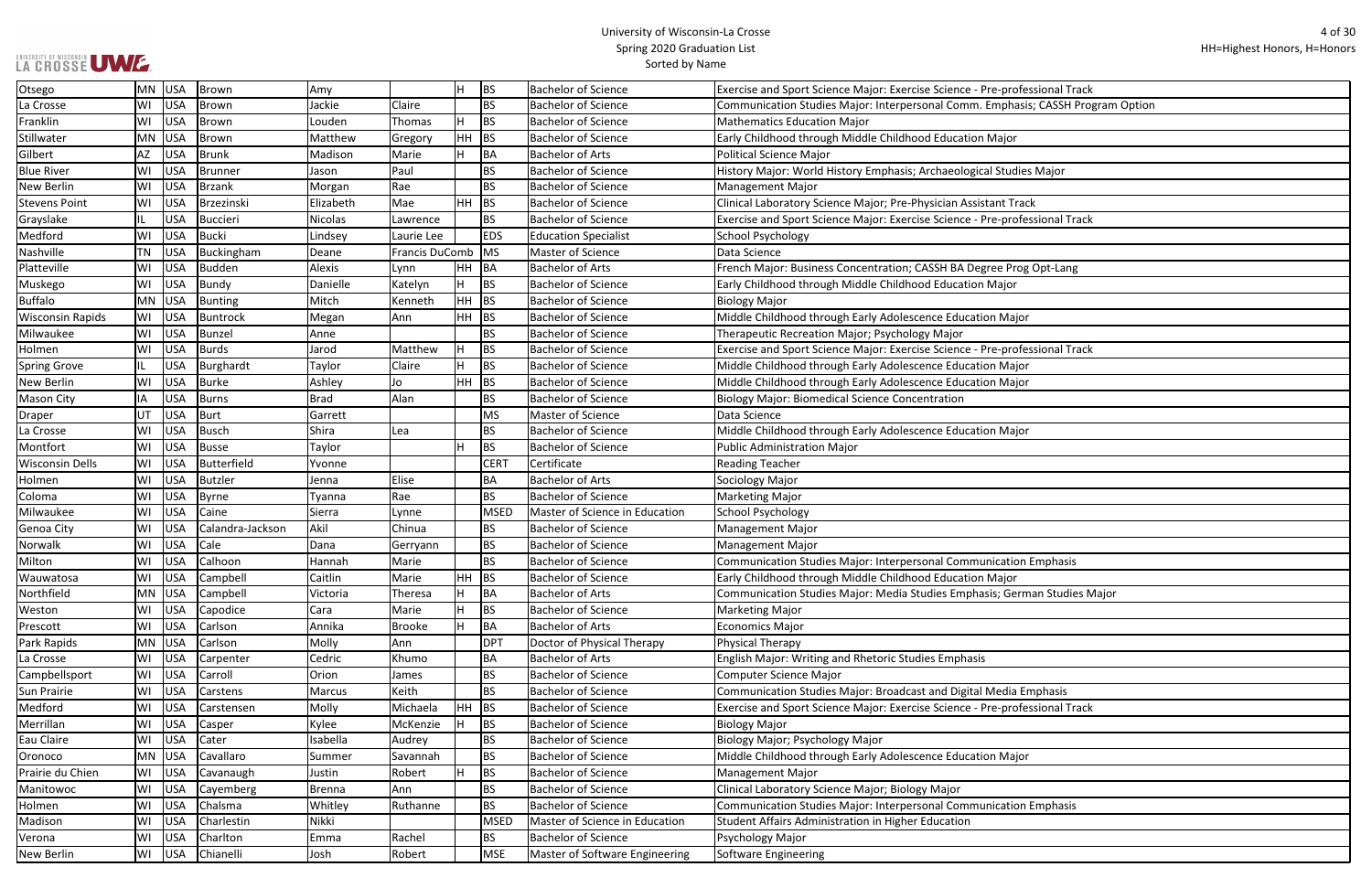| | | | | | | | | | |
|---|---|---|---|---|---|---|---|---|---|
| Otsego | MN | USA | Brown | Amy | | H | BS | Bachelor of Science | Exercise and Sport Science Major: Exercise Science - Pre-professional Track |
| La Crosse | WI | USA | Brown | Jackie | Claire | | BS | Bachelor of Science | Communication Studies Major: Interpersonal Comm. Emphasis; CASSH Program Option |
| Franklin | WI | USA | Brown | Louden | Thomas | H | BS | Bachelor of Science | Mathematics Education Major |
| Stillwater | MN | USA | Brown | Matthew | Gregory | HH | BS | Bachelor of Science | Early Childhood through Middle Childhood Education Major |
| Gilbert | AZ | USA | Brunk | Madison | Marie | H | BA | Bachelor of Arts | Political Science Major |
| Blue River | WI | USA | Brunner | Jason | Paul | | BS | Bachelor of Science | History Major: World History Emphasis; Archaeological Studies Major |
| New Berlin | WI | USA | Brzank | Morgan | Rae | | BS | Bachelor of Science | Management Major |
| Stevens Point | WI | USA | Brzezinski | Elizabeth | Mae | HH | BS | Bachelor of Science | Clinical Laboratory Science Major; Pre-Physician Assistant Track |
| Grayslake | IL | USA | Buccieri | Nicolas | Lawrence | | BS | Bachelor of Science | Exercise and Sport Science Major: Exercise Science - Pre-professional Track |
| Medford | WI | USA | Bucki | Lindsey | Laurie Lee | | EDS | Education Specialist | School Psychology |
| Nashville | TN | USA | Buckingham | Deane | Francis DuComb | | MS | Master of Science | Data Science |
| Platteville | WI | USA | Budden | Alexis | Lynn | HH | BA | Bachelor of Arts | French Major: Business Concentration; CASSH BA Degree Prog Opt-Lang |
| Muskego | WI | USA | Bundy | Danielle | Katelyn | H | BS | Bachelor of Science | Early Childhood through Middle Childhood Education Major |
| Buffalo | MN | USA | Bunting | Mitch | Kenneth | HH | BS | Bachelor of Science | Biology Major |
| Wisconsin Rapids | WI | USA | Buntrock | Megan | Ann | HH | BS | Bachelor of Science | Middle Childhood through Early Adolescence Education Major |
| Milwaukee | WI | USA | Bunzel | Anne | | | BS | Bachelor of Science | Therapeutic Recreation Major; Psychology Major |
| Holmen | WI | USA | Burds | Jarod | Matthew | H | BS | Bachelor of Science | Exercise and Sport Science Major: Exercise Science - Pre-professional Track |
| Spring Grove | IL | USA | Burghardt | Taylor | Claire | H | BS | Bachelor of Science | Middle Childhood through Early Adolescence Education Major |
| New Berlin | WI | USA | Burke | Ashley | Jo | HH | BS | Bachelor of Science | Middle Childhood through Early Adolescence Education Major |
| Mason City | IA | USA | Burns | Brad | Alan | | BS | Bachelor of Science | Biology Major: Biomedical Science Concentration |
| Draper | UT | USA | Burt | Garrett | | | MS | Master of Science | Data Science |
| La Crosse | WI | USA | Busch | Shira | Lea | | BS | Bachelor of Science | Middle Childhood through Early Adolescence Education Major |
| Montfort | WI | USA | Busse | Taylor | | H | BS | Bachelor of Science | Public Administration Major |
| Wisconsin Dells | WI | USA | Butterfield | Yvonne | | | CERT | Certificate | Reading Teacher |
| Holmen | WI | USA | Butzler | Jenna | Elise | | BA | Bachelor of Arts | Sociology Major |
| Coloma | WI | USA | Byrne | Tyanna | Rae | | BS | Bachelor of Science | Marketing Major |
| Milwaukee | WI | USA | Caine | Sierra | Lynne | | MSED | Master of Science in Education | School Psychology |
| Genoa City | WI | USA | Calandra-Jackson | Akil | Chinua | | BS | Bachelor of Science | Management Major |
| Norwalk | WI | USA | Cale | Dana | Gerryann | | BS | Bachelor of Science | Management Major |
| Milton | WI | USA | Calhoon | Hannah | Marie | | BS | Bachelor of Science | Communication Studies Major: Interpersonal Communication Emphasis |
| Wauwatosa | WI | USA | Campbell | Caitlin | Marie | HH | BS | Bachelor of Science | Early Childhood through Middle Childhood Education Major |
| Northfield | MN | USA | Campbell | Victoria | Theresa | H | BA | Bachelor of Arts | Communication Studies Major: Media Studies Emphasis; German Studies Major |
| Weston | WI | USA | Capodice | Cara | Marie | H | BS | Bachelor of Science | Marketing Major |
| Prescott | WI | USA | Carlson | Annika | Brooke | H | BA | Bachelor of Arts | Economics Major |
| Park Rapids | MN | USA | Carlson | Molly | Ann | | DPT | Doctor of Physical Therapy | Physical Therapy |
| La Crosse | WI | USA | Carpenter | Cedric | Khumo | | BA | Bachelor of Arts | English Major: Writing and Rhetoric Studies Emphasis |
| Campbellsport | WI | USA | Carroll | Orion | James | | BS | Bachelor of Science | Computer Science Major |
| Sun Prairie | WI | USA | Carstens | Marcus | Keith | | BS | Bachelor of Science | Communication Studies Major: Broadcast and Digital Media Emphasis |
| Medford | WI | USA | Carstensen | Molly | Michaela | HH | BS | Bachelor of Science | Exercise and Sport Science Major: Exercise Science - Pre-professional Track |
| Merrillan | WI | USA | Casper | Kylee | McKenzie | H | BS | Bachelor of Science | Biology Major |
| Eau Claire | WI | USA | Cater | Isabella | Audrey | | BS | Bachelor of Science | Biology Major; Psychology Major |
| Oronoco | MN | USA | Cavallaro | Summer | Savannah | | BS | Bachelor of Science | Middle Childhood through Early Adolescence Education Major |
| Prairie du Chien | WI | USA | Cavanaugh | Justin | Robert | H | BS | Bachelor of Science | Management Major |
| Manitowoc | WI | USA | Cayemberg | Brenna | Ann | | BS | Bachelor of Science | Clinical Laboratory Science Major; Biology Major |
| Holmen | WI | USA | Chalsma | Whitley | Ruthanne | | BS | Bachelor of Science | Communication Studies Major: Interpersonal Communication Emphasis |
| Madison | WI | USA | Charlestin | Nikki | | | MSED | Master of Science in Education | Student Affairs Administration in Higher Education |
| Verona | WI | USA | Charlton | Emma | Rachel | | BS | Bachelor of Science | Psychology Major |
| New Berlin | WI | USA | Chianelli | Josh | Robert | | MSE | Master of Software Engineering | Software Engineering |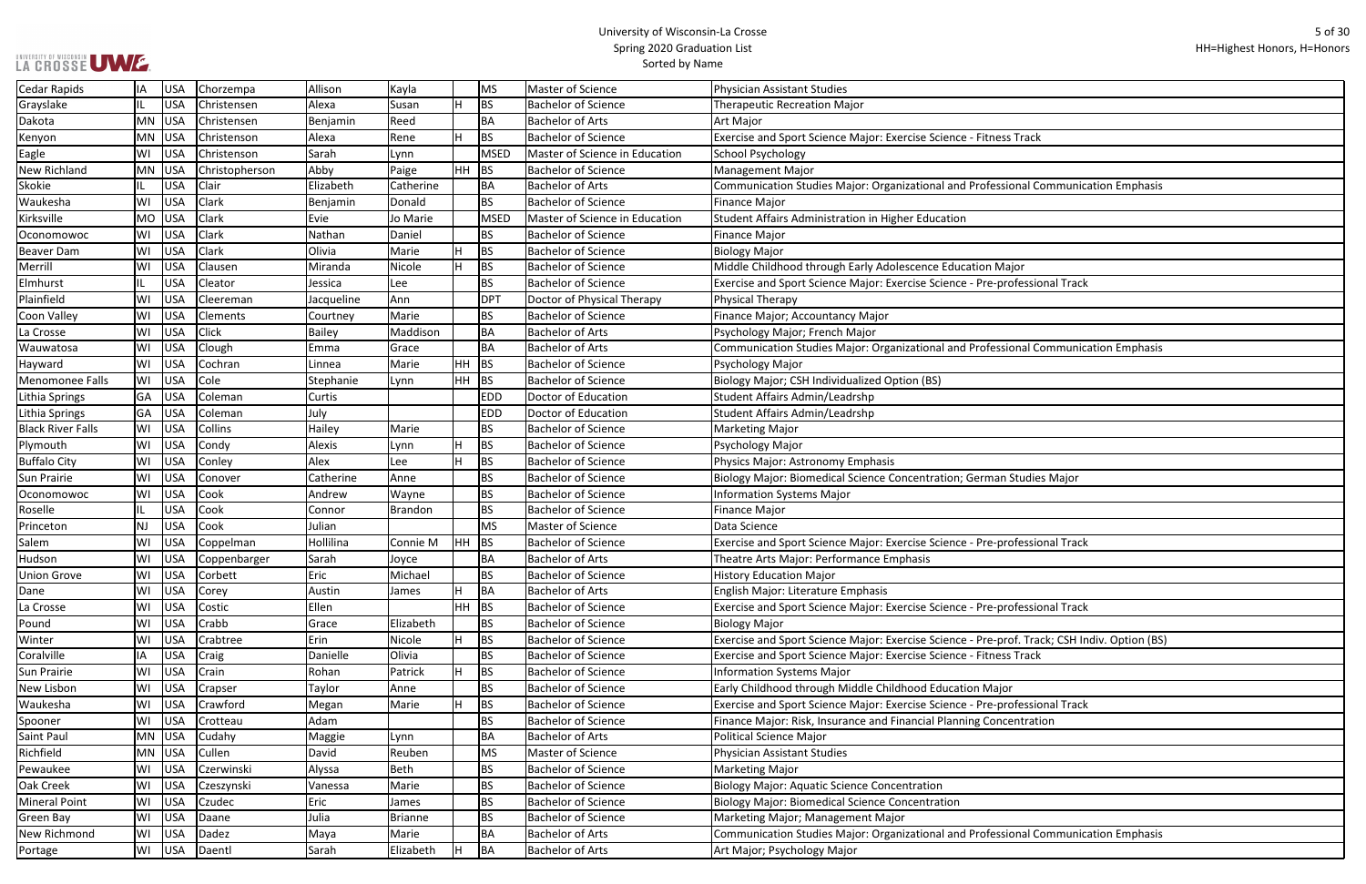| Cedar Rapids | IA | USA | Chorzempa | Allison | Kayla | | MS | Master of Science | Physician Assistant Studies |
|---|---|---|---|---|---|---|---|---|---|
| Grayslake | IL | USA | Christensen | Alexa | Susan | H | BS | Bachelor of Science | Therapeutic Recreation Major |
| Dakota | MN | USA | Christensen | Benjamin | Reed | | BA | Bachelor of Arts | Art Major |
| Kenyon | MN | USA | Christenson | Alexa | Rene | H | BS | Bachelor of Science | Exercise and Sport Science Major: Exercise Science - Fitness Track |
| Eagle | WI | USA | Christenson | Sarah | Lynn | | MSED | Master of Science in Education | School Psychology |
| New Richland | MN | USA | Christopherson | Abby | Paige | HH | BS | Bachelor of Science | Management Major |
| Skokie | IL | USA | Clair | Elizabeth | Catherine | | BA | Bachelor of Arts | Communication Studies Major: Organizational and Professional Communication Emphasis |
| Waukesha | WI | USA | Clark | Benjamin | Donald | | BS | Bachelor of Science | Finance Major |
| Kirksville | MO | USA | Clark | Evie | Jo Marie | | MSED | Master of Science in Education | Student Affairs Administration in Higher Education |
| Oconomowoc | WI | USA | Clark | Nathan | Daniel | | BS | Bachelor of Science | Finance Major |
| Beaver Dam | WI | USA | Clark | Olivia | Marie | H | BS | Bachelor of Science | Biology Major |
| Merrill | WI | USA | Clausen | Miranda | Nicole | H | BS | Bachelor of Science | Middle Childhood through Early Adolescence Education Major |
| Elmhurst | IL | USA | Cleator | Jessica | Lee | | BS | Bachelor of Science | Exercise and Sport Science Major: Exercise Science - Pre-professional Track |
| Plainfield | WI | USA | Cleereman | Jacqueline | Ann | | DPT | Doctor of Physical Therapy | Physical Therapy |
| Coon Valley | WI | USA | Clements | Courtney | Marie | | BS | Bachelor of Science | Finance Major; Accountancy Major |
| La Crosse | WI | USA | Click | Bailey | Maddison | | BA | Bachelor of Arts | Psychology Major; French Major |
| Wauwatosa | WI | USA | Clough | Emma | Grace | | BA | Bachelor of Arts | Communication Studies Major: Organizational and Professional Communication Emphasis |
| Hayward | WI | USA | Cochran | Linnea | Marie | HH | BS | Bachelor of Science | Psychology Major |
| Menomonee Falls | WI | USA | Cole | Stephanie | Lynn | HH | BS | Bachelor of Science | Biology Major; CSH Individualized Option (BS) |
| Lithia Springs | GA | USA | Coleman | Curtis | | | EDD | Doctor of Education | Student Affairs Admin/Leadrshp |
| Lithia Springs | GA | USA | Coleman | July | | | EDD | Doctor of Education | Student Affairs Admin/Leadrshp |
| Black River Falls | WI | USA | Collins | Hailey | Marie | | BS | Bachelor of Science | Marketing Major |
| Plymouth | WI | USA | Condy | Alexis | Lynn | H | BS | Bachelor of Science | Psychology Major |
| Buffalo City | WI | USA | Conley | Alex | Lee | H | BS | Bachelor of Science | Physics Major: Astronomy Emphasis |
| Sun Prairie | WI | USA | Conover | Catherine | Anne | | BS | Bachelor of Science | Biology Major: Biomedical Science Concentration; German Studies Major |
| Oconomowoc | WI | USA | Cook | Andrew | Wayne | | BS | Bachelor of Science | Information Systems Major |
| Roselle | IL | USA | Cook | Connor | Brandon | | BS | Bachelor of Science | Finance Major |
| Princeton | NJ | USA | Cook | Julian | | | MS | Master of Science | Data Science |
| Salem | WI | USA | Coppelman | Hollilina | Connie M | HH | BS | Bachelor of Science | Exercise and Sport Science Major: Exercise Science - Pre-professional Track |
| Hudson | WI | USA | Coppenbarger | Sarah | Joyce | | BA | Bachelor of Arts | Theatre Arts Major: Performance Emphasis |
| Union Grove | WI | USA | Corbett | Eric | Michael | | BS | Bachelor of Science | History Education Major |
| Dane | WI | USA | Corey | Austin | James | H | BA | Bachelor of Arts | English Major: Literature Emphasis |
| La Crosse | WI | USA | Costic | Ellen | | HH | BS | Bachelor of Science | Exercise and Sport Science Major: Exercise Science - Pre-professional Track |
| Pound | WI | USA | Crabb | Grace | Elizabeth | | BS | Bachelor of Science | Biology Major |
| Winter | WI | USA | Crabtree | Erin | Nicole | H | BS | Bachelor of Science | Exercise and Sport Science Major: Exercise Science - Pre-prof. Track; CSH Indiv. Option (BS) |
| Coralville | IA | USA | Craig | Danielle | Olivia | | BS | Bachelor of Science | Exercise and Sport Science Major: Exercise Science - Fitness Track |
| Sun Prairie | WI | USA | Crain | Rohan | Patrick | H | BS | Bachelor of Science | Information Systems Major |
| New Lisbon | WI | USA | Crapser | Taylor | Anne | | BS | Bachelor of Science | Early Childhood through Middle Childhood Education Major |
| Waukesha | WI | USA | Crawford | Megan | Marie | H | BS | Bachelor of Science | Exercise and Sport Science Major: Exercise Science - Pre-professional Track |
| Spooner | WI | USA | Crotteau | Adam | | | BS | Bachelor of Science | Finance Major: Risk, Insurance and Financial Planning Concentration |
| Saint Paul | MN | USA | Cudahy | Maggie | Lynn | | BA | Bachelor of Arts | Political Science Major |
| Richfield | MN | USA | Cullen | David | Reuben | | MS | Master of Science | Physician Assistant Studies |
| Pewaukee | WI | USA | Czerwinski | Alyssa | Beth | | BS | Bachelor of Science | Marketing Major |
| Oak Creek | WI | USA | Czeszynski | Vanessa | Marie | | BS | Bachelor of Science | Biology Major: Aquatic Science Concentration |
| Mineral Point | WI | USA | Czudec | Eric | James | | BS | Bachelor of Science | Biology Major: Biomedical Science Concentration |
| Green Bay | WI | USA | Daane | Julia | Brianne | | BS | Bachelor of Science | Marketing Major; Management Major |
| New Richmond | WI | USA | Dadez | Maya | Marie | | BA | Bachelor of Arts | Communication Studies Major: Organizational and Professional Communication Emphasis |
| Portage | WI | USA | Daentl | Sarah | Elizabeth | H | BA | Bachelor of Arts | Art Major; Psychology Major |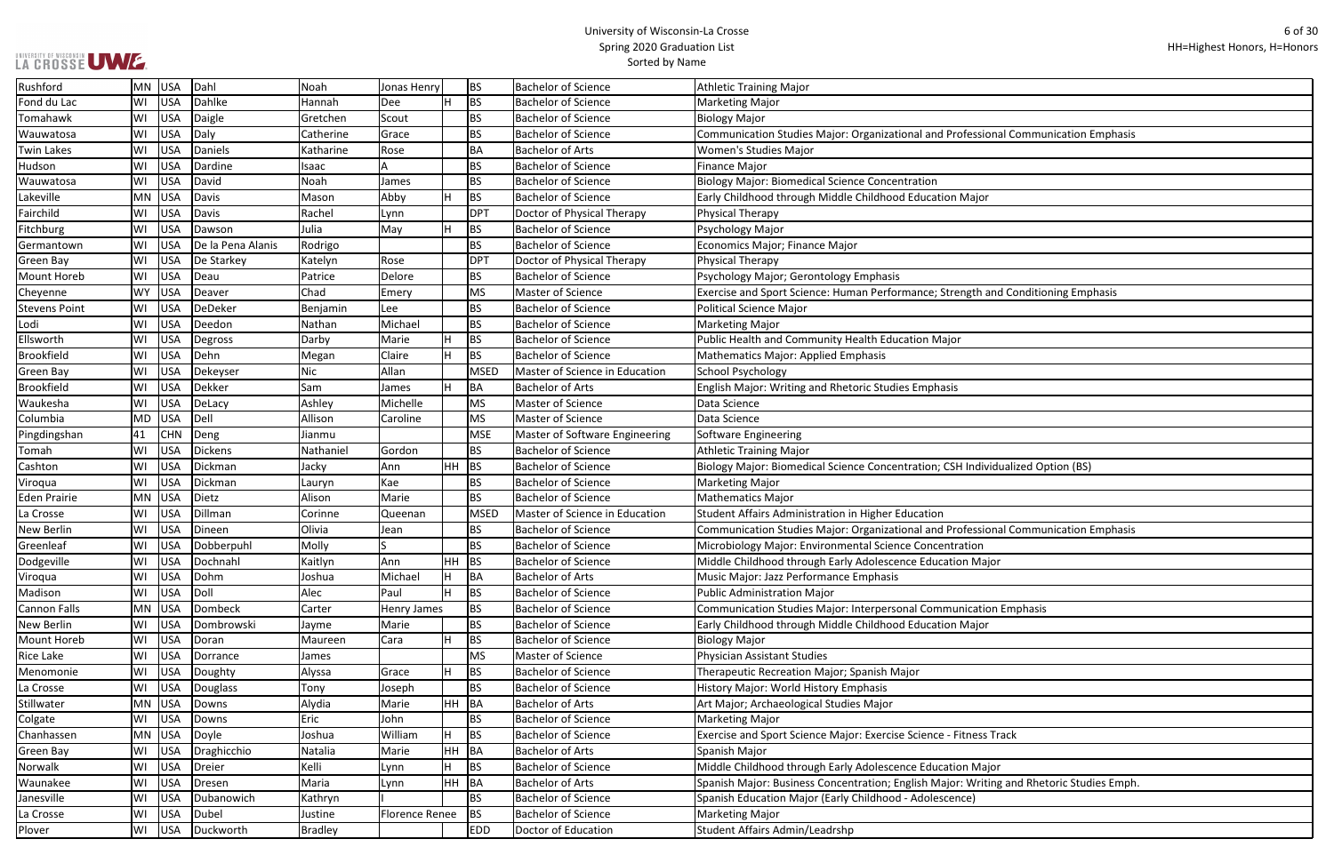# University of Wisconsin-La Crosse
## Spring 2020 Graduation List
### Sorted by Name

HH=Highest Honors, H=Honors

| City | State | Country | Last Name | First Name | Middle Name | Honors | Degree | Degree Name | Major |
|---|---|---|---|---|---|---|---|---|---|
| Rushford | MN | USA | Dahl | Noah | Jonas Henry | | BS | Bachelor of Science | Athletic Training Major |
| Fond du Lac | WI | USA | Dahlke | Hannah | Dee | H | BS | Bachelor of Science | Marketing Major |
| Tomahawk | WI | USA | Daigle | Gretchen | Scout | | BS | Bachelor of Science | Biology Major |
| Wauwatosa | WI | USA | Daly | Catherine | Grace | | BS | Bachelor of Science | Communication Studies Major: Organizational and Professional Communication Emphasis |
| Twin Lakes | WI | USA | Daniels | Katharine | Rose | | BA | Bachelor of Arts | Women's Studies Major |
| Hudson | WI | USA | Dardine | Isaac | A | | BS | Bachelor of Science | Finance Major |
| Wauwatosa | WI | USA | David | Noah | James | | BS | Bachelor of Science | Biology Major: Biomedical Science Concentration |
| Lakeville | MN | USA | Davis | Mason | Abby | H | BS | Bachelor of Science | Early Childhood through Middle Childhood Education Major |
| Fairchild | WI | USA | Davis | Rachel | Lynn | | DPT | Doctor of Physical Therapy | Physical Therapy |
| Fitchburg | WI | USA | Dawson | Julia | May | H | BS | Bachelor of Science | Psychology Major |
| Germantown | WI | USA | De la Pena Alanis | Rodrigo | | | BS | Bachelor of Science | Economics Major; Finance Major |
| Green Bay | WI | USA | De Starkey | Katelyn | Rose | | DPT | Doctor of Physical Therapy | Physical Therapy |
| Mount Horeb | WI | USA | Deau | Patrice | Delore | | BS | Bachelor of Science | Psychology Major; Gerontology Emphasis |
| Cheyenne | WY | USA | Deaver | Chad | Emery | | MS | Master of Science | Exercise and Sport Science: Human Performance; Strength and Conditioning Emphasis |
| Stevens Point | WI | USA | DeDeker | Benjamin | Lee | | BS | Bachelor of Science | Political Science Major |
| Lodi | WI | USA | Deedon | Nathan | Michael | | BS | Bachelor of Science | Marketing Major |
| Ellsworth | WI | USA | Degross | Darby | Marie | H | BS | Bachelor of Science | Public Health and Community Health Education Major |
| Brookfield | WI | USA | Dehn | Megan | Claire | H | BS | Bachelor of Science | Mathematics Major: Applied Emphasis |
| Green Bay | WI | USA | Dekeyser | Nic | Allan | | MSED | Master of Science in Education | School Psychology |
| Brookfield | WI | USA | Dekker | Sam | James | H | BA | Bachelor of Arts | English Major: Writing and Rhetoric Studies Emphasis |
| Waukesha | WI | USA | DeLacy | Ashley | Michelle | | MS | Master of Science | Data Science |
| Columbia | MD | USA | Dell | Allison | Caroline | | MS | Master of Science | Data Science |
| Pingdingshan | 41 | CHN | Deng | Jianmu | | | MSE | Master of Software Engineering | Software Engineering |
| Tomah | WI | USA | Dickens | Nathaniel | Gordon | | BS | Bachelor of Science | Athletic Training Major |
| Cashton | WI | USA | Dickman | Jacky | Ann | HH | BS | Bachelor of Science | Biology Major: Biomedical Science Concentration; CSH Individualized Option (BS) |
| Viroqua | WI | USA | Dickman | Lauryn | Kae | | BS | Bachelor of Science | Marketing Major |
| Eden Prairie | MN | USA | Dietz | Alison | Marie | | BS | Bachelor of Science | Mathematics Major |
| La Crosse | WI | USA | Dillman | Corinne | Queenan | | MSED | Master of Science in Education | Student Affairs Administration in Higher Education |
| New Berlin | WI | USA | Dineen | Olivia | Jean | | BS | Bachelor of Science | Communication Studies Major: Organizational and Professional Communication Emphasis |
| Greenleaf | WI | USA | Dobberpuhl | Molly | S | | BS | Bachelor of Science | Microbiology Major: Environmental Science Concentration |
| Dodgeville | WI | USA | Dochnahl | Kaitlyn | Ann | HH | BS | Bachelor of Science | Middle Childhood through Early Adolescence Education Major |
| Viroqua | WI | USA | Dohm | Joshua | Michael | H | BA | Bachelor of Arts | Music Major: Jazz Performance Emphasis |
| Madison | WI | USA | Doll | Alec | Paul | H | BS | Bachelor of Science | Public Administration Major |
| Cannon Falls | MN | USA | Dombeck | Carter | Henry James | | BS | Bachelor of Science | Communication Studies Major: Interpersonal Communication Emphasis |
| New Berlin | WI | USA | Dombrowski | Jayme | Marie | | BS | Bachelor of Science | Early Childhood through Middle Childhood Education Major |
| Mount Horeb | WI | USA | Doran | Maureen | Cara | H | BS | Bachelor of Science | Biology Major |
| Rice Lake | WI | USA | Dorrance | James | | | MS | Master of Science | Physician Assistant Studies |
| Menomonie | WI | USA | Doughty | Alyssa | Grace | H | BS | Bachelor of Science | Therapeutic Recreation Major; Spanish Major |
| La Crosse | WI | USA | Douglass | Tony | Joseph | | BS | Bachelor of Science | History Major: World History Emphasis |
| Stillwater | MN | USA | Downs | Alydia | Marie | HH | BA | Bachelor of Arts | Art Major; Archaeological Studies Major |
| Colgate | WI | USA | Downs | Eric | John | | BS | Bachelor of Science | Marketing Major |
| Chanhassen | MN | USA | Doyle | Joshua | William | H | BS | Bachelor of Science | Exercise and Sport Science Major: Exercise Science - Fitness Track |
| Green Bay | WI | USA | Draghicchio | Natalia | Marie | HH | BA | Bachelor of Arts | Spanish Major |
| Norwalk | WI | USA | Dreier | Kelli | Lynn | H | BS | Bachelor of Science | Middle Childhood through Early Adolescence Education Major |
| Waunakee | WI | USA | Dresen | Maria | Lynn | HH | BA | Bachelor of Arts | Spanish Major: Business Concentration; English Major: Writing and Rhetoric Studies Emph. |
| Janesville | WI | USA | Dubanowich | Kathryn | I | | BS | Bachelor of Science | Spanish Education Major (Early Childhood - Adolescence) |
| La Crosse | WI | USA | Dubel | Justine | Florence Renee | | BS | Bachelor of Science | Marketing Major |
| Plover | WI | USA | Duckworth | Bradley | | | EDD | Doctor of Education | Student Affairs Admin/Leadrshp |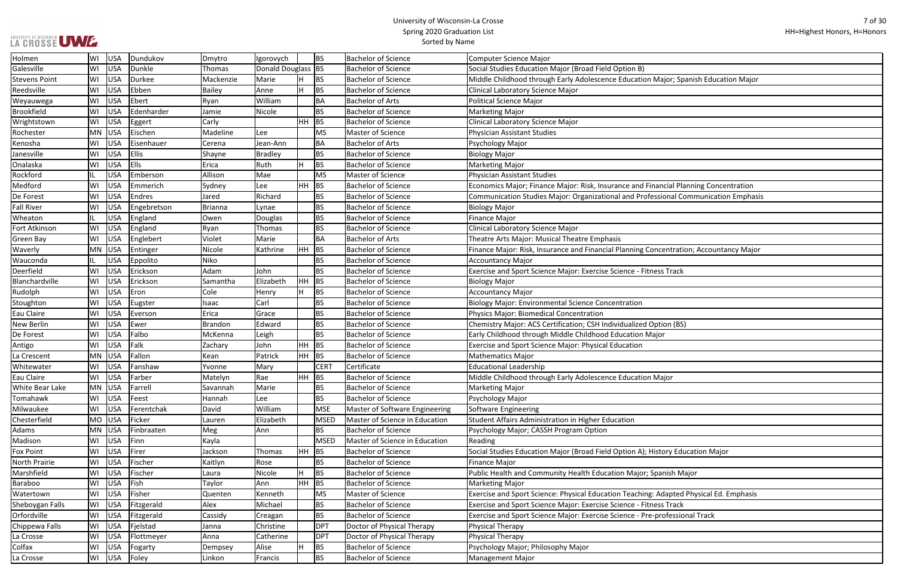| Holmen | WI | USA | Dundukov | Dmytro | Igorovych | | BS | Bachelor of Science | Computer Science Major |
|---|---|---|---|---|---|---|---|---|---|
| Galesville | WI | USA | Dunkle | Thomas | Donald Douglass | | BS | Bachelor of Science | Social Studies Education Major (Broad Field Option B) |
| Stevens Point | WI | USA | Durkee | Mackenzie | Marie | H | BS | Bachelor of Science | Middle Childhood through Early Adolescence Education Major; Spanish Education Major |
| Reedsville | WI | USA | Ebben | Bailey | Anne | H | BS | Bachelor of Science | Clinical Laboratory Science Major |
| Weyauwega | WI | USA | Ebert | Ryan | William | | BA | Bachelor of Arts | Political Science Major |
| Brookfield | WI | USA | Edenharder | Jamie | Nicole | | BS | Bachelor of Science | Marketing Major |
| Wrightstown | WI | USA | Eggert | Carly | | HH | BS | Bachelor of Science | Clinical Laboratory Science Major |
| Rochester | MN | USA | Eischen | Madeline | Lee | | MS | Master of Science | Physician Assistant Studies |
| Kenosha | WI | USA | Eisenhauer | Cerena | Jean-Ann | | BA | Bachelor of Arts | Psychology Major |
| Janesville | WI | USA | Ellis | Shayne | Bradley | | BS | Bachelor of Science | Biology Major |
| Onalaska | WI | USA | Ells | Erica | Ruth | H | BS | Bachelor of Science | Marketing Major |
| Rockford | IL | USA | Emberson | Allison | Mae | | MS | Master of Science | Physician Assistant Studies |
| Medford | WI | USA | Emmerich | Sydney | Lee | HH | BS | Bachelor of Science | Economics Major; Finance Major: Risk, Insurance and Financial Planning Concentration |
| De Forest | WI | USA | Endres | Jared | Richard | | BS | Bachelor of Science | Communication Studies Major: Organizational and Professional Communication Emphasis |
| Fall River | WI | USA | Engebretson | Brianna | Lynae | | BS | Bachelor of Science | Biology Major |
| Wheaton | IL | USA | England | Owen | Douglas | | BS | Bachelor of Science | Finance Major |
| Fort Atkinson | WI | USA | England | Ryan | Thomas | | BS | Bachelor of Science | Clinical Laboratory Science Major |
| Green Bay | WI | USA | Englebert | Violet | Marie | | BA | Bachelor of Arts | Theatre Arts Major: Musical Theatre Emphasis |
| Waverly | MN | USA | Entinger | Nicole | Kathrine | HH | BS | Bachelor of Science | Finance Major: Risk, Insurance and Financial Planning Concentration; Accountancy Major |
| Wauconda | IL | USA | Eppolito | Niko | | | BS | Bachelor of Science | Accountancy Major |
| Deerfield | WI | USA | Erickson | Adam | John | | BS | Bachelor of Science | Exercise and Sport Science Major: Exercise Science - Fitness Track |
| Blanchardville | WI | USA | Erickson | Samantha | Elizabeth | HH | BS | Bachelor of Science | Biology Major |
| Rudolph | WI | USA | Eron | Cole | Henry | H | BS | Bachelor of Science | Accountancy Major |
| Stoughton | WI | USA | Eugster | Isaac | Carl | | BS | Bachelor of Science | Biology Major: Environmental Science Concentration |
| Eau Claire | WI | USA | Everson | Erica | Grace | | BS | Bachelor of Science | Physics Major: Biomedical Concentration |
| New Berlin | WI | USA | Ewer | Brandon | Edward | | BS | Bachelor of Science | Chemistry Major: ACS Certification; CSH Individualized Option (BS) |
| De Forest | WI | USA | Falbo | McKenna | Leigh | | BS | Bachelor of Science | Early Childhood through Middle Childhood Education Major |
| Antigo | WI | USA | Falk | Zachary | John | HH | BS | Bachelor of Science | Exercise and Sport Science Major: Physical Education |
| La Crescent | MN | USA | Fallon | Kean | Patrick | HH | BS | Bachelor of Science | Mathematics Major |
| Whitewater | WI | USA | Fanshaw | Yvonne | Mary | | CERT | Certificate | Educational Leadership |
| Eau Claire | WI | USA | Farber | Matelyn | Rae | HH | BS | Bachelor of Science | Middle Childhood through Early Adolescence Education Major |
| White Bear Lake | MN | USA | Farrell | Savannah | Marie | | BS | Bachelor of Science | Marketing Major |
| Tomahawk | WI | USA | Feest | Hannah | Lee | | BS | Bachelor of Science | Psychology Major |
| Milwaukee | WI | USA | Ferentchak | David | William | | MSE | Master of Software Engineering | Software Engineering |
| Chesterfield | MO | USA | Ficker | Lauren | Elizabeth | | MSED | Master of Science in Education | Student Affairs Administration in Higher Education |
| Adams | MN | USA | Finbraaten | Meg | Ann | | BS | Bachelor of Science | Psychology Major; CASSH Program Option |
| Madison | WI | USA | Finn | Kayla | | | MSED | Master of Science in Education | Reading |
| Fox Point | WI | USA | Firer | Jackson | Thomas | HH | BS | Bachelor of Science | Social Studies Education Major (Broad Field Option A); History Education Major |
| North Prairie | WI | USA | Fischer | Kaitlyn | Rose | | BS | Bachelor of Science | Finance Major |
| Marshfield | WI | USA | Fischer | Laura | Nicole | H | BS | Bachelor of Science | Public Health and Community Health Education Major; Spanish Major |
| Baraboo | WI | USA | Fish | Taylor | Ann | HH | BS | Bachelor of Science | Marketing Major |
| Watertown | WI | USA | Fisher | Quenten | Kenneth | | MS | Master of Science | Exercise and Sport Science: Physical Education Teaching: Adapted Physical Ed. Emphasis |
| Sheboygan Falls | WI | USA | Fitzgerald | Alex | Michael | | BS | Bachelor of Science | Exercise and Sport Science Major: Exercise Science - Fitness Track |
| Orfordville | WI | USA | Fitzgerald | Cassidy | Creagan | | BS | Bachelor of Science | Exercise and Sport Science Major: Exercise Science - Pre-professional Track |
| Chippewa Falls | WI | USA | Fjelstad | Janna | Christine | | DPT | Doctor of Physical Therapy | Physical Therapy |
| La Crosse | WI | USA | Flottmeyer | Anna | Catherine | | DPT | Doctor of Physical Therapy | Physical Therapy |
| Colfax | WI | USA | Fogarty | Dempsey | Alise | H | BS | Bachelor of Science | Psychology Major; Philosophy Major |
| La Crosse | WI | USA | Foley | Linkon | Francis | | BS | Bachelor of Science | Management Major |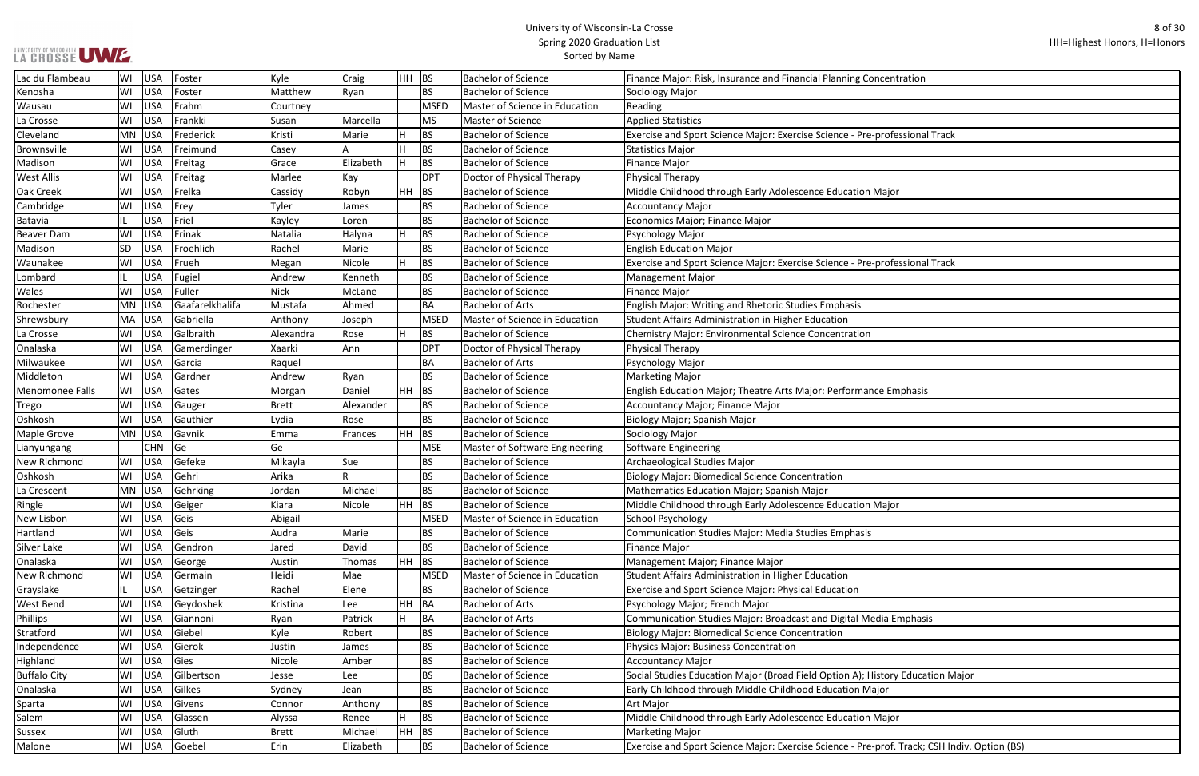| | | | | | | | | | |
|---|---|---|---|---|---|---|---|---|---|
| Lac du Flambeau | WI | USA | Foster | Kyle | Craig | HH | BS | Bachelor of Science | Finance Major: Risk, Insurance and Financial Planning Concentration |
| Kenosha | WI | USA | Foster | Matthew | Ryan | | BS | Bachelor of Science | Sociology Major |
| Wausau | WI | USA | Frahm | Courtney | | | MSED | Master of Science in Education | Reading |
| La Crosse | WI | USA | Frankki | Susan | Marcella | | MS | Master of Science | Applied Statistics |
| Cleveland | MN | USA | Frederick | Kristi | Marie | H | BS | Bachelor of Science | Exercise and Sport Science Major: Exercise Science - Pre-professional Track |
| Brownsville | WI | USA | Freimund | Casey | A | H | BS | Bachelor of Science | Statistics Major |
| Madison | WI | USA | Freitag | Grace | Elizabeth | H | BS | Bachelor of Science | Finance Major |
| West Allis | WI | USA | Freitag | Marlee | Kay | | DPT | Doctor of Physical Therapy | Physical Therapy |
| Oak Creek | WI | USA | Frelka | Cassidy | Robyn | HH | BS | Bachelor of Science | Middle Childhood through Early Adolescence Education Major |
| Cambridge | WI | USA | Frey | Tyler | James | | BS | Bachelor of Science | Accountancy Major |
| Batavia | IL | USA | Friel | Kayley | Loren | | BS | Bachelor of Science | Economics Major; Finance Major |
| Beaver Dam | WI | USA | Frinak | Natalia | Halyna | H | BS | Bachelor of Science | Psychology Major |
| Madison | SD | USA | Froehlich | Rachel | Marie | | BS | Bachelor of Science | English Education Major |
| Waunakee | WI | USA | Frueh | Megan | Nicole | H | BS | Bachelor of Science | Exercise and Sport Science Major: Exercise Science - Pre-professional Track |
| Lombard | IL | USA | Fugiel | Andrew | Kenneth | | BS | Bachelor of Science | Management Major |
| Wales | WI | USA | Fuller | Nick | McLane | | BS | Bachelor of Science | Finance Major |
| Rochester | MN | USA | Gaafarelkhalifa | Mustafa | Ahmed | | BA | Bachelor of Arts | English Major: Writing and Rhetoric Studies Emphasis |
| Shrewsbury | MA | USA | Gabriella | Anthony | Joseph | | MSED | Master of Science in Education | Student Affairs Administration in Higher Education |
| La Crosse | WI | USA | Galbraith | Alexandra | Rose | H | BS | Bachelor of Science | Chemistry Major: Environmental Science Concentration |
| Onalaska | WI | USA | Gamerdinger | Xaarki | Ann | | DPT | Doctor of Physical Therapy | Physical Therapy |
| Milwaukee | WI | USA | Garcia | Raquel | | | BA | Bachelor of Arts | Psychology Major |
| Middleton | WI | USA | Gardner | Andrew | Ryan | | BS | Bachelor of Science | Marketing Major |
| Menomonee Falls | WI | USA | Gates | Morgan | Daniel | HH | BS | Bachelor of Science | English Education Major; Theatre Arts Major: Performance Emphasis |
| Trego | WI | USA | Gauger | Brett | Alexander | | BS | Bachelor of Science | Accountancy Major; Finance Major |
| Oshkosh | WI | USA | Gauthier | Lydia | Rose | | BS | Bachelor of Science | Biology Major; Spanish Major |
| Maple Grove | MN | USA | Gavnik | Emma | Frances | HH | BS | Bachelor of Science | Sociology Major |
| Lianyungang | | CHN | Ge | Ge | | | MSE | Master of Software Engineering | Software Engineering |
| New Richmond | WI | USA | Gefeke | Mikayla | Sue | | BS | Bachelor of Science | Archaeological Studies Major |
| Oshkosh | WI | USA | Gehri | Arika | R | | BS | Bachelor of Science | Biology Major: Biomedical Science Concentration |
| La Crescent | MN | USA | Gehrking | Jordan | Michael | | BS | Bachelor of Science | Mathematics Education Major; Spanish Major |
| Ringle | WI | USA | Geiger | Kiara | Nicole | HH | BS | Bachelor of Science | Middle Childhood through Early Adolescence Education Major |
| New Lisbon | WI | USA | Geis | Abigail | | | MSED | Master of Science in Education | School Psychology |
| Hartland | WI | USA | Geis | Audra | Marie | | BS | Bachelor of Science | Communication Studies Major: Media Studies Emphasis |
| Silver Lake | WI | USA | Gendron | Jared | David | | BS | Bachelor of Science | Finance Major |
| Onalaska | WI | USA | George | Austin | Thomas | HH | BS | Bachelor of Science | Management Major; Finance Major |
| New Richmond | WI | USA | Germain | Heidi | Mae | | MSED | Master of Science in Education | Student Affairs Administration in Higher Education |
| Grayslake | IL | USA | Getzinger | Rachel | Elene | | BS | Bachelor of Science | Exercise and Sport Science Major: Physical Education |
| West Bend | WI | USA | Geydoshek | Kristina | Lee | HH | BA | Bachelor of Arts | Psychology Major; French Major |
| Phillips | WI | USA | Giannoni | Ryan | Patrick | H | BA | Bachelor of Arts | Communication Studies Major: Broadcast and Digital Media Emphasis |
| Stratford | WI | USA | Giebel | Kyle | Robert | | BS | Bachelor of Science | Biology Major: Biomedical Science Concentration |
| Independence | WI | USA | Gierok | Justin | James | | BS | Bachelor of Science | Physics Major: Business Concentration |
| Highland | WI | USA | Gies | Nicole | Amber | | BS | Bachelor of Science | Accountancy Major |
| Buffalo City | WI | USA | Gilbertson | Jesse | Lee | | BS | Bachelor of Science | Social Studies Education Major (Broad Field Option A); History Education Major |
| Onalaska | WI | USA | Gilkes | Sydney | Jean | | BS | Bachelor of Science | Early Childhood through Middle Childhood Education Major |
| Sparta | WI | USA | Givens | Connor | Anthony | | BS | Bachelor of Science | Art Major |
| Salem | WI | USA | Glassen | Alyssa | Renee | H | BS | Bachelor of Science | Middle Childhood through Early Adolescence Education Major |
| Sussex | WI | USA | Gluth | Brett | Michael | HH | BS | Bachelor of Science | Marketing Major |
| Malone | WI | USA | Goebel | Erin | Elizabeth | | BS | Bachelor of Science | Exercise and Sport Science Major: Exercise Science - Pre-prof. Track; CSH Indiv. Option (BS) |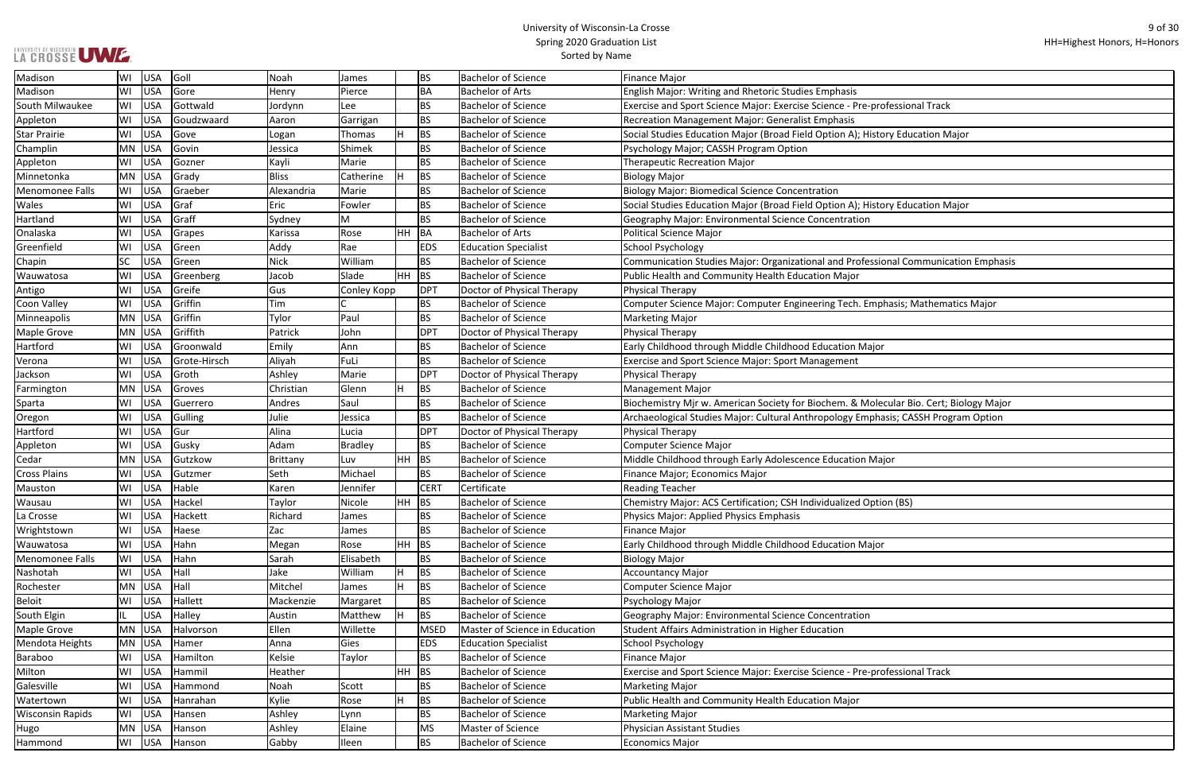| Madison | WI | USA | Goll | Noah | James | | BS | Bachelor of Science | Finance Major |
|---|---|---|---|---|---|---|---|---|---|
| Madison | WI | USA | Gore | Henry | Pierce | | BA | Bachelor of Arts | English Major: Writing and Rhetoric Studies Emphasis |
| South Milwaukee | WI | USA | Gottwald | Jordynn | Lee | | BS | Bachelor of Science | Exercise and Sport Science Major: Exercise Science - Pre-professional Track |
| Appleton | WI | USA | Goudzwaard | Aaron | Garrigan | | BS | Bachelor of Science | Recreation Management Major: Generalist Emphasis |
| Star Prairie | WI | USA | Gove | Logan | Thomas | H | BS | Bachelor of Science | Social Studies Education Major (Broad Field Option A); History Education Major |
| Champlin | MN | USA | Govin | Jessica | Shimek | | BS | Bachelor of Science | Psychology Major; CASSH Program Option |
| Appleton | WI | USA | Gozner | Kayli | Marie | | BS | Bachelor of Science | Therapeutic Recreation Major |
| Minnetonka | MN | USA | Grady | Bliss | Catherine | H | BS | Bachelor of Science | Biology Major |
| Menomonee Falls | WI | USA | Graeber | Alexandria | Marie | | BS | Bachelor of Science | Biology Major: Biomedical Science Concentration |
| Wales | WI | USA | Graf | Eric | Fowler | | BS | Bachelor of Science | Social Studies Education Major (Broad Field Option A); History Education Major |
| Hartland | WI | USA | Graff | Sydney | M | | BS | Bachelor of Science | Geography Major: Environmental Science Concentration |
| Onalaska | WI | USA | Grapes | Karissa | Rose | HH | BA | Bachelor of Arts | Political Science Major |
| Greenfield | WI | USA | Green | Addy | Rae | | EDS | Education Specialist | School Psychology |
| Chapin | SC | USA | Green | Nick | William | | BS | Bachelor of Science | Communication Studies Major: Organizational and Professional Communication Emphasis |
| Wauwatosa | WI | USA | Greenberg | Jacob | Slade | HH | BS | Bachelor of Science | Public Health and Community Health Education Major |
| Antigo | WI | USA | Greife | Gus | Conley Kopp | | DPT | Doctor of Physical Therapy | Physical Therapy |
| Coon Valley | WI | USA | Griffin | Tim | C | | BS | Bachelor of Science | Computer Science Major: Computer Engineering Tech. Emphasis; Mathematics Major |
| Minneapolis | MN | USA | Griffin | Tylor | Paul | | BS | Bachelor of Science | Marketing Major |
| Maple Grove | MN | USA | Griffith | Patrick | John | | DPT | Doctor of Physical Therapy | Physical Therapy |
| Hartford | WI | USA | Groonwald | Emily | Ann | | BS | Bachelor of Science | Early Childhood through Middle Childhood Education Major |
| Verona | WI | USA | Grote-Hirsch | Aliyah | FuLi | | BS | Bachelor of Science | Exercise and Sport Science Major: Sport Management |
| Jackson | WI | USA | Groth | Ashley | Marie | | DPT | Doctor of Physical Therapy | Physical Therapy |
| Farmington | MN | USA | Groves | Christian | Glenn | H | BS | Bachelor of Science | Management Major |
| Sparta | WI | USA | Guerrero | Andres | Saul | | BS | Bachelor of Science | Biochemistry Mjr w. American Society for Biochem. & Molecular Bio. Cert; Biology Major |
| Oregon | WI | USA | Gulling | Julie | Jessica | | BS | Bachelor of Science | Archaeological Studies Major: Cultural Anthropology Emphasis; CASSH Program Option |
| Hartford | WI | USA | Gur | Alina | Lucia | | DPT | Doctor of Physical Therapy | Physical Therapy |
| Appleton | WI | USA | Gusky | Adam | Bradley | | BS | Bachelor of Science | Computer Science Major |
| Cedar | MN | USA | Gutzkow | Brittany | Luv | HH | BS | Bachelor of Science | Middle Childhood through Early Adolescence Education Major |
| Cross Plains | WI | USA | Gutzmer | Seth | Michael | | BS | Bachelor of Science | Finance Major; Economics Major |
| Mauston | WI | USA | Hable | Karen | Jennifer | | CERT | Certificate | Reading Teacher |
| Wausau | WI | USA | Hackel | Taylor | Nicole | HH | BS | Bachelor of Science | Chemistry Major: ACS Certification; CSH Individualized Option (BS) |
| La Crosse | WI | USA | Hackett | Richard | James | | BS | Bachelor of Science | Physics Major: Applied Physics Emphasis |
| Wrightstown | WI | USA | Haese | Zac | James | | BS | Bachelor of Science | Finance Major |
| Wauwatosa | WI | USA | Hahn | Megan | Rose | HH | BS | Bachelor of Science | Early Childhood through Middle Childhood Education Major |
| Menomonee Falls | WI | USA | Hahn | Sarah | Elisabeth | | BS | Bachelor of Science | Biology Major |
| Nashotah | WI | USA | Hall | Jake | William | H | BS | Bachelor of Science | Accountancy Major |
| Rochester | MN | USA | Hall | Mitchel | James | H | BS | Bachelor of Science | Computer Science Major |
| Beloit | WI | USA | Hallett | Mackenzie | Margaret | | BS | Bachelor of Science | Psychology Major |
| South Elgin | IL | USA | Halley | Austin | Matthew | H | BS | Bachelor of Science | Geography Major: Environmental Science Concentration |
| Maple Grove | MN | USA | Halvorson | Ellen | Willette | | MSED | Master of Science in Education | Student Affairs Administration in Higher Education |
| Mendota Heights | MN | USA | Hamer | Anna | Gies | | EDS | Education Specialist | School Psychology |
| Baraboo | WI | USA | Hamilton | Kelsie | Taylor | | BS | Bachelor of Science | Finance Major |
| Milton | WI | USA | Hammil | Heather | | HH | BS | Bachelor of Science | Exercise and Sport Science Major: Exercise Science - Pre-professional Track |
| Galesville | WI | USA | Hammond | Noah | Scott | | BS | Bachelor of Science | Marketing Major |
| Watertown | WI | USA | Hanrahan | Kylie | Rose | H | BS | Bachelor of Science | Public Health and Community Health Education Major |
| Wisconsin Rapids | WI | USA | Hansen | Ashley | Lynn | | BS | Bachelor of Science | Marketing Major |
| Hugo | MN | USA | Hanson | Ashley | Elaine | | MS | Master of Science | Physician Assistant Studies |
| Hammond | WI | USA | Hanson | Gabby | Ileen | | BS | Bachelor of Science | Economics Major |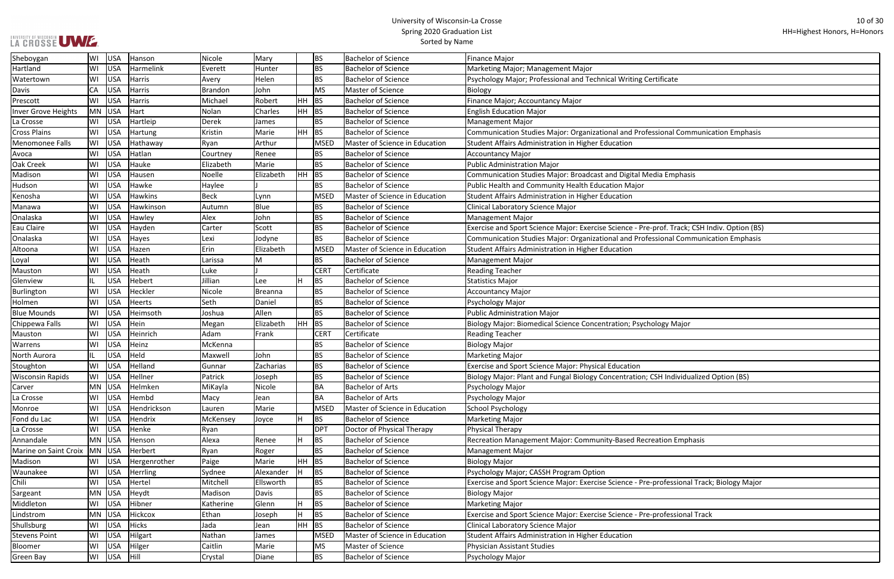# University of Wisconsin-La Crosse
## Spring 2020 Graduation List
### Sorted by Name

HH=Highest Honors, H=Honors

| City | State | Country | Last Name | First Name | Middle Name | Honors | Degree | Degree Name | Major/Program |
|---|---|---|---|---|---|---|---|---|---|
| Sheboygan | WI | USA | Hanson | Nicole | Mary | | BS | Bachelor of Science | Finance Major |
| Hartland | WI | USA | Harmelink | Everett | Hunter | | BS | Bachelor of Science | Marketing Major; Management Major |
| Watertown | WI | USA | Harris | Avery | Helen | | BS | Bachelor of Science | Psychology Major; Professional and Technical Writing Certificate |
| Davis | CA | USA | Harris | Brandon | John | | MS | Master of Science | Biology |
| Prescott | WI | USA | Harris | Michael | Robert | HH | BS | Bachelor of Science | Finance Major; Accountancy Major |
| Inver Grove Heights | MN | USA | Hart | Nolan | Charles | HH | BS | Bachelor of Science | English Education Major |
| La Crosse | WI | USA | Hartleip | Derek | James | | BS | Bachelor of Science | Management Major |
| Cross Plains | WI | USA | Hartung | Kristin | Marie | HH | BS | Bachelor of Science | Communication Studies Major: Organizational and Professional Communication Emphasis |
| Menomonee Falls | WI | USA | Hathaway | Ryan | Arthur | | MSED | Master of Science in Education | Student Affairs Administration in Higher Education |
| Avoca | WI | USA | Hatlan | Courtney | Renee | | BS | Bachelor of Science | Accountancy Major |
| Oak Creek | WI | USA | Hauke | Elizabeth | Marie | | BS | Bachelor of Science | Public Administration Major |
| Madison | WI | USA | Hausen | Noelle | Elizabeth | HH | BS | Bachelor of Science | Communication Studies Major: Broadcast and Digital Media Emphasis |
| Hudson | WI | USA | Hawke | Haylee | J | | BS | Bachelor of Science | Public Health and Community Health Education Major |
| Kenosha | WI | USA | Hawkins | Beck | Lynn | | MSED | Master of Science in Education | Student Affairs Administration in Higher Education |
| Manawa | WI | USA | Hawkinson | Autumn | Blue | | BS | Bachelor of Science | Clinical Laboratory Science Major |
| Onalaska | WI | USA | Hawley | Alex | John | | BS | Bachelor of Science | Management Major |
| Eau Claire | WI | USA | Hayden | Carter | Scott | | BS | Bachelor of Science | Exercise and Sport Science Major: Exercise Science - Pre-prof. Track; CSH Indiv. Option (BS) |
| Onalaska | WI | USA | Hayes | Lexi | Jodyne | | BS | Bachelor of Science | Communication Studies Major: Organizational and Professional Communication Emphasis |
| Altoona | WI | USA | Hazen | Erin | Elizabeth | | MSED | Master of Science in Education | Student Affairs Administration in Higher Education |
| Loyal | WI | USA | Heath | Larissa | M | | BS | Bachelor of Science | Management Major |
| Mauston | WI | USA | Heath | Luke | J | | CERT | Certificate | Reading Teacher |
| Glenview | IL | USA | Hebert | Jillian | Lee | H | BS | Bachelor of Science | Statistics Major |
| Burlington | WI | USA | Heckler | Nicole | Breanna | | BS | Bachelor of Science | Accountancy Major |
| Holmen | WI | USA | Heerts | Seth | Daniel | | BS | Bachelor of Science | Psychology Major |
| Blue Mounds | WI | USA | Heimsoth | Joshua | Allen | | BS | Bachelor of Science | Public Administration Major |
| Chippewa Falls | WI | USA | Hein | Megan | Elizabeth | HH | BS | Bachelor of Science | Biology Major: Biomedical Science Concentration; Psychology Major |
| Mauston | WI | USA | Heinrich | Adam | Frank | | CERT | Certificate | Reading Teacher |
| Warrens | WI | USA | Heinz | McKenna | | | BS | Bachelor of Science | Biology Major |
| North Aurora | IL | USA | Held | Maxwell | John | | BS | Bachelor of Science | Marketing Major |
| Stoughton | WI | USA | Helland | Gunnar | Zacharias | | BS | Bachelor of Science | Exercise and Sport Science Major: Physical Education |
| Wisconsin Rapids | WI | USA | Hellner | Patrick | Joseph | | BS | Bachelor of Science | Biology Major: Plant and Fungal Biology Concentration; CSH Individualized Option (BS) |
| Carver | MN | USA | Helmken | MiKayla | Nicole | | BA | Bachelor of Arts | Psychology Major |
| La Crosse | WI | USA | Hembd | Macy | Jean | | BA | Bachelor of Arts | Psychology Major |
| Monroe | WI | USA | Hendrickson | Lauren | Marie | | MSED | Master of Science in Education | School Psychology |
| Fond du Lac | WI | USA | Hendrix | McKensey | Joyce | H | BS | Bachelor of Science | Marketing Major |
| La Crosse | WI | USA | Henke | Ryan | | | DPT | Doctor of Physical Therapy | Physical Therapy |
| Annandale | MN | USA | Henson | Alexa | Renee | H | BS | Bachelor of Science | Recreation Management Major: Community-Based Recreation Emphasis |
| Marine on Saint Croix | MN | USA | Herbert | Ryan | Roger | | BS | Bachelor of Science | Management Major |
| Madison | WI | USA | Hergenrother | Paige | Marie | HH | BS | Bachelor of Science | Biology Major |
| Waunakee | WI | USA | Herrling | Sydnee | Alexander | H | BS | Bachelor of Science | Psychology Major; CASSH Program Option |
| Chili | WI | USA | Hertel | Mitchell | Ellsworth | | BS | Bachelor of Science | Exercise and Sport Science Major: Exercise Science - Pre-professional Track; Biology Major |
| Sargeant | MN | USA | Heydt | Madison | Davis | | BS | Bachelor of Science | Biology Major |
| Middleton | WI | USA | Hibner | Katherine | Glenn | H | BS | Bachelor of Science | Marketing Major |
| Lindstrom | MN | USA | Hickcox | Ethan | Joseph | H | BS | Bachelor of Science | Exercise and Sport Science Major: Exercise Science - Pre-professional Track |
| Shullsburg | WI | USA | Hicks | Jada | Jean | HH | BS | Bachelor of Science | Clinical Laboratory Science Major |
| Stevens Point | WI | USA | Hilgart | Nathan | James | | MSED | Master of Science in Education | Student Affairs Administration in Higher Education |
| Bloomer | WI | USA | Hilger | Caitlin | Marie | | MS | Master of Science | Physician Assistant Studies |
| Green Bay | WI | USA | Hill | Crystal | Diane | | BS | Bachelor of Science | Psychology Major |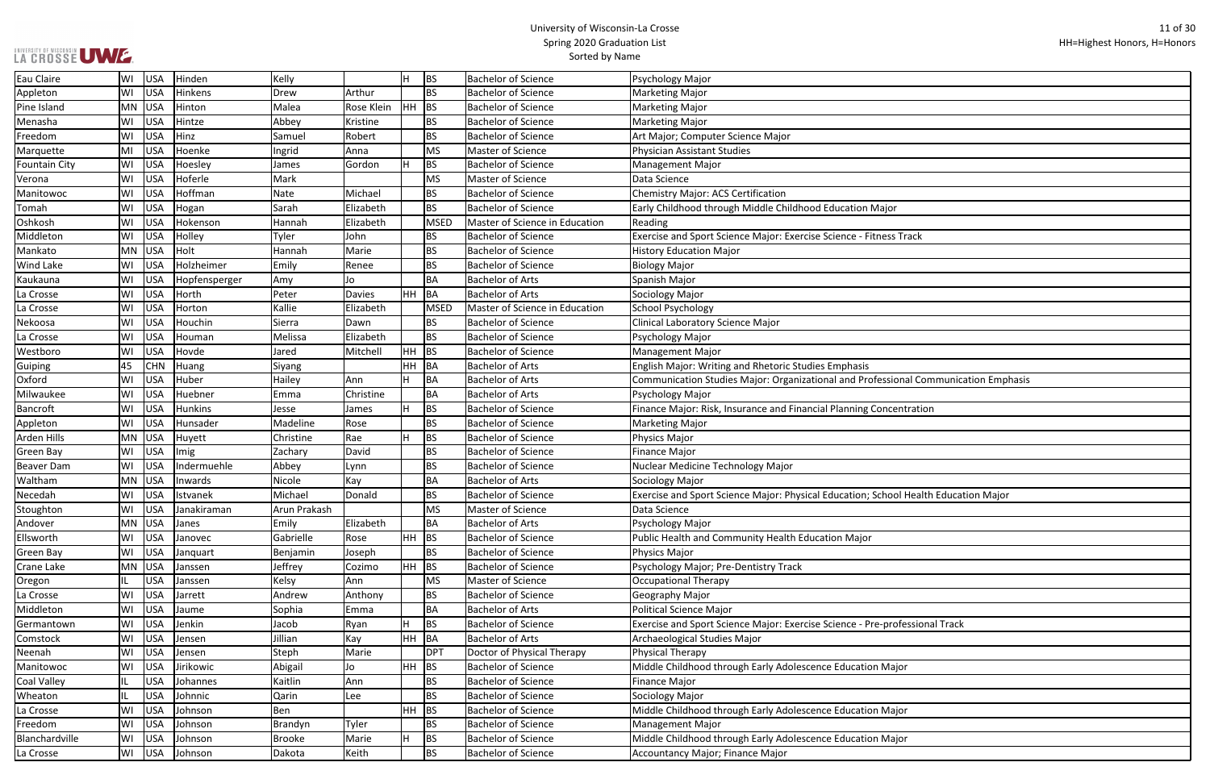University of Wisconsin-La Crosse
Spring 2020 Graduation List
Sorted by Name

HH=Highest Honors, H=Honors

| | | | | | | | | | |
|---|---|---|---|---|---|---|---|---|---|
| Eau Claire | WI | USA | Hinden | Kelly | | H | BS | Bachelor of Science | Psychology Major |
| Appleton | WI | USA | Hinkens | Drew | Arthur | | BS | Bachelor of Science | Marketing Major |
| Pine Island | MN | USA | Hinton | Malea | Rose Klein | HH | BS | Bachelor of Science | Marketing Major |
| Menasha | WI | USA | Hintze | Abbey | Kristine | | BS | Bachelor of Science | Marketing Major |
| Freedom | WI | USA | Hinz | Samuel | Robert | | BS | Bachelor of Science | Art Major; Computer Science Major |
| Marquette | MI | USA | Hoenke | Ingrid | Anna | | MS | Master of Science | Physician Assistant Studies |
| Fountain City | WI | USA | Hoesley | James | Gordon | H | BS | Bachelor of Science | Management Major |
| Verona | WI | USA | Hoferle | Mark | | | MS | Master of Science | Data Science |
| Manitowoc | WI | USA | Hoffman | Nate | Michael | | BS | Bachelor of Science | Chemistry Major: ACS Certification |
| Tomah | WI | USA | Hogan | Sarah | Elizabeth | | BS | Bachelor of Science | Early Childhood through Middle Childhood Education Major |
| Oshkosh | WI | USA | Hokenson | Hannah | Elizabeth | | MSED | Master of Science in Education | Reading |
| Middleton | WI | USA | Holley | Tyler | John | | BS | Bachelor of Science | Exercise and Sport Science Major: Exercise Science - Fitness Track |
| Mankato | MN | USA | Holt | Hannah | Marie | | BS | Bachelor of Science | History Education Major |
| Wind Lake | WI | USA | Holzheimer | Emily | Renee | | BS | Bachelor of Science | Biology Major |
| Kaukauna | WI | USA | Hopfensperger | Amy | Jo | | BA | Bachelor of Arts | Spanish Major |
| La Crosse | WI | USA | Horth | Peter | Davies | HH | BA | Bachelor of Arts | Sociology Major |
| La Crosse | WI | USA | Horton | Kallie | Elizabeth | | MSED | Master of Science in Education | School Psychology |
| Nekoosa | WI | USA | Houchin | Sierra | Dawn | | BS | Bachelor of Science | Clinical Laboratory Science Major |
| La Crosse | WI | USA | Houman | Melissa | Elizabeth | | BS | Bachelor of Science | Psychology Major |
| Westboro | WI | USA | Hovde | Jared | Mitchell | HH | BS | Bachelor of Science | Management Major |
| Guiping | 45 | CHN | Huang | Siyang | | HH | BA | Bachelor of Arts | English Major: Writing and Rhetoric Studies Emphasis |
| Oxford | WI | USA | Huber | Hailey | Ann | H | BA | Bachelor of Arts | Communication Studies Major: Organizational and Professional Communication Emphasis |
| Milwaukee | WI | USA | Huebner | Emma | Christine | | BA | Bachelor of Arts | Psychology Major |
| Bancroft | WI | USA | Hunkins | Jesse | James | H | BS | Bachelor of Science | Finance Major: Risk, Insurance and Financial Planning Concentration |
| Appleton | WI | USA | Hunsader | Madeline | Rose | | BS | Bachelor of Science | Marketing Major |
| Arden Hills | MN | USA | Huyett | Christine | Rae | H | BS | Bachelor of Science | Physics Major |
| Green Bay | WI | USA | Imig | Zachary | David | | BS | Bachelor of Science | Finance Major |
| Beaver Dam | WI | USA | Indermuehle | Abbey | Lynn | | BS | Bachelor of Science | Nuclear Medicine Technology Major |
| Waltham | MN | USA | Inwards | Nicole | Kay | | BA | Bachelor of Arts | Sociology Major |
| Necedah | WI | USA | Istvanek | Michael | Donald | | BS | Bachelor of Science | Exercise and Sport Science Major: Physical Education; School Health Education Major |
| Stoughton | WI | USA | Janakiraman | Arun Prakash | | | MS | Master of Science | Data Science |
| Andover | MN | USA | Janes | Emily | Elizabeth | | BA | Bachelor of Arts | Psychology Major |
| Ellsworth | WI | USA | Janovec | Gabrielle | Rose | HH | BS | Bachelor of Science | Public Health and Community Health Education Major |
| Green Bay | WI | USA | Janquart | Benjamin | Joseph | | BS | Bachelor of Science | Physics Major |
| Crane Lake | MN | USA | Janssen | Jeffrey | Cozimo | HH | BS | Bachelor of Science | Psychology Major; Pre-Dentistry Track |
| Oregon | IL | USA | Janssen | Kelsy | Ann | | MS | Master of Science | Occupational Therapy |
| La Crosse | WI | USA | Jarrett | Andrew | Anthony | | BS | Bachelor of Science | Geography Major |
| Middleton | WI | USA | Jaume | Sophia | Emma | | BA | Bachelor of Arts | Political Science Major |
| Germantown | WI | USA | Jenkin | Jacob | Ryan | H | BS | Bachelor of Science | Exercise and Sport Science Major: Exercise Science - Pre-professional Track |
| Comstock | WI | USA | Jensen | Jillian | Kay | HH | BA | Bachelor of Arts | Archaeological Studies Major |
| Neenah | WI | USA | Jensen | Steph | Marie | | DPT | Doctor of Physical Therapy | Physical Therapy |
| Manitowoc | WI | USA | Jirikowic | Abigail | Jo | HH | BS | Bachelor of Science | Middle Childhood through Early Adolescence Education Major |
| Coal Valley | IL | USA | Johannes | Kaitlin | Ann | | BS | Bachelor of Science | Finance Major |
| Wheaton | IL | USA | Johnnic | Qarin | Lee | | BS | Bachelor of Science | Sociology Major |
| La Crosse | WI | USA | Johnson | Ben | | HH | BS | Bachelor of Science | Middle Childhood through Early Adolescence Education Major |
| Freedom | WI | USA | Johnson | Brandyn | Tyler | | BS | Bachelor of Science | Management Major |
| Blanchardville | WI | USA | Johnson | Brooke | Marie | H | BS | Bachelor of Science | Middle Childhood through Early Adolescence Education Major |
| La Crosse | WI | USA | Johnson | Dakota | Keith | | BS | Bachelor of Science | Accountancy Major; Finance Major |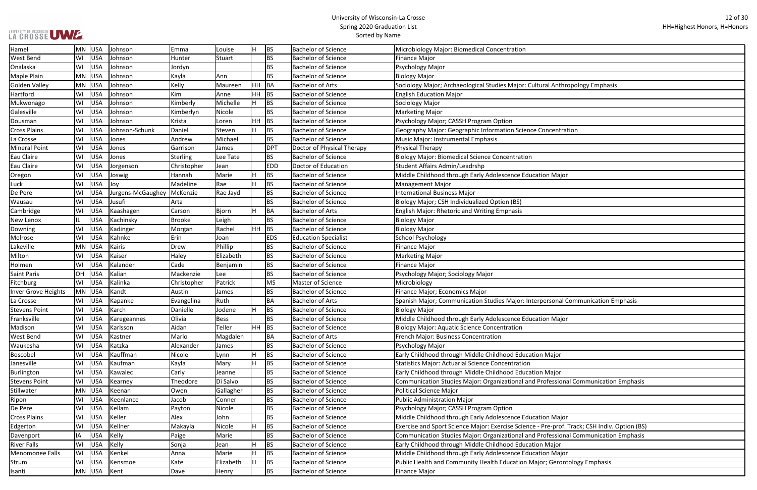| Hamel | MN | USA | Johnson | Emma | Louise | H | BS | Bachelor of Science | Microbiology Major: Biomedical Concentration |
|---|---|---|---|---|---|---|---|---|---|
| West Bend | WI | USA | Johnson | Hunter | Stuart | | BS | Bachelor of Science | Finance Major |
| Onalaska | WI | USA | Johnson | Jordyn | | | BS | Bachelor of Science | Psychology Major |
| Maple Plain | MN | USA | Johnson | Kayla | Ann | | BS | Bachelor of Science | Biology Major |
| Golden Valley | MN | USA | Johnson | Kelly | Maureen | HH | BA | Bachelor of Arts | Sociology Major; Archaeological Studies Major: Cultural Anthropology Emphasis |
| Hartford | WI | USA | Johnson | Kim | Anne | HH | BS | Bachelor of Science | English Education Major |
| Mukwonago | WI | USA | Johnson | Kimberly | Michelle | H | BS | Bachelor of Science | Sociology Major |
| Galesville | WI | USA | Johnson | Kimberlyn | Nicole | | BS | Bachelor of Science | Marketing Major |
| Dousman | WI | USA | Johnson | Krista | Loren | HH | BS | Bachelor of Science | Psychology Major; CASSH Program Option |
| Cross Plains | WI | USA | Johnson-Schunk | Daniel | Steven | H | BS | Bachelor of Science | Geography Major: Geographic Information Science Concentration |
| La Crosse | WI | USA | Jones | Andrew | Michael | | BS | Bachelor of Science | Music Major: Instrumental Emphasis |
| Mineral Point | WI | USA | Jones | Garrison | James | | DPT | Doctor of Physical Therapy | Physical Therapy |
| Eau Claire | WI | USA | Jones | Sterling | Lee Tate | | BS | Bachelor of Science | Biology Major: Biomedical Science Concentration |
| Eau Claire | WI | USA | Jorgenson | Christopher | Jean | | EDD | Doctor of Education | Student Affairs Admin/Leadrshp |
| Oregon | WI | USA | Joswig | Hannah | Marie | H | BS | Bachelor of Science | Middle Childhood through Early Adolescence Education Major |
| Luck | WI | USA | Joy | Madeline | Rae | H | BS | Bachelor of Science | Management Major |
| De Pere | WI | USA | Jurgens-McGaughey | McKenzie | Rae Jayd | | BS | Bachelor of Science | International Business Major |
| Wausau | WI | USA | Jusufi | Arta | | | BS | Bachelor of Science | Biology Major; CSH Individualized Option (BS) |
| Cambridge | WI | USA | Kaashagen | Carson | Bjorn | H | BA | Bachelor of Arts | English Major: Rhetoric and Writing Emphasis |
| New Lenox | IL | USA | Kachinsky | Brooke | Leigh | | BS | Bachelor of Science | Biology Major |
| Downing | WI | USA | Kadinger | Morgan | Rachel | HH | BS | Bachelor of Science | Biology Major |
| Melrose | WI | USA | Kahnke | Erin | Joan | | EDS | Education Specialist | School Psychology |
| Lakeville | MN | USA | Kairis | Drew | Phillip | | BS | Bachelor of Science | Finance Major |
| Milton | WI | USA | Kaiser | Haley | Elizabeth | | BS | Bachelor of Science | Marketing Major |
| Holmen | WI | USA | Kalander | Cade | Benjamin | | BS | Bachelor of Science | Finance Major |
| Saint Paris | OH | USA | Kalian | Mackenzie | Lee | | BS | Bachelor of Science | Psychology Major; Sociology Major |
| Fitchburg | WI | USA | Kalinka | Christopher | Patrick | | MS | Master of Science | Microbiology |
| Inver Grove Heights | MN | USA | Kandt | Austin | James | | BS | Bachelor of Science | Finance Major; Economics Major |
| La Crosse | WI | USA | Kapanke | Evangelina | Ruth | | BA | Bachelor of Arts | Spanish Major; Communication Studies Major: Interpersonal Communication Emphasis |
| Stevens Point | WI | USA | Karch | Danielle | Jodene | H | BS | Bachelor of Science | Biology Major |
| Franksville | WI | USA | Karegeannes | Olivia | Bess | | BS | Bachelor of Science | Middle Childhood through Early Adolescence Education Major |
| Madison | WI | USA | Karlsson | Aidan | Teller | HH | BS | Bachelor of Science | Biology Major: Aquatic Science Concentration |
| West Bend | WI | USA | Kastner | Marlo | Magdalen | | BA | Bachelor of Arts | French Major: Business Concentration |
| Waukesha | WI | USA | Katzka | Alexander | James | | BS | Bachelor of Science | Psychology Major |
| Boscobel | WI | USA | Kauffman | Nicole | Lynn | H | BS | Bachelor of Science | Early Childhood through Middle Childhood Education Major |
| Janesville | WI | USA | Kaufman | Kayla | Mary | H | BS | Bachelor of Science | Statistics Major: Actuarial Science Concentration |
| Burlington | WI | USA | Kawalec | Carly | Jeanne | | BS | Bachelor of Science | Early Childhood through Middle Childhood Education Major |
| Stevens Point | WI | USA | Kearney | Theodore | Di Salvo | | BS | Bachelor of Science | Communication Studies Major: Organizational and Professional Communication Emphasis |
| Stillwater | MN | USA | Keenan | Owen | Gallagher | | BS | Bachelor of Science | Political Science Major |
| Ripon | WI | USA | Keenlance | Jacob | Conner | | BS | Bachelor of Science | Public Administration Major |
| De Pere | WI | USA | Kellam | Payton | Nicole | | BS | Bachelor of Science | Psychology Major; CASSH Program Option |
| Cross Plains | WI | USA | Keller | Alex | John | | BS | Bachelor of Science | Middle Childhood through Early Adolescence Education Major |
| Edgerton | WI | USA | Kellner | Makayla | Nicole | H | BS | Bachelor of Science | Exercise and Sport Science Major: Exercise Science - Pre-prof. Track; CSH Indiv. Option (BS) |
| Davenport | IA | USA | Kelly | Paige | Marie | | BS | Bachelor of Science | Communication Studies Major: Organizational and Professional Communication Emphasis |
| River Falls | WI | USA | Kelly | Sonja | Jean | H | BS | Bachelor of Science | Early Childhood through Middle Childhood Education Major |
| Menomonee Falls | WI | USA | Kenkel | Anna | Marie | H | BS | Bachelor of Science | Middle Childhood through Early Adolescence Education Major |
| Strum | WI | USA | Kensmoe | Kate | Elizabeth | H | BS | Bachelor of Science | Public Health and Community Health Education Major; Gerontology Emphasis |
| Isanti | MN | USA | Kent | Dave | Henry | | BS | Bachelor of Science | Finance Major |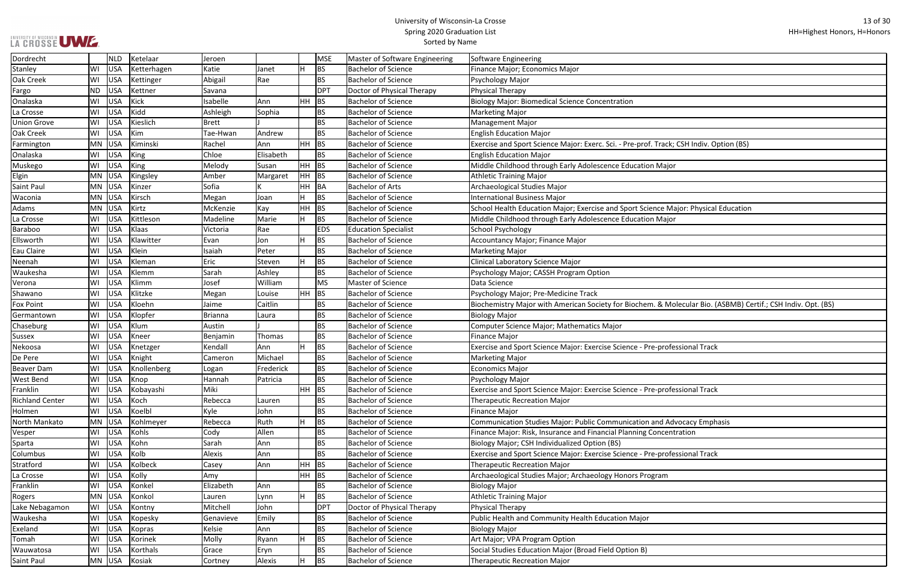# University of Wisconsin-La Crosse
## Spring 2020 Graduation List
### Sorted by Name

HH=Highest Honors, H=Honors

| | | | | | | | | | |
|---|---|---|---|---|---|---|---|---|---|
| Dordrecht | | NLD | Ketelaar | Jeroen | | | MSE | Master of Software Engineering | Software Engineering |
| Stanley | WI | USA | Ketterhagen | Katie | Janet | H | BS | Bachelor of Science | Finance Major; Economics Major |
| Oak Creek | WI | USA | Kettinger | Abigail | Rae | | BS | Bachelor of Science | Psychology Major |
| Fargo | ND | USA | Kettner | Savana | | | DPT | Doctor of Physical Therapy | Physical Therapy |
| Onalaska | WI | USA | Kick | Isabelle | Ann | HH | BS | Bachelor of Science | Biology Major: Biomedical Science Concentration |
| La Crosse | WI | USA | Kidd | Ashleigh | Sophia | | BS | Bachelor of Science | Marketing Major |
| Union Grove | WI | USA | Kieslich | Brett | J | | BS | Bachelor of Science | Management Major |
| Oak Creek | WI | USA | Kim | Tae-Hwan | Andrew | | BS | Bachelor of Science | English Education Major |
| Farmington | MN | USA | Kiminski | Rachel | Ann | HH | BS | Bachelor of Science | Exercise and Sport Science Major: Exerc. Sci. - Pre-prof. Track; CSH Indiv. Option (BS) |
| Onalaska | WI | USA | King | Chloe | Elisabeth | | BS | Bachelor of Science | English Education Major |
| Muskego | WI | USA | King | Melody | Susan | HH | BS | Bachelor of Science | Middle Childhood through Early Adolescence Education Major |
| Elgin | MN | USA | Kingsley | Amber | Margaret | HH | BS | Bachelor of Science | Athletic Training Major |
| Saint Paul | MN | USA | Kinzer | Sofia | K | HH | BA | Bachelor of Arts | Archaeological Studies Major |
| Waconia | MN | USA | Kirsch | Megan | Joan | H | BS | Bachelor of Science | International Business Major |
| Adams | MN | USA | Kirtz | McKenzie | Kay | HH | BS | Bachelor of Science | School Health Education Major; Exercise and Sport Science Major: Physical Education |
| La Crosse | WI | USA | Kittleson | Madeline | Marie | H | BS | Bachelor of Science | Middle Childhood through Early Adolescence Education Major |
| Baraboo | WI | USA | Klaas | Victoria | Rae | | EDS | Education Specialist | School Psychology |
| Ellsworth | WI | USA | Klawitter | Evan | Jon | H | BS | Bachelor of Science | Accountancy Major; Finance Major |
| Eau Claire | WI | USA | Klein | Isaiah | Peter | | BS | Bachelor of Science | Marketing Major |
| Neenah | WI | USA | Kleman | Eric | Steven | H | BS | Bachelor of Science | Clinical Laboratory Science Major |
| Waukesha | WI | USA | Klemm | Sarah | Ashley | | BS | Bachelor of Science | Psychology Major; CASSH Program Option |
| Verona | WI | USA | Klimm | Josef | William | | MS | Master of Science | Data Science |
| Shawano | WI | USA | Klitzke | Megan | Louise | HH | BS | Bachelor of Science | Psychology Major; Pre-Medicine Track |
| Fox Point | WI | USA | Kloehn | Jaime | Caitlin | | BS | Bachelor of Science | Biochemistry Major with American Society for Biochem. & Molecular Bio. (ASBMB) Certif.; CSH Indiv. Opt. (BS) |
| Germantown | WI | USA | Klopfer | Brianna | Laura | | BS | Bachelor of Science | Biology Major |
| Chaseburg | WI | USA | Klum | Austin | J | | BS | Bachelor of Science | Computer Science Major; Mathematics Major |
| Sussex | WI | USA | Kneer | Benjamin | Thomas | | BS | Bachelor of Science | Finance Major |
| Nekoosa | WI | USA | Knetzger | Kendall | Ann | H | BS | Bachelor of Science | Exercise and Sport Science Major: Exercise Science - Pre-professional Track |
| De Pere | WI | USA | Knight | Cameron | Michael | | BS | Bachelor of Science | Marketing Major |
| Beaver Dam | WI | USA | Knollenberg | Logan | Frederick | | BS | Bachelor of Science | Economics Major |
| West Bend | WI | USA | Knop | Hannah | Patricia | | BS | Bachelor of Science | Psychology Major |
| Franklin | WI | USA | Kobayashi | Miki | | HH | BS | Bachelor of Science | Exercise and Sport Science Major: Exercise Science - Pre-professional Track |
| Richland Center | WI | USA | Koch | Rebecca | Lauren | | BS | Bachelor of Science | Therapeutic Recreation Major |
| Holmen | WI | USA | Koelbl | Kyle | John | | BS | Bachelor of Science | Finance Major |
| North Mankato | MN | USA | Kohlmeyer | Rebecca | Ruth | H | BS | Bachelor of Science | Communication Studies Major: Public Communication and Advocacy Emphasis |
| Vesper | WI | USA | Kohls | Cody | Allen | | BS | Bachelor of Science | Finance Major: Risk, Insurance and Financial Planning Concentration |
| Sparta | WI | USA | Kohn | Sarah | Ann | | BS | Bachelor of Science | Biology Major; CSH Individualized Option (BS) |
| Columbus | WI | USA | Kolb | Alexis | Ann | | BS | Bachelor of Science | Exercise and Sport Science Major: Exercise Science - Pre-professional Track |
| Stratford | WI | USA | Kolbeck | Casey | Ann | HH | BS | Bachelor of Science | Therapeutic Recreation Major |
| La Crosse | WI | USA | Kolly | Amy | | HH | BS | Bachelor of Science | Archaeological Studies Major; Archaeology Honors Program |
| Franklin | WI | USA | Konkel | Elizabeth | Ann | | BS | Bachelor of Science | Biology Major |
| Rogers | MN | USA | Konkol | Lauren | Lynn | H | BS | Bachelor of Science | Athletic Training Major |
| Lake Nebagamon | WI | USA | Kontny | Mitchell | John | | DPT | Doctor of Physical Therapy | Physical Therapy |
| Waukesha | WI | USA | Kopesky | Genavieve | Emily | | BS | Bachelor of Science | Public Health and Community Health Education Major |
| Exeland | WI | USA | Kopras | Kelsie | Ann | | BS | Bachelor of Science | Biology Major |
| Tomah | WI | USA | Korinek | Molly | Ryann | H | BS | Bachelor of Science | Art Major; VPA Program Option |
| Wauwatosa | WI | USA | Korthals | Grace | Eryn | | BS | Bachelor of Science | Social Studies Education Major (Broad Field Option B) |
| Saint Paul | MN | USA | Kosiak | Cortney | Alexis | H | BS | Bachelor of Science | Therapeutic Recreation Major |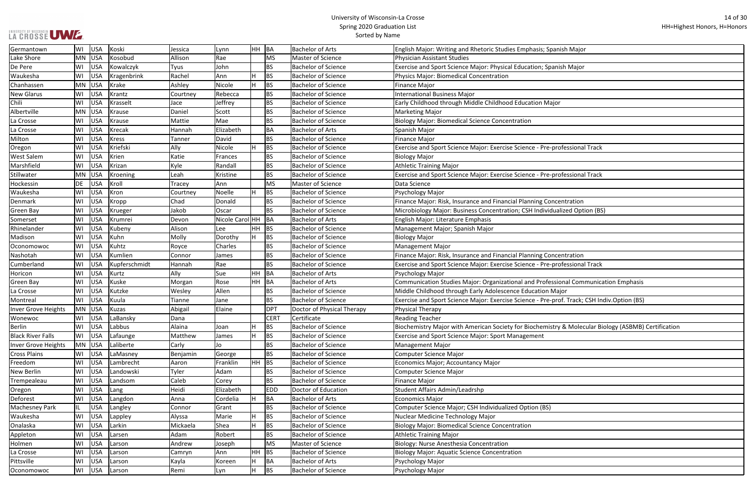# University of Wisconsin-La Crosse
## Spring 2020 Graduation List
### Sorted by Name

HH=Highest Honors, H=Honors

| City | State | Country | Last Name | First Name | Middle Name | Honors | Degree | Degree Name | Major |
|---|---|---|---|---|---|---|---|---|---|
| Germantown | WI | USA | Koski | Jessica | Lynn | HH | BA | Bachelor of Arts | English Major: Writing and Rhetoric Studies Emphasis; Spanish Major |
| Lake Shore | MN | USA | Kosobud | Allison | Rae | | MS | Master of Science | Physician Assistant Studies |
| De Pere | WI | USA | Kowalczyk | Tyus | John | | BS | Bachelor of Science | Exercise and Sport Science Major: Physical Education; Spanish Major |
| Waukesha | WI | USA | Kragenbrink | Rachel | Ann | H | BS | Bachelor of Science | Physics Major: Biomedical Concentration |
| Chanhassen | MN | USA | Krake | Ashley | Nicole | H | BS | Bachelor of Science | Finance Major |
| New Glarus | WI | USA | Krantz | Courtney | Rebecca | | BS | Bachelor of Science | International Business Major |
| Chili | WI | USA | Krasselt | Jace | Jeffrey | | BS | Bachelor of Science | Early Childhood through Middle Childhood Education Major |
| Albertville | MN | USA | Krause | Daniel | Scott | | BS | Bachelor of Science | Marketing Major |
| La Crosse | WI | USA | Krause | Mattie | Mae | | BS | Bachelor of Science | Biology Major: Biomedical Science Concentration |
| La Crosse | WI | USA | Krecak | Hannah | Elizabeth | | BA | Bachelor of Arts | Spanish Major |
| Milton | WI | USA | Kress | Tanner | David | | BS | Bachelor of Science | Finance Major |
| Oregon | WI | USA | Kriefski | Ally | Nicole | H | BS | Bachelor of Science | Exercise and Sport Science Major: Exercise Science - Pre-professional Track |
| West Salem | WI | USA | Krien | Katie | Frances | | BS | Bachelor of Science | Biology Major |
| Marshfield | WI | USA | Krizan | Kyle | Randall | | BS | Bachelor of Science | Athletic Training Major |
| Stillwater | MN | USA | Kroening | Leah | Kristine | | BS | Bachelor of Science | Exercise and Sport Science Major: Exercise Science - Pre-professional Track |
| Hockessin | DE | USA | Kroll | Tracey | Ann | | MS | Master of Science | Data Science |
| Waukesha | WI | USA | Kron | Courtney | Noelle | H | BS | Bachelor of Science | Psychology Major |
| Denmark | WI | USA | Kropp | Chad | Donald | | BS | Bachelor of Science | Finance Major: Risk, Insurance and Financial Planning Concentration |
| Green Bay | WI | USA | Krueger | Jakob | Oscar | | BS | Bachelor of Science | Microbiology Major: Business Concentration; CSH Individualized Option (BS) |
| Somerset | WI | USA | Krumrei | Devon | Nicole Carol | HH | BA | Bachelor of Arts | English Major: Literature Emphasis |
| Rhinelander | WI | USA | Kubeny | Alison | Lee | HH | BS | Bachelor of Science | Management Major; Spanish Major |
| Madison | WI | USA | Kuhn | Molly | Dorothy | H | BS | Bachelor of Science | Biology Major |
| Oconomowoc | WI | USA | Kuhtz | Royce | Charles | | BS | Bachelor of Science | Management Major |
| Nashotah | WI | USA | Kumlien | Connor | James | | BS | Bachelor of Science | Finance Major: Risk, Insurance and Financial Planning Concentration |
| Cumberland | WI | USA | Kupferschmidt | Hannah | Rae | | BS | Bachelor of Science | Exercise and Sport Science Major: Exercise Science - Pre-professional Track |
| Horicon | WI | USA | Kurtz | Ally | Sue | HH | BA | Bachelor of Arts | Psychology Major |
| Green Bay | WI | USA | Kuske | Morgan | Rose | HH | BA | Bachelor of Arts | Communication Studies Major: Organizational and Professional Communication Emphasis |
| La Crosse | WI | USA | Kutzke | Wesley | Allen | | BS | Bachelor of Science | Middle Childhood through Early Adolescence Education Major |
| Montreal | WI | USA | Kuula | Tianne | Jane | | BS | Bachelor of Science | Exercise and Sport Science Major: Exercise Science - Pre-prof. Track; CSH Indiv.Option (BS) |
| Inver Grove Heights | MN | USA | Kuzas | Abigail | Elaine | | DPT | Doctor of Physical Therapy | Physical Therapy |
| Wonewoc | WI | USA | LaBansky | Dana | | | CERT | Certificate | Reading Teacher |
| Berlin | WI | USA | Labbus | Alaina | Joan | H | BS | Bachelor of Science | Biochemistry Major with American Society for Biochemistry & Molecular Biology (ASBMB) Certification |
| Black River Falls | WI | USA | Lafaunge | Matthew | James | H | BS | Bachelor of Science | Exercise and Sport Science Major: Sport Management |
| Inver Grove Heights | MN | USA | Laliberte | Carly | Jo | | BS | Bachelor of Science | Management Major |
| Cross Plains | WI | USA | LaMasney | Benjamin | George | | BS | Bachelor of Science | Computer Science Major |
| Freedom | WI | USA | Lambrecht | Aaron | Franklin | HH | BS | Bachelor of Science | Economics Major; Accountancy Major |
| New Berlin | WI | USA | Landowski | Tyler | Adam | | BS | Bachelor of Science | Computer Science Major |
| Trempealeau | WI | USA | Landsom | Caleb | Corey | | BS | Bachelor of Science | Finance Major |
| Oregon | WI | USA | Lang | Heidi | Elizabeth | | EDD | Doctor of Education | Student Affairs Admin/Leadrshp |
| Deforest | WI | USA | Langdon | Anna | Cordelia | H | BA | Bachelor of Arts | Economics Major |
| Machesney Park | IL | USA | Langley | Connor | Grant | | BS | Bachelor of Science | Computer Science Major; CSH Individualized Option (BS) |
| Waukesha | WI | USA | Lappley | Alyssa | Marie | H | BS | Bachelor of Science | Nuclear Medicine Technology Major |
| Onalaska | WI | USA | Larkin | Mickaela | Shea | H | BS | Bachelor of Science | Biology Major: Biomedical Science Concentration |
| Appleton | WI | USA | Larsen | Adam | Robert | | BS | Bachelor of Science | Athletic Training Major |
| Holmen | WI | USA | Larson | Andrew | Joseph | | MS | Master of Science | Biology: Nurse Anesthesia Concentration |
| La Crosse | WI | USA | Larson | Camryn | Ann | HH | BS | Bachelor of Science | Biology Major: Aquatic Science Concentration |
| Pittsville | WI | USA | Larson | Kayla | Koreen | H | BA | Bachelor of Arts | Psychology Major |
| Oconomowoc | WI | USA | Larson | Remi | Lyn | H | BS | Bachelor of Science | Psychology Major |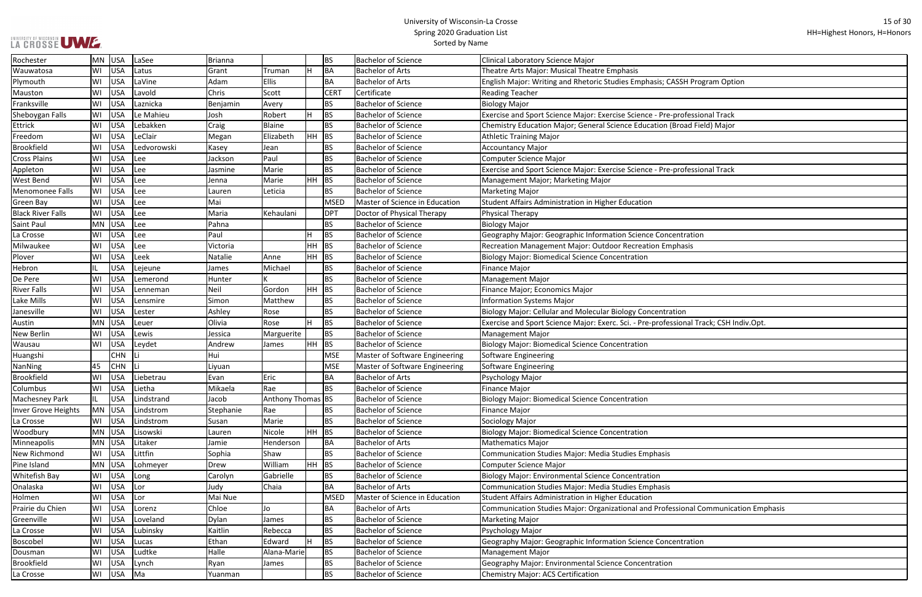# University of Wisconsin-La Crosse
## Spring 2020 Graduation List
### Sorted by Name

HH=Highest Honors, H=Honors

| | | | | | | | | | |
|---|---|---|---|---|---|---|---|---|---|
| Rochester | MN | USA | LaSee | Brianna | | | BS | Bachelor of Science | Clinical Laboratory Science Major |
| Wauwatosa | WI | USA | Latus | Grant | Truman | H | BA | Bachelor of Arts | Theatre Arts Major: Musical Theatre Emphasis |
| Plymouth | WI | USA | LaVine | Adam | Ellis | | BA | Bachelor of Arts | English Major: Writing and Rhetoric Studies Emphasis; CASSH Program Option |
| Mauston | WI | USA | Lavold | Chris | Scott | | CERT | Certificate | Reading Teacher |
| Franksville | WI | USA | Laznicka | Benjamin | Avery | | BS | Bachelor of Science | Biology Major |
| Sheboygan Falls | WI | USA | Le Mahieu | Josh | Robert | H | BS | Bachelor of Science | Exercise and Sport Science Major: Exercise Science - Pre-professional Track |
| Ettrick | WI | USA | Lebakken | Craig | Blaine | | BS | Bachelor of Science | Chemistry Education Major; General Science Education (Broad Field) Major |
| Freedom | WI | USA | LeClair | Megan | Elizabeth | HH | BS | Bachelor of Science | Athletic Training Major |
| Brookfield | WI | USA | Ledvorowski | Kasey | Jean | | BS | Bachelor of Science | Accountancy Major |
| Cross Plains | WI | USA | Lee | Jackson | Paul | | BS | Bachelor of Science | Computer Science Major |
| Appleton | WI | USA | Lee | Jasmine | Marie | | BS | Bachelor of Science | Exercise and Sport Science Major: Exercise Science - Pre-professional Track |
| West Bend | WI | USA | Lee | Jenna | Marie | HH | BS | Bachelor of Science | Management Major; Marketing Major |
| Menomonee Falls | WI | USA | Lee | Lauren | Leticia | | BS | Bachelor of Science | Marketing Major |
| Green Bay | WI | USA | Lee | Mai | | | MSED | Master of Science in Education | Student Affairs Administration in Higher Education |
| Black River Falls | WI | USA | Lee | Maria | Kehaulani | | DPT | Doctor of Physical Therapy | Physical Therapy |
| Saint Paul | MN | USA | Lee | Pahna | | | BS | Bachelor of Science | Biology Major |
| La Crosse | WI | USA | Lee | Paul | | H | BS | Bachelor of Science | Geography Major: Geographic Information Science Concentration |
| Milwaukee | WI | USA | Lee | Victoria | | HH | BS | Bachelor of Science | Recreation Management Major: Outdoor Recreation Emphasis |
| Plover | WI | USA | Leek | Natalie | Anne | HH | BS | Bachelor of Science | Biology Major: Biomedical Science Concentration |
| Hebron | IL | USA | Lejeune | James | Michael | | BS | Bachelor of Science | Finance Major |
| De Pere | WI | USA | Lemerond | Hunter | K | | BS | Bachelor of Science | Management Major |
| River Falls | WI | USA | Lenneman | Neil | Gordon | HH | BS | Bachelor of Science | Finance Major; Economics Major |
| Lake Mills | WI | USA | Lensmire | Simon | Matthew | | BS | Bachelor of Science | Information Systems Major |
| Janesville | WI | USA | Lester | Ashley | Rose | | BS | Bachelor of Science | Biology Major: Cellular and Molecular Biology Concentration |
| Austin | MN | USA | Leuer | Olivia | Rose | H | BS | Bachelor of Science | Exercise and Sport Science Major: Exerc. Sci. - Pre-professional Track; CSH Indiv.Opt. |
| New Berlin | WI | USA | Lewis | Jessica | Marguerite | | BS | Bachelor of Science | Management Major |
| Wausau | WI | USA | Leydet | Andrew | James | HH | BS | Bachelor of Science | Biology Major: Biomedical Science Concentration |
| Huangshi | | CHN | Li | Hui | | | MSE | Master of Software Engineering | Software Engineering |
| NanNing | 45 | CHN | Li | Liyuan | | | MSE | Master of Software Engineering | Software Engineering |
| Brookfield | WI | USA | Liebetrau | Evan | Eric | | BA | Bachelor of Arts | Psychology Major |
| Columbus | WI | USA | Lietha | Mikaela | Rae | | BS | Bachelor of Science | Finance Major |
| Machesney Park | IL | USA | Lindstrand | Jacob | Anthony Thomas | | BS | Bachelor of Science | Biology Major: Biomedical Science Concentration |
| Inver Grove Heights | MN | USA | Lindstrom | Stephanie | Rae | | BS | Bachelor of Science | Finance Major |
| La Crosse | WI | USA | Lindstrom | Susan | Marie | | BS | Bachelor of Science | Sociology Major |
| Woodbury | MN | USA | Lisowski | Lauren | Nicole | HH | BS | Bachelor of Science | Biology Major: Biomedical Science Concentration |
| Minneapolis | MN | USA | Litaker | Jamie | Henderson | | BA | Bachelor of Arts | Mathematics Major |
| New Richmond | WI | USA | Littfin | Sophia | Shaw | | BS | Bachelor of Science | Communication Studies Major: Media Studies Emphasis |
| Pine Island | MN | USA | Lohmeyer | Drew | William | HH | BS | Bachelor of Science | Computer Science Major |
| Whitefish Bay | WI | USA | Long | Carolyn | Gabrielle | | BS | Bachelor of Science | Biology Major: Environmental Science Concentration |
| Onalaska | WI | USA | Lor | Judy | Chaia | | BA | Bachelor of Arts | Communication Studies Major: Media Studies Emphasis |
| Holmen | WI | USA | Lor | Mai Nue | | | MSED | Master of Science in Education | Student Affairs Administration in Higher Education |
| Prairie du Chien | WI | USA | Lorenz | Chloe | Jo | | BA | Bachelor of Arts | Communication Studies Major: Organizational and Professional Communication Emphasis |
| Greenville | WI | USA | Loveland | Dylan | James | | BS | Bachelor of Science | Marketing Major |
| La Crosse | WI | USA | Lubinsky | Kaitlin | Rebecca | | BS | Bachelor of Science | Psychology Major |
| Boscobel | WI | USA | Lucas | Ethan | Edward | H | BS | Bachelor of Science | Geography Major: Geographic Information Science Concentration |
| Dousman | WI | USA | Ludtke | Halle | Alana-Marie | | BS | Bachelor of Science | Management Major |
| Brookfield | WI | USA | Lynch | Ryan | James | | BS | Bachelor of Science | Geography Major: Environmental Science Concentration |
| La Crosse | WI | USA | Ma | Yuanman | | | BS | Bachelor of Science | Chemistry Major: ACS Certification |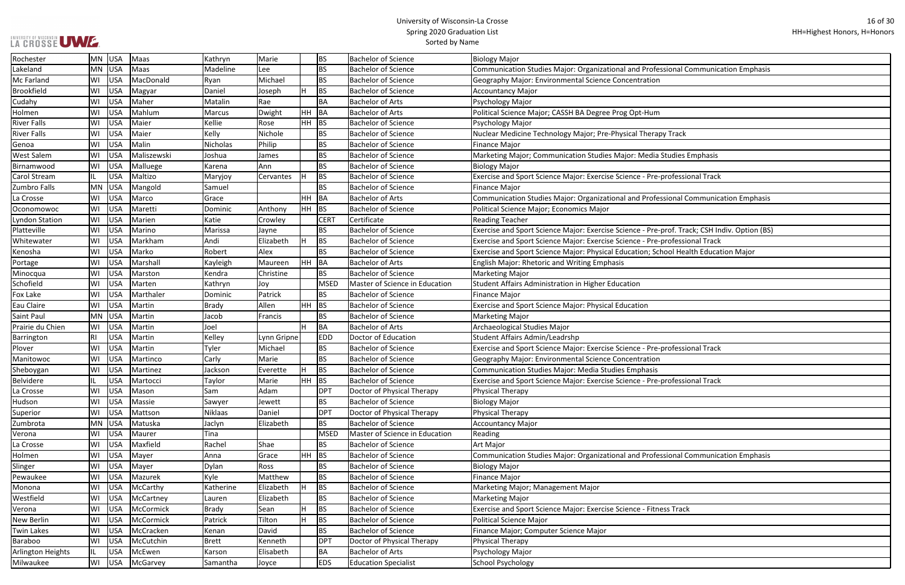| City | State | Country | Last Name | First Name | Middle Name | Honors | Degree | Degree Name | Major |
|---|---|---|---|---|---|---|---|---|---|
| Rochester | MN | USA | Maas | Kathryn | Marie | | BS | Bachelor of Science | Biology Major |
| Lakeland | MN | USA | Maas | Madeline | Lee | | BS | Bachelor of Science | Communication Studies Major: Organizational and Professional Communication Emphasis |
| Mc Farland | WI | USA | MacDonald | Ryan | Michael | | BS | Bachelor of Science | Geography Major: Environmental Science Concentration |
| Brookfield | WI | USA | Magyar | Daniel | Joseph | H | BS | Bachelor of Science | Accountancy Major |
| Cudahy | WI | USA | Maher | Matalin | Rae | | BA | Bachelor of Arts | Psychology Major |
| Holmen | WI | USA | Mahlum | Marcus | Dwight | HH | BA | Bachelor of Arts | Political Science Major; CASSH BA Degree Prog Opt-Hum |
| River Falls | WI | USA | Maier | Kellie | Rose | HH | BS | Bachelor of Science | Psychology Major |
| River Falls | WI | USA | Maier | Kelly | Nichole | | BS | Bachelor of Science | Nuclear Medicine Technology Major; Pre-Physical Therapy Track |
| Genoa | WI | USA | Malin | Nicholas | Philip | | BS | Bachelor of Science | Finance Major |
| West Salem | WI | USA | Maliszewski | Joshua | James | | BS | Bachelor of Science | Marketing Major; Communication Studies Major: Media Studies Emphasis |
| Birnamwood | WI | USA | Malluege | Karena | Ann | | BS | Bachelor of Science | Biology Major |
| Carol Stream | IL | USA | Maltizo | Maryjoy | Cervantes | H | BS | Bachelor of Science | Exercise and Sport Science Major: Exercise Science - Pre-professional Track |
| Zumbro Falls | MN | USA | Mangold | Samuel | | | BS | Bachelor of Science | Finance Major |
| La Crosse | WI | USA | Marco | Grace | | HH | BA | Bachelor of Arts | Communication Studies Major: Organizational and Professional Communication Emphasis |
| Oconomowoc | WI | USA | Maretti | Dominic | Anthony | HH | BS | Bachelor of Science | Political Science Major; Economics Major |
| Lyndon Station | WI | USA | Marien | Katie | Crowley | | CERT | Certificate | Reading Teacher |
| Platteville | WI | USA | Marino | Marissa | Jayne | | BS | Bachelor of Science | Exercise and Sport Science Major: Exercise Science - Pre-prof. Track; CSH Indiv. Option (BS) |
| Whitewater | WI | USA | Markham | Andi | Elizabeth | H | BS | Bachelor of Science | Exercise and Sport Science Major: Exercise Science - Pre-professional Track |
| Kenosha | WI | USA | Marko | Robert | Alex | | BS | Bachelor of Science | Exercise and Sport Science Major: Physical Education; School Health Education Major |
| Portage | WI | USA | Marshall | Kayleigh | Maureen | HH | BA | Bachelor of Arts | English Major: Rhetoric and Writing Emphasis |
| Minocqua | WI | USA | Marston | Kendra | Christine | | BS | Bachelor of Science | Marketing Major |
| Schofield | WI | USA | Marten | Kathryn | Joy | | MSED | Master of Science in Education | Student Affairs Administration in Higher Education |
| Fox Lake | WI | USA | Marthaler | Dominic | Patrick | | BS | Bachelor of Science | Finance Major |
| Eau Claire | WI | USA | Martin | Brady | Allen | HH | BS | Bachelor of Science | Exercise and Sport Science Major: Physical Education |
| Saint Paul | MN | USA | Martin | Jacob | Francis | | BS | Bachelor of Science | Marketing Major |
| Prairie du Chien | WI | USA | Martin | Joel | | H | BA | Bachelor of Arts | Archaeological Studies Major |
| Barrington | RI | USA | Martin | Kelley | Lynn Gripne | | EDD | Doctor of Education | Student Affairs Admin/Leadrshp |
| Plover | WI | USA | Martin | Tyler | Michael | | BS | Bachelor of Science | Exercise and Sport Science Major: Exercise Science - Pre-professional Track |
| Manitowoc | WI | USA | Martinco | Carly | Marie | | BS | Bachelor of Science | Geography Major: Environmental Science Concentration |
| Sheboygan | WI | USA | Martinez | Jackson | Everette | H | BS | Bachelor of Science | Communication Studies Major: Media Studies Emphasis |
| Belvidere | IL | USA | Martocci | Taylor | Marie | HH | BS | Bachelor of Science | Exercise and Sport Science Major: Exercise Science - Pre-professional Track |
| La Crosse | WI | USA | Mason | Sam | Adam | | DPT | Doctor of Physical Therapy | Physical Therapy |
| Hudson | WI | USA | Massie | Sawyer | Jewett | | BS | Bachelor of Science | Biology Major |
| Superior | WI | USA | Mattson | Niklaas | Daniel | | DPT | Doctor of Physical Therapy | Physical Therapy |
| Zumbrota | MN | USA | Matuska | Jaclyn | Elizabeth | | BS | Bachelor of Science | Accountancy Major |
| Verona | WI | USA | Maurer | Tina | | | MSED | Master of Science in Education | Reading |
| La Crosse | WI | USA | Maxfield | Rachel | Shae | | BS | Bachelor of Science | Art Major |
| Holmen | WI | USA | Mayer | Anna | Grace | HH | BS | Bachelor of Science | Communication Studies Major: Organizational and Professional Communication Emphasis |
| Slinger | WI | USA | Mayer | Dylan | Ross | | BS | Bachelor of Science | Biology Major |
| Pewaukee | WI | USA | Mazurek | Kyle | Matthew | | BS | Bachelor of Science | Finance Major |
| Monona | WI | USA | McCarthy | Katherine | Elizabeth | H | BS | Bachelor of Science | Marketing Major; Management Major |
| Westfield | WI | USA | McCartney | Lauren | Elizabeth | | BS | Bachelor of Science | Marketing Major |
| Verona | WI | USA | McCormick | Brady | Sean | H | BS | Bachelor of Science | Exercise and Sport Science Major: Exercise Science - Fitness Track |
| New Berlin | WI | USA | McCormick | Patrick | Tilton | H | BS | Bachelor of Science | Political Science Major |
| Twin Lakes | WI | USA | McCracken | Kenan | David | | BS | Bachelor of Science | Finance Major; Computer Science Major |
| Baraboo | WI | USA | McCutchin | Brett | Kenneth | | DPT | Doctor of Physical Therapy | Physical Therapy |
| Arlington Heights | IL | USA | McEwen | Karson | Elisabeth | | BA | Bachelor of Arts | Psychology Major |
| Milwaukee | WI | USA | McGarvey | Samantha | Joyce | | EDS | Education Specialist | School Psychology |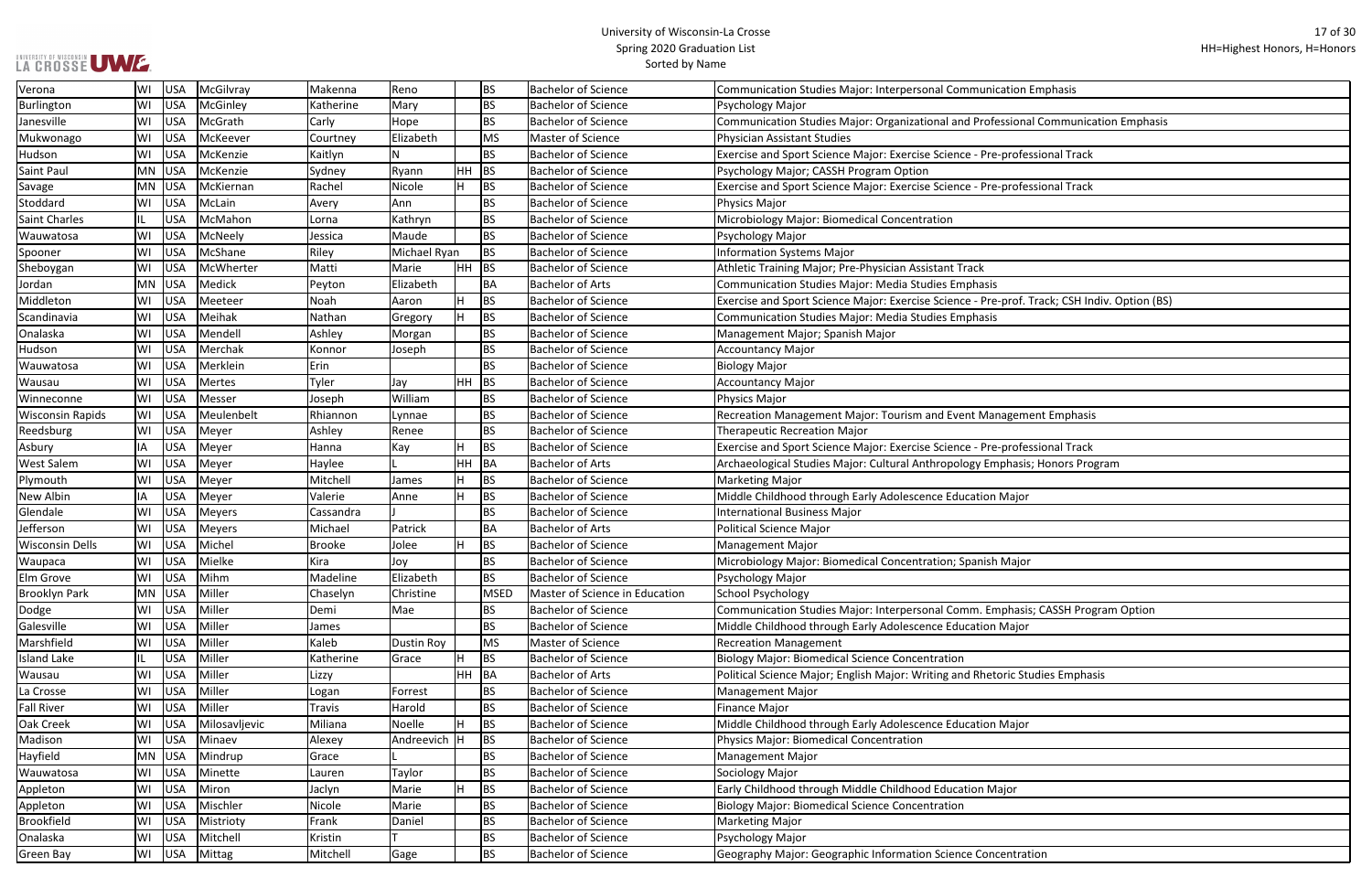# University of Wisconsin-La Crosse
## Spring 2020 Graduation List
### Sorted by Name

HH=Highest Honors, H=Honors

| City | State | Country | Last Name | First Name | Middle Name | Honors | Degree | Degree Name | Major |
|---|---|---|---|---|---|---|---|---|---|
| Verona | WI | USA | McGilvray | Makenna | Reno | | BS | Bachelor of Science | Communication Studies Major: Interpersonal Communication Emphasis |
| Burlington | WI | USA | McGinley | Katherine | Mary | | BS | Bachelor of Science | Psychology Major |
| Janesville | WI | USA | McGrath | Carly | Hope | | BS | Bachelor of Science | Communication Studies Major: Organizational and Professional Communication Emphasis |
| Mukwonago | WI | USA | McKeever | Courtney | Elizabeth | | MS | Master of Science | Physician Assistant Studies |
| Hudson | WI | USA | McKenzie | Kaitlyn | N | | BS | Bachelor of Science | Exercise and Sport Science Major: Exercise Science - Pre-professional Track |
| Saint Paul | MN | USA | McKenzie | Sydney | Ryann | HH | BS | Bachelor of Science | Psychology Major; CASSH Program Option |
| Savage | MN | USA | McKiernan | Rachel | Nicole | H | BS | Bachelor of Science | Exercise and Sport Science Major: Exercise Science - Pre-professional Track |
| Stoddard | WI | USA | McLain | Avery | Ann | | BS | Bachelor of Science | Physics Major |
| Saint Charles | IL | USA | McMahon | Lorna | Kathryn | | BS | Bachelor of Science | Microbiology Major: Biomedical Concentration |
| Wauwatosa | WI | USA | McNeely | Jessica | Maude | | BS | Bachelor of Science | Psychology Major |
| Spooner | WI | USA | McShane | Riley | Michael Ryan | | BS | Bachelor of Science | Information Systems Major |
| Sheboygan | WI | USA | McWherter | Matti | Marie | HH | BS | Bachelor of Science | Athletic Training Major; Pre-Physician Assistant Track |
| Jordan | MN | USA | Medick | Peyton | Elizabeth | | BA | Bachelor of Arts | Communication Studies Major: Media Studies Emphasis |
| Middleton | WI | USA | Meeteer | Noah | Aaron | H | BS | Bachelor of Science | Exercise and Sport Science Major: Exercise Science - Pre-prof. Track; CSH Indiv. Option (BS) |
| Scandinavia | WI | USA | Meihak | Nathan | Gregory | H | BS | Bachelor of Science | Communication Studies Major: Media Studies Emphasis |
| Onalaska | WI | USA | Mendell | Ashley | Morgan | | BS | Bachelor of Science | Management Major; Spanish Major |
| Hudson | WI | USA | Merchak | Konnor | Joseph | | BS | Bachelor of Science | Accountancy Major |
| Wauwatosa | WI | USA | Merklein | Erin | | | BS | Bachelor of Science | Biology Major |
| Wausau | WI | USA | Mertes | Tyler | Jay | HH | BS | Bachelor of Science | Accountancy Major |
| Winneconne | WI | USA | Messer | Joseph | William | | BS | Bachelor of Science | Physics Major |
| Wisconsin Rapids | WI | USA | Meulenbelt | Rhiannon | Lynnae | | BS | Bachelor of Science | Recreation Management Major: Tourism and Event Management Emphasis |
| Reedsburg | WI | USA | Meyer | Ashley | Renee | | BS | Bachelor of Science | Therapeutic Recreation Major |
| Asbury | IA | USA | Meyer | Hanna | Kay | H | BS | Bachelor of Science | Exercise and Sport Science Major: Exercise Science - Pre-professional Track |
| West Salem | WI | USA | Meyer | Haylee | L | HH | BA | Bachelor of Arts | Archaeological Studies Major: Cultural Anthropology Emphasis; Honors Program |
| Plymouth | WI | USA | Meyer | Mitchell | James | H | BS | Bachelor of Science | Marketing Major |
| New Albin | IA | USA | Meyer | Valerie | Anne | H | BS | Bachelor of Science | Middle Childhood through Early Adolescence Education Major |
| Glendale | WI | USA | Meyers | Cassandra | J | | BS | Bachelor of Science | International Business Major |
| Jefferson | WI | USA | Meyers | Michael | Patrick | | BA | Bachelor of Arts | Political Science Major |
| Wisconsin Dells | WI | USA | Michel | Brooke | Jolee | H | BS | Bachelor of Science | Management Major |
| Waupaca | WI | USA | Mielke | Kira | Joy | | BS | Bachelor of Science | Microbiology Major: Biomedical Concentration; Spanish Major |
| Elm Grove | WI | USA | Mihm | Madeline | Elizabeth | | BS | Bachelor of Science | Psychology Major |
| Brooklyn Park | MN | USA | Miller | Chaselyn | Christine | | MSED | Master of Science in Education | School Psychology |
| Dodge | WI | USA | Miller | Demi | Mae | | BS | Bachelor of Science | Communication Studies Major: Interpersonal Comm. Emphasis; CASSH Program Option |
| Galesville | WI | USA | Miller | James | | | BS | Bachelor of Science | Middle Childhood through Early Adolescence Education Major |
| Marshfield | WI | USA | Miller | Kaleb | Dustin Roy | | MS | Master of Science | Recreation Management |
| Island Lake | IL | USA | Miller | Katherine | Grace | H | BS | Bachelor of Science | Biology Major: Biomedical Science Concentration |
| Wausau | WI | USA | Miller | Lizzy | | HH | BA | Bachelor of Arts | Political Science Major; English Major: Writing and Rhetoric Studies Emphasis |
| La Crosse | WI | USA | Miller | Logan | Forrest | | BS | Bachelor of Science | Management Major |
| Fall River | WI | USA | Miller | Travis | Harold | | BS | Bachelor of Science | Finance Major |
| Oak Creek | WI | USA | Milosavljevic | Miliana | Noelle | H | BS | Bachelor of Science | Middle Childhood through Early Adolescence Education Major |
| Madison | WI | USA | Minaev | Alexey | Andreevich | H | BS | Bachelor of Science | Physics Major: Biomedical Concentration |
| Hayfield | MN | USA | Mindrup | Grace | L | | BS | Bachelor of Science | Management Major |
| Wauwatosa | WI | USA | Minette | Lauren | Taylor | | BS | Bachelor of Science | Sociology Major |
| Appleton | WI | USA | Miron | Jaclyn | Marie | H | BS | Bachelor of Science | Early Childhood through Middle Childhood Education Major |
| Appleton | WI | USA | Mischler | Nicole | Marie | | BS | Bachelor of Science | Biology Major: Biomedical Science Concentration |
| Brookfield | WI | USA | Mistrioty | Frank | Daniel | | BS | Bachelor of Science | Marketing Major |
| Onalaska | WI | USA | Mitchell | Kristin | T | | BS | Bachelor of Science | Psychology Major |
| Green Bay | WI | USA | Mittag | Mitchell | Gage | | BS | Bachelor of Science | Geography Major: Geographic Information Science Concentration |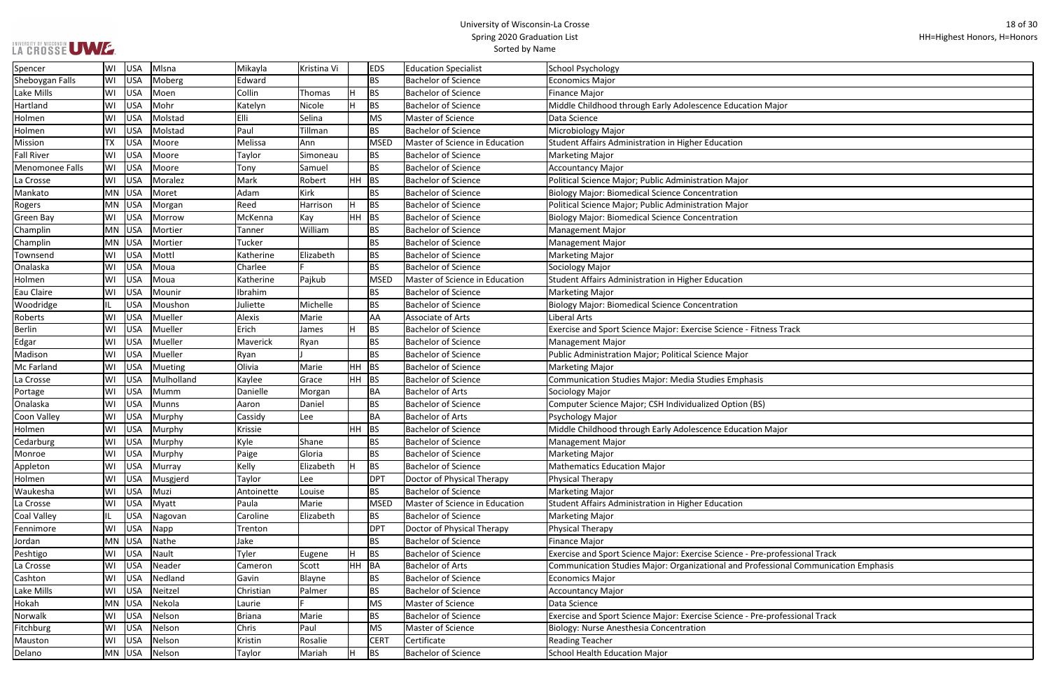| | | | | | | | | | |
|---|---|---|---|---|---|---|---|---|---|
| Spencer | WI | USA | Mlsna | Mikayla | Kristina Vi | | EDS | Education Specialist | School Psychology |
| Sheboygan Falls | WI | USA | Moberg | Edward | | | BS | Bachelor of Science | Economics Major |
| Lake Mills | WI | USA | Moen | Collin | Thomas | H | BS | Bachelor of Science | Finance Major |
| Hartland | WI | USA | Mohr | Katelyn | Nicole | H | BS | Bachelor of Science | Middle Childhood through Early Adolescence Education Major |
| Holmen | WI | USA | Molstad | Elli | Selina | | MS | Master of Science | Data Science |
| Holmen | WI | USA | Molstad | Paul | Tillman | | BS | Bachelor of Science | Microbiology Major |
| Mission | TX | USA | Moore | Melissa | Ann | | MSED | Master of Science in Education | Student Affairs Administration in Higher Education |
| Fall River | WI | USA | Moore | Taylor | Simoneau | | BS | Bachelor of Science | Marketing Major |
| Menomonee Falls | WI | USA | Moore | Tony | Samuel | | BS | Bachelor of Science | Accountancy Major |
| La Crosse | WI | USA | Moralez | Mark | Robert | HH | BS | Bachelor of Science | Political Science Major; Public Administration Major |
| Mankato | MN | USA | Moret | Adam | Kirk | | BS | Bachelor of Science | Biology Major: Biomedical Science Concentration |
| Rogers | MN | USA | Morgan | Reed | Harrison | H | BS | Bachelor of Science | Political Science Major; Public Administration Major |
| Green Bay | WI | USA | Morrow | McKenna | Kay | HH | BS | Bachelor of Science | Biology Major: Biomedical Science Concentration |
| Champlin | MN | USA | Mortier | Tanner | William | | BS | Bachelor of Science | Management Major |
| Champlin | MN | USA | Mortier | Tucker | | | BS | Bachelor of Science | Management Major |
| Townsend | WI | USA | Mottl | Katherine | Elizabeth | | BS | Bachelor of Science | Marketing Major |
| Onalaska | WI | USA | Moua | Charlee | F | | BS | Bachelor of Science | Sociology Major |
| Holmen | WI | USA | Moua | Katherine | Pajkub | | MSED | Master of Science in Education | Student Affairs Administration in Higher Education |
| Eau Claire | WI | USA | Mounir | Ibrahim | | | BS | Bachelor of Science | Marketing Major |
| Woodridge | IL | USA | Moushon | Juliette | Michelle | | BS | Bachelor of Science | Biology Major: Biomedical Science Concentration |
| Roberts | WI | USA | Mueller | Alexis | Marie | | AA | Associate of Arts | Liberal Arts |
| Berlin | WI | USA | Mueller | Erich | James | H | BS | Bachelor of Science | Exercise and Sport Science Major: Exercise Science - Fitness Track |
| Edgar | WI | USA | Mueller | Maverick | Ryan | | BS | Bachelor of Science | Management Major |
| Madison | WI | USA | Mueller | Ryan | J | | BS | Bachelor of Science | Public Administration Major; Political Science Major |
| Mc Farland | WI | USA | Mueting | Olivia | Marie | HH | BS | Bachelor of Science | Marketing Major |
| La Crosse | WI | USA | Mulholland | Kaylee | Grace | HH | BS | Bachelor of Science | Communication Studies Major: Media Studies Emphasis |
| Portage | WI | USA | Mumm | Danielle | Morgan | | BA | Bachelor of Arts | Sociology Major |
| Onalaska | WI | USA | Munns | Aaron | Daniel | | BS | Bachelor of Science | Computer Science Major; CSH Individualized Option (BS) |
| Coon Valley | WI | USA | Murphy | Cassidy | Lee | | BA | Bachelor of Arts | Psychology Major |
| Holmen | WI | USA | Murphy | Krissie | | HH | BS | Bachelor of Science | Middle Childhood through Early Adolescence Education Major |
| Cedarburg | WI | USA | Murphy | Kyle | Shane | | BS | Bachelor of Science | Management Major |
| Monroe | WI | USA | Murphy | Paige | Gloria | | BS | Bachelor of Science | Marketing Major |
| Appleton | WI | USA | Murray | Kelly | Elizabeth | H | BS | Bachelor of Science | Mathematics Education Major |
| Holmen | WI | USA | Musgjerd | Taylor | Lee | | DPT | Doctor of Physical Therapy | Physical Therapy |
| Waukesha | WI | USA | Muzi | Antoinette | Louise | | BS | Bachelor of Science | Marketing Major |
| La Crosse | WI | USA | Myatt | Paula | Marie | | MSED | Master of Science in Education | Student Affairs Administration in Higher Education |
| Coal Valley | IL | USA | Nagovan | Caroline | Elizabeth | | BS | Bachelor of Science | Marketing Major |
| Fennimore | WI | USA | Napp | Trenton | | | DPT | Doctor of Physical Therapy | Physical Therapy |
| Jordan | MN | USA | Nathe | Jake | | | BS | Bachelor of Science | Finance Major |
| Peshtigo | WI | USA | Nault | Tyler | Eugene | H | BS | Bachelor of Science | Exercise and Sport Science Major: Exercise Science - Pre-professional Track |
| La Crosse | WI | USA | Neader | Cameron | Scott | HH | BA | Bachelor of Arts | Communication Studies Major: Organizational and Professional Communication Emphasis |
| Cashton | WI | USA | Nedland | Gavin | Blayne | | BS | Bachelor of Science | Economics Major |
| Lake Mills | WI | USA | Neitzel | Christian | Palmer | | BS | Bachelor of Science | Accountancy Major |
| Hokah | MN | USA | Nekola | Laurie | F | | MS | Master of Science | Data Science |
| Norwalk | WI | USA | Nelson | Briana | Marie | | BS | Bachelor of Science | Exercise and Sport Science Major: Exercise Science - Pre-professional Track |
| Fitchburg | WI | USA | Nelson | Chris | Paul | | MS | Master of Science | Biology: Nurse Anesthesia Concentration |
| Mauston | WI | USA | Nelson | Kristin | Rosalie | | CERT | Certificate | Reading Teacher |
| Delano | MN | USA | Nelson | Taylor | Mariah | H | BS | Bachelor of Science | School Health Education Major |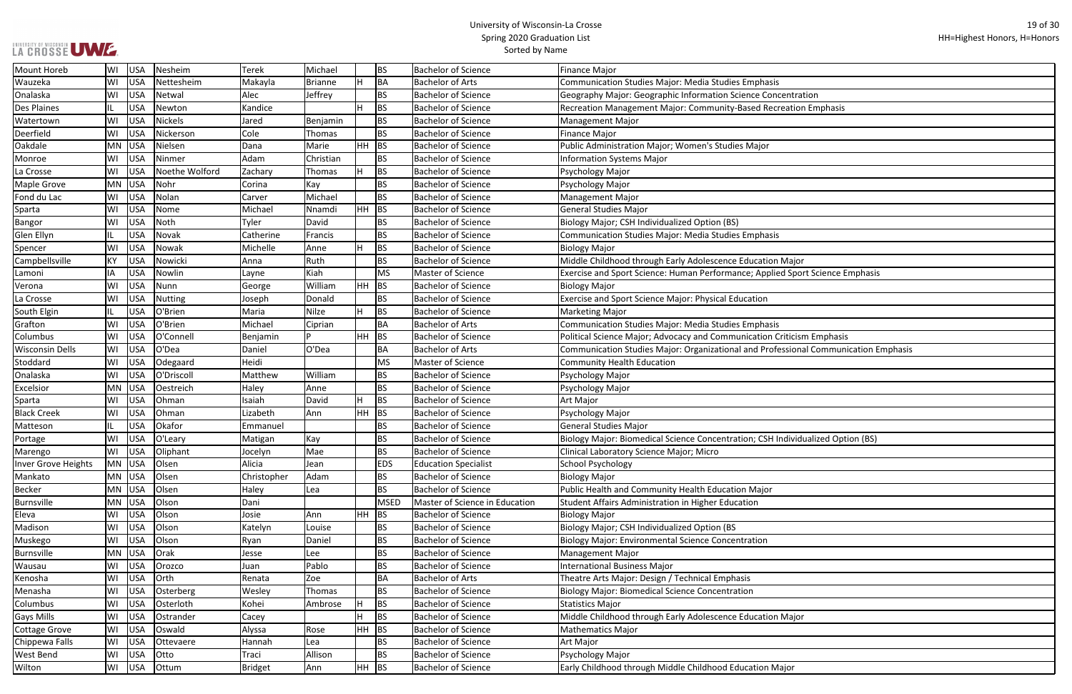| Mount Horeb | WI | USA | Nesheim | Terek | Michael | | BS | Bachelor of Science | Finance Major |
|---|---|---|---|---|---|---|---|---|---|
| Wauzeka | WI | USA | Nettesheim | Makayla | Brianne | H | BA | Bachelor of Arts | Communication Studies Major: Media Studies Emphasis |
| Onalaska | WI | USA | Netwal | Alec | Jeffrey | | BS | Bachelor of Science | Geography Major: Geographic Information Science Concentration |
| Des Plaines | IL | USA | Newton | Kandice | | H | BS | Bachelor of Science | Recreation Management Major: Community-Based Recreation Emphasis |
| Watertown | WI | USA | Nickels | Jared | Benjamin | | BS | Bachelor of Science | Management Major |
| Deerfield | WI | USA | Nickerson | Cole | Thomas | | BS | Bachelor of Science | Finance Major |
| Oakdale | MN | USA | Nielsen | Dana | Marie | HH | BS | Bachelor of Science | Public Administration Major; Women's Studies Major |
| Monroe | WI | USA | Ninmer | Adam | Christian | | BS | Bachelor of Science | Information Systems Major |
| La Crosse | WI | USA | Noethe Wolford | Zachary | Thomas | H | BS | Bachelor of Science | Psychology Major |
| Maple Grove | MN | USA | Nohr | Corina | Kay | | BS | Bachelor of Science | Psychology Major |
| Fond du Lac | WI | USA | Nolan | Carver | Michael | | BS | Bachelor of Science | Management Major |
| Sparta | WI | USA | Nome | Michael | Nnamdi | HH | BS | Bachelor of Science | General Studies Major |
| Bangor | WI | USA | Noth | Tyler | David | | BS | Bachelor of Science | Biology Major; CSH Individualized Option (BS) |
| Glen Ellyn | IL | USA | Novak | Catherine | Francis | | BS | Bachelor of Science | Communication Studies Major: Media Studies Emphasis |
| Spencer | WI | USA | Nowak | Michelle | Anne | H | BS | Bachelor of Science | Biology Major |
| Campbellsville | KY | USA | Nowicki | Anna | Ruth | | BS | Bachelor of Science | Middle Childhood through Early Adolescence Education Major |
| Lamoni | IA | USA | Nowlin | Layne | Kiah | | MS | Master of Science | Exercise and Sport Science: Human Performance; Applied Sport Science Emphasis |
| Verona | WI | USA | Nunn | George | William | HH | BS | Bachelor of Science | Biology Major |
| La Crosse | WI | USA | Nutting | Joseph | Donald | | BS | Bachelor of Science | Exercise and Sport Science Major: Physical Education |
| South Elgin | IL | USA | O'Brien | Maria | Nilze | H | BS | Bachelor of Science | Marketing Major |
| Grafton | WI | USA | O'Brien | Michael | Ciprian | | BA | Bachelor of Arts | Communication Studies Major: Media Studies Emphasis |
| Columbus | WI | USA | O'Connell | Benjamin | P | HH | BS | Bachelor of Science | Political Science Major; Advocacy and Communication Criticism Emphasis |
| Wisconsin Dells | WI | USA | O'Dea | Daniel | O'Dea | | BA | Bachelor of Arts | Communication Studies Major: Organizational and Professional Communication Emphasis |
| Stoddard | WI | USA | Odegaard | Heidi | | | MS | Master of Science | Community Health Education |
| Onalaska | WI | USA | O'Driscoll | Matthew | William | | BS | Bachelor of Science | Psychology Major |
| Excelsior | MN | USA | Oestreich | Haley | Anne | | BS | Bachelor of Science | Psychology Major |
| Sparta | WI | USA | Ohman | Isaiah | David | H | BS | Bachelor of Science | Art Major |
| Black Creek | WI | USA | Ohman | Lizabeth | Ann | HH | BS | Bachelor of Science | Psychology Major |
| Matteson | IL | USA | Okafor | Emmanuel | | | BS | Bachelor of Science | General Studies Major |
| Portage | WI | USA | O'Leary | Matigan | Kay | | BS | Bachelor of Science | Biology Major: Biomedical Science Concentration; CSH Individualized Option (BS) |
| Marengo | WI | USA | Oliphant | Jocelyn | Mae | | BS | Bachelor of Science | Clinical Laboratory Science Major; Micro |
| Inver Grove Heights | MN | USA | Olsen | Alicia | Jean | | EDS | Education Specialist | School Psychology |
| Mankato | MN | USA | Olsen | Christopher | Adam | | BS | Bachelor of Science | Biology Major |
| Becker | MN | USA | Olsen | Haley | Lea | | BS | Bachelor of Science | Public Health and Community Health Education Major |
| Burnsville | MN | USA | Olson | Dani | | | MSED | Master of Science in Education | Student Affairs Administration in Higher Education |
| Eleva | WI | USA | Olson | Josie | Ann | HH | BS | Bachelor of Science | Biology Major |
| Madison | WI | USA | Olson | Katelyn | Louise | | BS | Bachelor of Science | Biology Major; CSH Individualized Option (BS |
| Muskego | WI | USA | Olson | Ryan | Daniel | | BS | Bachelor of Science | Biology Major: Environmental Science Concentration |
| Burnsville | MN | USA | Orak | Jesse | Lee | | BS | Bachelor of Science | Management Major |
| Wausau | WI | USA | Orozco | Juan | Pablo | | BS | Bachelor of Science | International Business Major |
| Kenosha | WI | USA | Orth | Renata | Zoe | | BA | Bachelor of Arts | Theatre Arts Major: Design / Technical Emphasis |
| Menasha | WI | USA | Osterberg | Wesley | Thomas | | BS | Bachelor of Science | Biology Major: Biomedical Science Concentration |
| Columbus | WI | USA | Osterloth | Kohei | Ambrose | H | BS | Bachelor of Science | Statistics Major |
| Gays Mills | WI | USA | Ostrander | Cacey | | H | BS | Bachelor of Science | Middle Childhood through Early Adolescence Education Major |
| Cottage Grove | WI | USA | Oswald | Alyssa | Rose | HH | BS | Bachelor of Science | Mathematics Major |
| Chippewa Falls | WI | USA | Ottevaere | Hannah | Lea | | BS | Bachelor of Science | Art Major |
| West Bend | WI | USA | Otto | Traci | Allison | | BS | Bachelor of Science | Psychology Major |
| Wilton | WI | USA | Ottum | Bridget | Ann | HH | BS | Bachelor of Science | Early Childhood through Middle Childhood Education Major |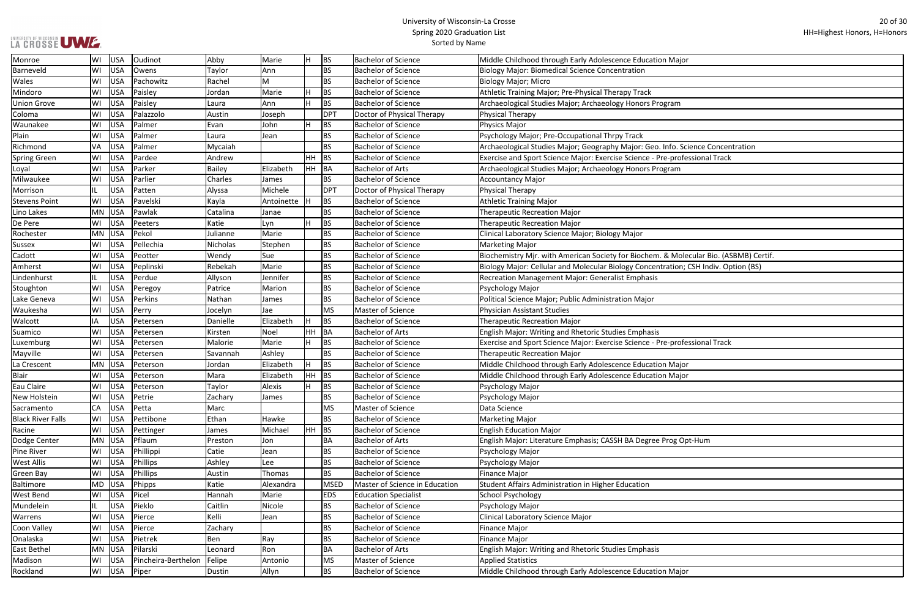University of Wisconsin-La Crosse
Spring 2020 Graduation List
Sorted by Name

HH=Highest Honors, H=Honors

| | | | | | | | | | |
|---|---|---|---|---|---|---|---|---|---|
| Monroe | WI | USA | Oudinot | Abby | Marie | H | BS | Bachelor of Science | Middle Childhood through Early Adolescence Education Major |
| Barneveld | WI | USA | Owens | Taylor | Ann | | BS | Bachelor of Science | Biology Major: Biomedical Science Concentration |
| Wales | WI | USA | Pachowitz | Rachel | M | | BS | Bachelor of Science | Biology Major; Micro |
| Mindoro | WI | USA | Paisley | Jordan | Marie | H | BS | Bachelor of Science | Athletic Training Major; Pre-Physical Therapy Track |
| Union Grove | WI | USA | Paisley | Laura | Ann | H | BS | Bachelor of Science | Archaeological Studies Major; Archaeology Honors Program |
| Coloma | WI | USA | Palazzolo | Austin | Joseph | | DPT | Doctor of Physical Therapy | Physical Therapy |
| Waunakee | WI | USA | Palmer | Evan | John | H | BS | Bachelor of Science | Physics Major |
| Plain | WI | USA | Palmer | Laura | Jean | | BS | Bachelor of Science | Psychology Major; Pre-Occupational Thrpy Track |
| Richmond | VA | USA | Palmer | Mycaiah | | | BS | Bachelor of Science | Archaeological Studies Major; Geography Major: Geo. Info. Science Concentration |
| Spring Green | WI | USA | Pardee | Andrew | | HH | BS | Bachelor of Science | Exercise and Sport Science Major: Exercise Science - Pre-professional Track |
| Loyal | WI | USA | Parker | Bailey | Elizabeth | HH | BA | Bachelor of Arts | Archaeological Studies Major; Archaeology Honors Program |
| Milwaukee | WI | USA | Parlier | Charles | James | | BS | Bachelor of Science | Accountancy Major |
| Morrison | IL | USA | Patten | Alyssa | Michele | | DPT | Doctor of Physical Therapy | Physical Therapy |
| Stevens Point | WI | USA | Pavelski | Kayla | Antoinette | H | BS | Bachelor of Science | Athletic Training Major |
| Lino Lakes | MN | USA | Pawlak | Catalina | Janae | | BS | Bachelor of Science | Therapeutic Recreation Major |
| De Pere | WI | USA | Peeters | Katie | Lyn | H | BS | Bachelor of Science | Therapeutic Recreation Major |
| Rochester | MN | USA | Pekol | Julianne | Marie | | BS | Bachelor of Science | Clinical Laboratory Science Major; Biology Major |
| Sussex | WI | USA | Pellechia | Nicholas | Stephen | | BS | Bachelor of Science | Marketing Major |
| Cadott | WI | USA | Peotter | Wendy | Sue | | BS | Bachelor of Science | Biochemistry Mjr. with American Society for Biochem. & Molecular Bio. (ASBMB) Certif. |
| Amherst | WI | USA | Peplinski | Rebekah | Marie | | BS | Bachelor of Science | Biology Major: Cellular and Molecular Biology Concentration; CSH Indiv. Option (BS) |
| Lindenhurst | IL | USA | Perdue | Allyson | Jennifer | | BS | Bachelor of Science | Recreation Management Major: Generalist Emphasis |
| Stoughton | WI | USA | Peregoy | Patrice | Marion | | BS | Bachelor of Science | Psychology Major |
| Lake Geneva | WI | USA | Perkins | Nathan | James | | BS | Bachelor of Science | Political Science Major; Public Administration Major |
| Waukesha | WI | USA | Perry | Jocelyn | Jae | | MS | Master of Science | Physician Assistant Studies |
| Walcott | IA | USA | Petersen | Danielle | Elizabeth | H | BS | Bachelor of Science | Therapeutic Recreation Major |
| Suamico | WI | USA | Petersen | Kirsten | Noel | HH | BA | Bachelor of Arts | English Major: Writing and Rhetoric Studies Emphasis |
| Luxemburg | WI | USA | Petersen | Malorie | Marie | H | BS | Bachelor of Science | Exercise and Sport Science Major: Exercise Science - Pre-professional Track |
| Mayville | WI | USA | Petersen | Savannah | Ashley | | BS | Bachelor of Science | Therapeutic Recreation Major |
| La Crescent | MN | USA | Peterson | Jordan | Elizabeth | H | BS | Bachelor of Science | Middle Childhood through Early Adolescence Education Major |
| Blair | WI | USA | Peterson | Mara | Elizabeth | HH | BS | Bachelor of Science | Middle Childhood through Early Adolescence Education Major |
| Eau Claire | WI | USA | Peterson | Taylor | Alexis | H | BS | Bachelor of Science | Psychology Major |
| New Holstein | WI | USA | Petrie | Zachary | James | | BS | Bachelor of Science | Psychology Major |
| Sacramento | CA | USA | Petta | Marc | | | MS | Master of Science | Data Science |
| Black River Falls | WI | USA | Pettibone | Ethan | Hawke | | BS | Bachelor of Science | Marketing Major |
| Racine | WI | USA | Pettinger | James | Michael | HH | BS | Bachelor of Science | English Education Major |
| Dodge Center | MN | USA | Pflaum | Preston | Jon | | BA | Bachelor of Arts | English Major: Literature Emphasis; CASSH BA Degree Prog Opt-Hum |
| Pine River | WI | USA | Phillippi | Catie | Jean | | BS | Bachelor of Science | Psychology Major |
| West Allis | WI | USA | Phillips | Ashley | Lee | | BS | Bachelor of Science | Psychology Major |
| Green Bay | WI | USA | Phillips | Austin | Thomas | | BS | Bachelor of Science | Finance Major |
| Baltimore | MD | USA | Phipps | Katie | Alexandra | | MSED | Master of Science in Education | Student Affairs Administration in Higher Education |
| West Bend | WI | USA | Picel | Hannah | Marie | | EDS | Education Specialist | School Psychology |
| Mundelein | IL | USA | Pieklo | Caitlin | Nicole | | BS | Bachelor of Science | Psychology Major |
| Warrens | WI | USA | Pierce | Kelli | Jean | | BS | Bachelor of Science | Clinical Laboratory Science Major |
| Coon Valley | WI | USA | Pierce | Zachary | | | BS | Bachelor of Science | Finance Major |
| Onalaska | WI | USA | Pietrek | Ben | Ray | | BS | Bachelor of Science | Finance Major |
| East Bethel | MN | USA | Pilarski | Leonard | Ron | | BA | Bachelor of Arts | English Major: Writing and Rhetoric Studies Emphasis |
| Madison | WI | USA | Pincheira-Berthelon | Felipe | Antonio | | MS | Master of Science | Applied Statistics |
| Rockland | WI | USA | Piper | Dustin | Allyn | | BS | Bachelor of Science | Middle Childhood through Early Adolescence Education Major |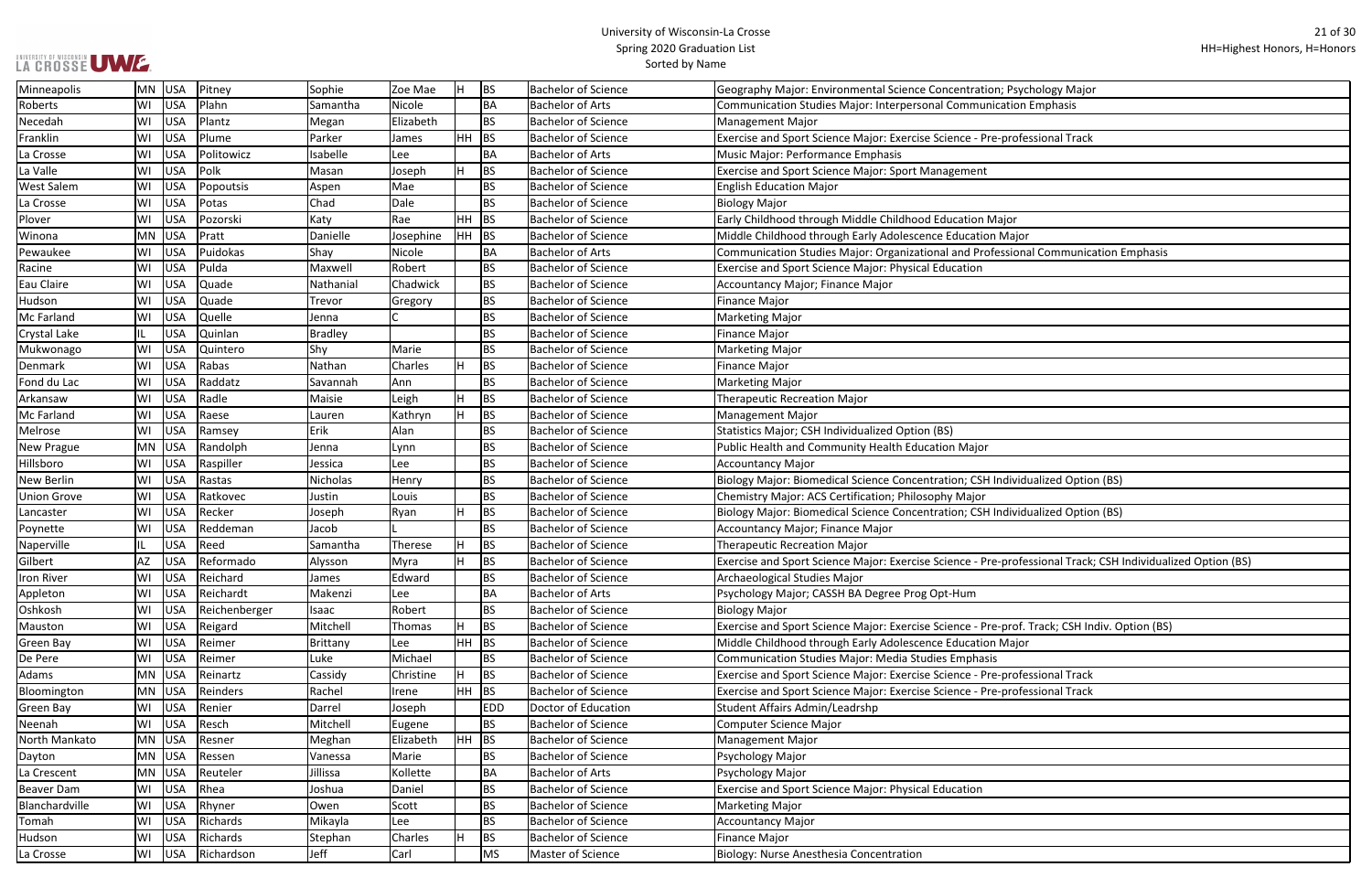# University of Wisconsin-La Crosse
## Spring 2020 Graduation List
### Sorted by Name

HH=Highest Honors, H=Honors

| City | State | Country | Last Name | First Name | Middle Name | Honors | Degree | Degree Name | Major |
|---|---|---|---|---|---|---|---|---|---|
| Minneapolis | MN | USA | Pitney | Sophie | Zoe Mae | H | BS | Bachelor of Science | Geography Major: Environmental Science Concentration; Psychology Major |
| Roberts | WI | USA | Plahn | Samantha | Nicole | | BA | Bachelor of Arts | Communication Studies Major: Interpersonal Communication Emphasis |
| Necedah | WI | USA | Plantz | Megan | Elizabeth | | BS | Bachelor of Science | Management Major |
| Franklin | WI | USA | Plume | Parker | James | HH | BS | Bachelor of Science | Exercise and Sport Science Major: Exercise Science - Pre-professional Track |
| La Crosse | WI | USA | Politowicz | Isabelle | Lee | | BA | Bachelor of Arts | Music Major: Performance Emphasis |
| La Valle | WI | USA | Polk | Masan | Joseph | H | BS | Bachelor of Science | Exercise and Sport Science Major: Sport Management |
| West Salem | WI | USA | Popoutsis | Aspen | Mae | | BS | Bachelor of Science | English Education Major |
| La Crosse | WI | USA | Potas | Chad | Dale | | BS | Bachelor of Science | Biology Major |
| Plover | WI | USA | Pozorski | Katy | Rae | HH | BS | Bachelor of Science | Early Childhood through Middle Childhood Education Major |
| Winona | MN | USA | Pratt | Danielle | Josephine | HH | BS | Bachelor of Science | Middle Childhood through Early Adolescence Education Major |
| Pewaukee | WI | USA | Puidokas | Shay | Nicole | | BA | Bachelor of Arts | Communication Studies Major: Organizational and Professional Communication Emphasis |
| Racine | WI | USA | Pulda | Maxwell | Robert | | BS | Bachelor of Science | Exercise and Sport Science Major: Physical Education |
| Eau Claire | WI | USA | Quade | Nathanial | Chadwick | | BS | Bachelor of Science | Accountancy Major; Finance Major |
| Hudson | WI | USA | Quade | Trevor | Gregory | | BS | Bachelor of Science | Finance Major |
| Mc Farland | WI | USA | Quelle | Jenna | C | | BS | Bachelor of Science | Marketing Major |
| Crystal Lake | IL | USA | Quinlan | Bradley | | | BS | Bachelor of Science | Finance Major |
| Mukwonago | WI | USA | Quintero | Shy | Marie | | BS | Bachelor of Science | Marketing Major |
| Denmark | WI | USA | Rabas | Nathan | Charles | H | BS | Bachelor of Science | Finance Major |
| Fond du Lac | WI | USA | Raddatz | Savannah | Ann | | BS | Bachelor of Science | Marketing Major |
| Arkansaw | WI | USA | Radle | Maisie | Leigh | H | BS | Bachelor of Science | Therapeutic Recreation Major |
| Mc Farland | WI | USA | Raese | Lauren | Kathryn | H | BS | Bachelor of Science | Management Major |
| Melrose | WI | USA | Ramsey | Erik | Alan | | BS | Bachelor of Science | Statistics Major; CSH Individualized Option (BS) |
| New Prague | MN | USA | Randolph | Jenna | Lynn | | BS | Bachelor of Science | Public Health and Community Health Education Major |
| Hillsboro | WI | USA | Raspiller | Jessica | Lee | | BS | Bachelor of Science | Accountancy Major |
| New Berlin | WI | USA | Rastas | Nicholas | Henry | | BS | Bachelor of Science | Biology Major: Biomedical Science Concentration; CSH Individualized Option (BS) |
| Union Grove | WI | USA | Ratkovec | Justin | Louis | | BS | Bachelor of Science | Chemistry Major: ACS Certification; Philosophy Major |
| Lancaster | WI | USA | Recker | Joseph | Ryan | H | BS | Bachelor of Science | Biology Major: Biomedical Science Concentration; CSH Individualized Option (BS) |
| Poynette | WI | USA | Reddeman | Jacob | L | | BS | Bachelor of Science | Accountancy Major; Finance Major |
| Naperville | IL | USA | Reed | Samantha | Therese | H | BS | Bachelor of Science | Therapeutic Recreation Major |
| Gilbert | AZ | USA | Reformado | Alysson | Myra | H | BS | Bachelor of Science | Exercise and Sport Science Major: Exercise Science - Pre-professional Track; CSH Individualized Option (BS) |
| Iron River | WI | USA | Reichard | James | Edward | | BS | Bachelor of Science | Archaeological Studies Major |
| Appleton | WI | USA | Reichardt | Makenzi | Lee | | BA | Bachelor of Arts | Psychology Major; CASSH BA Degree Prog Opt-Hum |
| Oshkosh | WI | USA | Reichenberger | Isaac | Robert | | BS | Bachelor of Science | Biology Major |
| Mauston | WI | USA | Reigard | Mitchell | Thomas | H | BS | Bachelor of Science | Exercise and Sport Science Major: Exercise Science - Pre-prof. Track; CSH Indiv. Option (BS) |
| Green Bay | WI | USA | Reimer | Brittany | Lee | HH | BS | Bachelor of Science | Middle Childhood through Early Adolescence Education Major |
| De Pere | WI | USA | Reimer | Luke | Michael | | BS | Bachelor of Science | Communication Studies Major: Media Studies Emphasis |
| Adams | MN | USA | Reinartz | Cassidy | Christine | H | BS | Bachelor of Science | Exercise and Sport Science Major: Exercise Science - Pre-professional Track |
| Bloomington | MN | USA | Reinders | Rachel | Irene | HH | BS | Bachelor of Science | Exercise and Sport Science Major: Exercise Science - Pre-professional Track |
| Green Bay | WI | USA | Renier | Darrel | Joseph | | EDD | Doctor of Education | Student Affairs Admin/Leadrshp |
| Neenah | WI | USA | Resch | Mitchell | Eugene | | BS | Bachelor of Science | Computer Science Major |
| North Mankato | MN | USA | Resner | Meghan | Elizabeth | HH | BS | Bachelor of Science | Management Major |
| Dayton | MN | USA | Ressen | Vanessa | Marie | | BS | Bachelor of Science | Psychology Major |
| La Crescent | MN | USA | Reuteler | Jillissa | Kollette | | BA | Bachelor of Arts | Psychology Major |
| Beaver Dam | WI | USA | Rhea | Joshua | Daniel | | BS | Bachelor of Science | Exercise and Sport Science Major: Physical Education |
| Blanchardville | WI | USA | Rhyner | Owen | Scott | | BS | Bachelor of Science | Marketing Major |
| Tomah | WI | USA | Richards | Mikayla | Lee | | BS | Bachelor of Science | Accountancy Major |
| Hudson | WI | USA | Richards | Stephan | Charles | H | BS | Bachelor of Science | Finance Major |
| La Crosse | WI | USA | Richardson | Jeff | Carl | | MS | Master of Science | Biology: Nurse Anesthesia Concentration |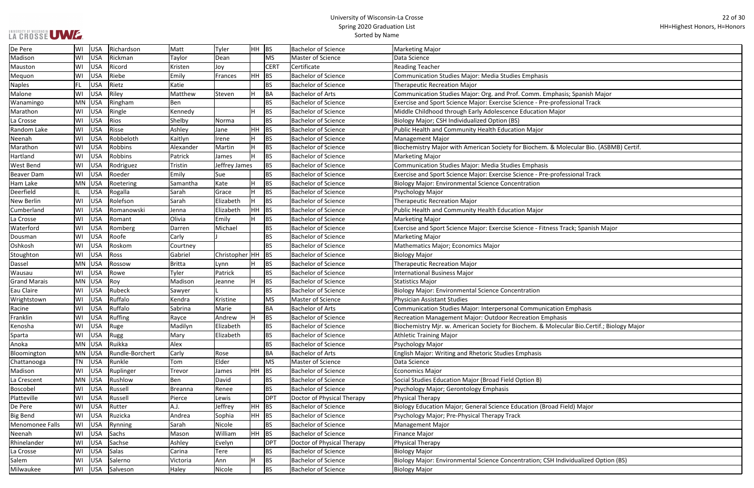# University of Wisconsin-La Crosse
## Spring 2020 Graduation List
### Sorted by Name

HH=Highest Honors, H=Honors

| | | | | | | | | | |
|---|---|---|---|---|---|---|---|---|---|
| De Pere | WI | USA | Richardson | Matt | Tyler | HH | BS | Bachelor of Science | Marketing Major |
| Madison | WI | USA | Rickman | Taylor | Dean | | MS | Master of Science | Data Science |
| Mauston | WI | USA | Ricord | Kristen | Joy | | CERT | Certificate | Reading Teacher |
| Mequon | WI | USA | Riebe | Emily | Frances | HH | BS | Bachelor of Science | Communication Studies Major: Media Studies Emphasis |
| Naples | FL | USA | Rietz | Katie | | | BS | Bachelor of Science | Therapeutic Recreation Major |
| Malone | WI | USA | Riley | Matthew | Steven | H | BA | Bachelor of Arts | Communication Studies Major: Org. and Prof. Comm. Emphasis; Spanish Major |
| Wanamingo | MN | USA | Ringham | Ben | | | BS | Bachelor of Science | Exercise and Sport Science Major: Exercise Science - Pre-professional Track |
| Marathon | WI | USA | Ringle | Kennedy | | H | BS | Bachelor of Science | Middle Childhood through Early Adolescence Education Major |
| La Crosse | WI | USA | Rios | Shelby | Norma | | BS | Bachelor of Science | Biology Major; CSH Individualized Option (BS) |
| Random Lake | WI | USA | Risse | Ashley | Jane | HH | BS | Bachelor of Science | Public Health and Community Health Education Major |
| Neenah | WI | USA | Robbeloth | Kaitlyn | Irene | H | BS | Bachelor of Science | Management Major |
| Marathon | WI | USA | Robbins | Alexander | Martin | H | BS | Bachelor of Science | Biochemistry Major with American Society for Biochem. & Molecular Bio. (ASBMB) Certif. |
| Hartland | WI | USA | Robbins | Patrick | James | H | BS | Bachelor of Science | Marketing Major |
| West Bend | WI | USA | Rodriguez | Tristin | Jeffrey James | | BS | Bachelor of Science | Communication Studies Major: Media Studies Emphasis |
| Beaver Dam | WI | USA | Roeder | Emily | Sue | | BS | Bachelor of Science | Exercise and Sport Science Major: Exercise Science - Pre-professional Track |
| Ham Lake | MN | USA | Roetering | Samantha | Kate | H | BS | Bachelor of Science | Biology Major: Environmental Science Concentration |
| Deerfield | IL | USA | Rogalla | Sarah | Grace | H | BS | Bachelor of Science | Psychology Major |
| New Berlin | WI | USA | Rolefson | Sarah | Elizabeth | H | BS | Bachelor of Science | Therapeutic Recreation Major |
| Cumberland | WI | USA | Romanowski | Jenna | Elizabeth | HH | BS | Bachelor of Science | Public Health and Community Health Education Major |
| La Crosse | WI | USA | Romant | Olivia | Emily | H | BS | Bachelor of Science | Marketing Major |
| Waterford | WI | USA | Romberg | Darren | Michael | | BS | Bachelor of Science | Exercise and Sport Science Major: Exercise Science - Fitness Track; Spanish Major |
| Dousman | WI | USA | Roofe | Carly | J | | BS | Bachelor of Science | Marketing Major |
| Oshkosh | WI | USA | Roskom | Courtney | | | BS | Bachelor of Science | Mathematics Major; Economics Major |
| Stoughton | WI | USA | Ross | Gabriel | Christopher | HH | BS | Bachelor of Science | Biology Major |
| Dassel | MN | USA | Rossow | Britta | Lynn | H | BS | Bachelor of Science | Therapeutic Recreation Major |
| Wausau | WI | USA | Rowe | Tyler | Patrick | | BS | Bachelor of Science | International Business Major |
| Grand Marais | MN | USA | Roy | Madison | Jeanne | H | BS | Bachelor of Science | Statistics Major |
| Eau Claire | WI | USA | Rubeck | Sawyer | L | | BS | Bachelor of Science | Biology Major: Environmental Science Concentration |
| Wrightstown | WI | USA | Ruffalo | Kendra | Kristine | | MS | Master of Science | Physician Assistant Studies |
| Racine | WI | USA | Ruffalo | Sabrina | Marie | | BA | Bachelor of Arts | Communication Studies Major: Interpersonal Communication Emphasis |
| Franklin | WI | USA | Ruffing | Rayce | Andrew | H | BS | Bachelor of Science | Recreation Management Major: Outdoor Recreation Emphasis |
| Kenosha | WI | USA | Ruge | Madilyn | Elizabeth | | BS | Bachelor of Science | Biochemistry Mjr. w. American Society for Biochem. & Molecular Bio.Certif.; Biology Major |
| Sparta | WI | USA | Rugg | Mary | Elizabeth | | BS | Bachelor of Science | Athletic Training Major |
| Anoka | MN | USA | Ruikka | Alex | | | BS | Bachelor of Science | Psychology Major |
| Bloomington | MN | USA | Rundle-Borchert | Carly | Rose | | BA | Bachelor of Arts | English Major: Writing and Rhetoric Studies Emphasis |
| Chattanooga | TN | USA | Runkle | Tom | Elder | | MS | Master of Science | Data Science |
| Madison | WI | USA | Ruplinger | Trevor | James | HH | BS | Bachelor of Science | Economics Major |
| La Crescent | MN | USA | Rushlow | Ben | David | | BS | Bachelor of Science | Social Studies Education Major (Broad Field Option B) |
| Boscobel | WI | USA | Russell | Breanna | Renee | | BS | Bachelor of Science | Psychology Major; Gerontology Emphasis |
| Platteville | WI | USA | Russell | Pierce | Lewis | | DPT | Doctor of Physical Therapy | Physical Therapy |
| De Pere | WI | USA | Rutter | A.J. | Jeffrey | HH | BS | Bachelor of Science | Biology Education Major; General Science Education (Broad Field) Major |
| Big Bend | WI | USA | Ruzicka | Andrea | Sophia | HH | BS | Bachelor of Science | Psychology Major; Pre-Physical Therapy Track |
| Menomonee Falls | WI | USA | Rynning | Sarah | Nicole | | BS | Bachelor of Science | Management Major |
| Neenah | WI | USA | Sachs | Mason | William | HH | BS | Bachelor of Science | Finance Major |
| Rhinelander | WI | USA | Sachse | Ashley | Evelyn | | DPT | Doctor of Physical Therapy | Physical Therapy |
| La Crosse | WI | USA | Salas | Carina | Tere | | BS | Bachelor of Science | Biology Major |
| Salem | WI | USA | Salerno | Victoria | Ann | H | BS | Bachelor of Science | Biology Major: Environmental Science Concentration; CSH Individualized Option (BS) |
| Milwaukee | WI | USA | Salveson | Haley | Nicole | | BS | Bachelor of Science | Biology Major |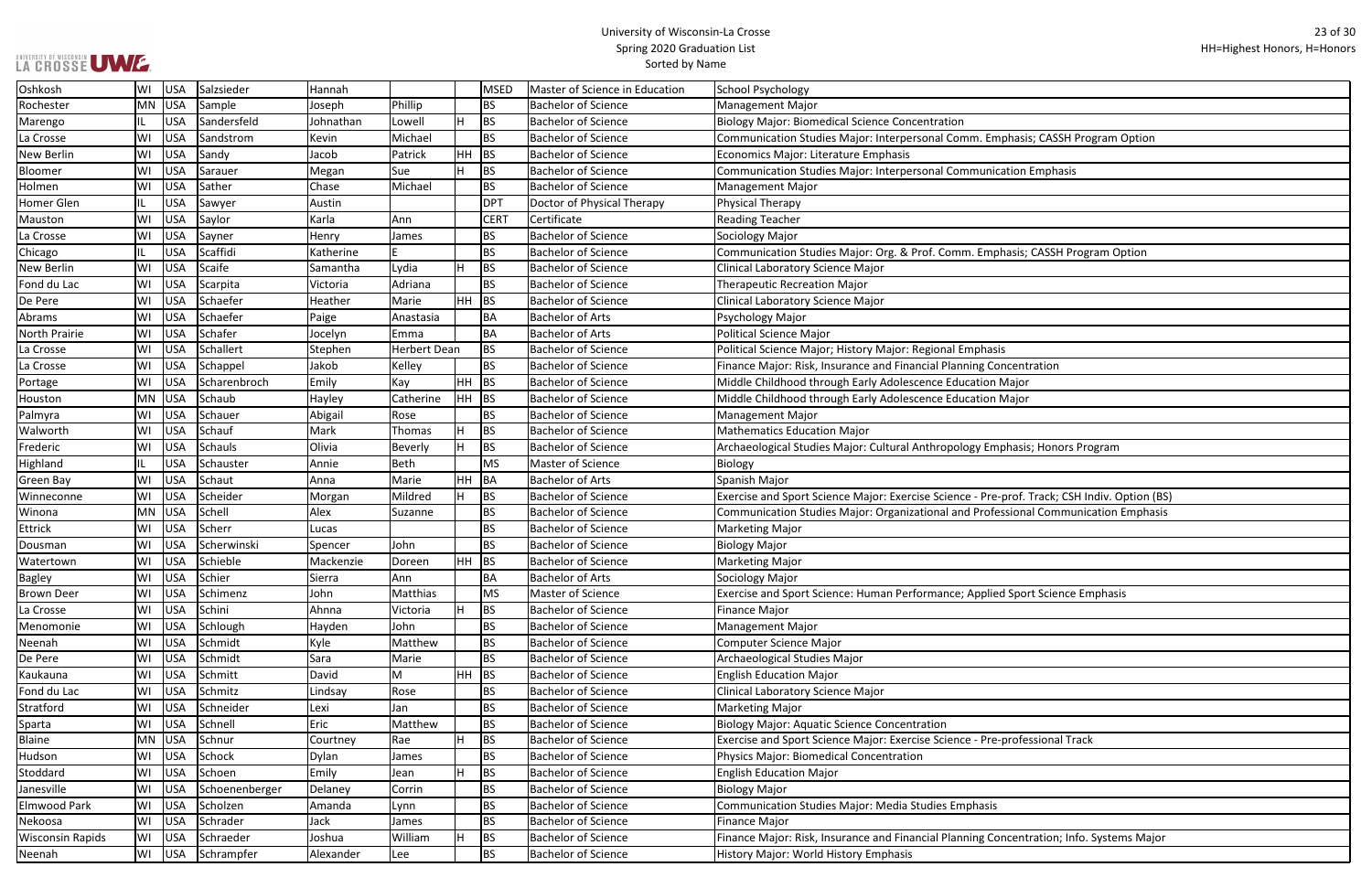| Oshkosh | WI | USA | Salzsieder | Hannah | | | MSED | Master of Science in Education | School Psychology |
|---|---|---|---|---|---|---|---|---|---|
| Rochester | MN | USA | Sample | Joseph | Phillip | | BS | Bachelor of Science | Management Major |
| Marengo | IL | USA | Sandersfeld | Johnathan | Lowell | H | BS | Bachelor of Science | Biology Major: Biomedical Science Concentration |
| La Crosse | WI | USA | Sandstrom | Kevin | Michael | | BS | Bachelor of Science | Communication Studies Major: Interpersonal Comm. Emphasis; CASSH Program Option |
| New Berlin | WI | USA | Sandy | Jacob | Patrick | HH | BS | Bachelor of Science | Economics Major: Literature Emphasis |
| Bloomer | WI | USA | Sarauer | Megan | Sue | H | BS | Bachelor of Science | Communication Studies Major: Interpersonal Communication Emphasis |
| Holmen | WI | USA | Sather | Chase | Michael | | BS | Bachelor of Science | Management Major |
| Homer Glen | IL | USA | Sawyer | Austin | | | DPT | Doctor of Physical Therapy | Physical Therapy |
| Mauston | WI | USA | Saylor | Karla | Ann | | CERT | Certificate | Reading Teacher |
| La Crosse | WI | USA | Sayner | Henry | James | | BS | Bachelor of Science | Sociology Major |
| Chicago | IL | USA | Scaffidi | Katherine | E | | BS | Bachelor of Science | Communication Studies Major: Org. & Prof. Comm. Emphasis; CASSH Program Option |
| New Berlin | WI | USA | Scaife | Samantha | Lydia | H | BS | Bachelor of Science | Clinical Laboratory Science Major |
| Fond du Lac | WI | USA | Scarpita | Victoria | Adriana | | BS | Bachelor of Science | Therapeutic Recreation Major |
| De Pere | WI | USA | Schaefer | Heather | Marie | HH | BS | Bachelor of Science | Clinical Laboratory Science Major |
| Abrams | WI | USA | Schaefer | Paige | Anastasia | | BA | Bachelor of Arts | Psychology Major |
| North Prairie | WI | USA | Schafer | Jocelyn | Emma | | BA | Bachelor of Arts | Political Science Major |
| La Crosse | WI | USA | Schallert | Stephen | Herbert Dean | | BS | Bachelor of Science | Political Science Major; History Major: Regional Emphasis |
| La Crosse | WI | USA | Schappel | Jakob | Kelley | | BS | Bachelor of Science | Finance Major: Risk, Insurance and Financial Planning Concentration |
| Portage | WI | USA | Scharenbroch | Emily | Kay | HH | BS | Bachelor of Science | Middle Childhood through Early Adolescence Education Major |
| Houston | MN | USA | Schaub | Hayley | Catherine | HH | BS | Bachelor of Science | Middle Childhood through Early Adolescence Education Major |
| Palmyra | WI | USA | Schauer | Abigail | Rose | | BS | Bachelor of Science | Management Major |
| Walworth | WI | USA | Schauf | Mark | Thomas | H | BS | Bachelor of Science | Mathematics Education Major |
| Frederic | WI | USA | Schauls | Olivia | Beverly | H | BS | Bachelor of Science | Archaeological Studies Major: Cultural Anthropology Emphasis; Honors Program |
| Highland | IL | USA | Schauster | Annie | Beth | | MS | Master of Science | Biology |
| Green Bay | WI | USA | Schaut | Anna | Marie | HH | BA | Bachelor of Arts | Spanish Major |
| Winneconne | WI | USA | Scheider | Morgan | Mildred | H | BS | Bachelor of Science | Exercise and Sport Science Major: Exercise Science - Pre-prof. Track; CSH Indiv. Option (BS) |
| Winona | MN | USA | Schell | Alex | Suzanne | | BS | Bachelor of Science | Communication Studies Major: Organizational and Professional Communication Emphasis |
| Ettrick | WI | USA | Scherr | Lucas | | | BS | Bachelor of Science | Marketing Major |
| Dousman | WI | USA | Scherwinski | Spencer | John | | BS | Bachelor of Science | Biology Major |
| Watertown | WI | USA | Schieble | Mackenzie | Doreen | HH | BS | Bachelor of Science | Marketing Major |
| Bagley | WI | USA | Schier | Sierra | Ann | | BA | Bachelor of Arts | Sociology Major |
| Brown Deer | WI | USA | Schimenz | John | Matthias | | MS | Master of Science | Exercise and Sport Science: Human Performance; Applied Sport Science Emphasis |
| La Crosse | WI | USA | Schini | Ahnna | Victoria | H | BS | Bachelor of Science | Finance Major |
| Menomonie | WI | USA | Schlough | Hayden | John | | BS | Bachelor of Science | Management Major |
| Neenah | WI | USA | Schmidt | Kyle | Matthew | | BS | Bachelor of Science | Computer Science Major |
| De Pere | WI | USA | Schmidt | Sara | Marie | | BS | Bachelor of Science | Archaeological Studies Major |
| Kaukauna | WI | USA | Schmitt | David | M | HH | BS | Bachelor of Science | English Education Major |
| Fond du Lac | WI | USA | Schmitz | Lindsay | Rose | | BS | Bachelor of Science | Clinical Laboratory Science Major |
| Stratford | WI | USA | Schneider | Lexi | Jan | | BS | Bachelor of Science | Marketing Major |
| Sparta | WI | USA | Schnell | Eric | Matthew | | BS | Bachelor of Science | Biology Major: Aquatic Science Concentration |
| Blaine | MN | USA | Schnur | Courtney | Rae | H | BS | Bachelor of Science | Exercise and Sport Science Major: Exercise Science - Pre-professional Track |
| Hudson | WI | USA | Schock | Dylan | James | | BS | Bachelor of Science | Physics Major: Biomedical Concentration |
| Stoddard | WI | USA | Schoen | Emily | Jean | H | BS | Bachelor of Science | English Education Major |
| Janesville | WI | USA | Schoenenberger | Delaney | Corrin | | BS | Bachelor of Science | Biology Major |
| Elmwood Park | WI | USA | Scholzen | Amanda | Lynn | | BS | Bachelor of Science | Communication Studies Major: Media Studies Emphasis |
| Nekoosa | WI | USA | Schrader | Jack | James | | BS | Bachelor of Science | Finance Major |
| Wisconsin Rapids | WI | USA | Schraeder | Joshua | William | H | BS | Bachelor of Science | Finance Major: Risk, Insurance and Financial Planning Concentration; Info. Systems Major |
| Neenah | WI | USA | Schrampfer | Alexander | Lee | | BS | Bachelor of Science | History Major: World History Emphasis |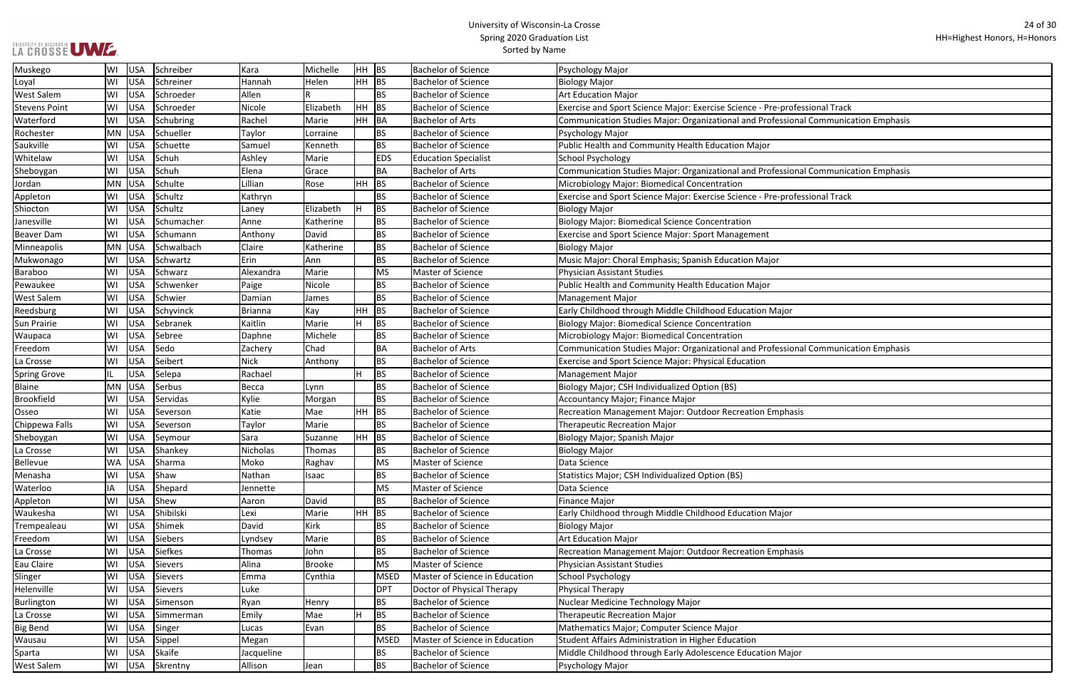# University of Wisconsin-La Crosse
## Spring 2020 Graduation List
### Sorted by Name

HH=Highest Honors, H=Honors

| | | | | | | | | | |
|---|---|---|---|---|---|---|---|---|---|
| Muskego | WI | USA | Schreiber | Kara | Michelle | HH | BS | Bachelor of Science | Psychology Major |
| Loyal | WI | USA | Schreiner | Hannah | Helen | HH | BS | Bachelor of Science | Biology Major |
| West Salem | WI | USA | Schroeder | Allen | R | | BS | Bachelor of Science | Art Education Major |
| Stevens Point | WI | USA | Schroeder | Nicole | Elizabeth | HH | BS | Bachelor of Science | Exercise and Sport Science Major: Exercise Science - Pre-professional Track |
| Waterford | WI | USA | Schubring | Rachel | Marie | HH | BA | Bachelor of Arts | Communication Studies Major: Organizational and Professional Communication Emphasis |
| Rochester | MN | USA | Schueller | Taylor | Lorraine | | BS | Bachelor of Science | Psychology Major |
| Saukville | WI | USA | Schuette | Samuel | Kenneth | | BS | Bachelor of Science | Public Health and Community Health Education Major |
| Whitelaw | WI | USA | Schuh | Ashley | Marie | | EDS | Education Specialist | School Psychology |
| Sheboygan | WI | USA | Schuh | Elena | Grace | | BA | Bachelor of Arts | Communication Studies Major: Organizational and Professional Communication Emphasis |
| Jordan | MN | USA | Schulte | Lillian | Rose | HH | BS | Bachelor of Science | Microbiology Major: Biomedical Concentration |
| Appleton | WI | USA | Schultz | Kathryn | | | BS | Bachelor of Science | Exercise and Sport Science Major: Exercise Science - Pre-professional Track |
| Shiocton | WI | USA | Schultz | Laney | Elizabeth | H | BS | Bachelor of Science | Biology Major |
| Janesville | WI | USA | Schumacher | Anne | Katherine | | BS | Bachelor of Science | Biology Major: Biomedical Science Concentration |
| Beaver Dam | WI | USA | Schumann | Anthony | David | | BS | Bachelor of Science | Exercise and Sport Science Major: Sport Management |
| Minneapolis | MN | USA | Schwalbach | Claire | Katherine | | BS | Bachelor of Science | Biology Major |
| Mukwonago | WI | USA | Schwartz | Erin | Ann | | BS | Bachelor of Science | Music Major: Choral Emphasis; Spanish Education Major |
| Baraboo | WI | USA | Schwarz | Alexandra | Marie | | MS | Master of Science | Physician Assistant Studies |
| Pewaukee | WI | USA | Schwenker | Paige | Nicole | | BS | Bachelor of Science | Public Health and Community Health Education Major |
| West Salem | WI | USA | Schwier | Damian | James | | BS | Bachelor of Science | Management Major |
| Reedsburg | WI | USA | Schyvinck | Brianna | Kay | HH | BS | Bachelor of Science | Early Childhood through Middle Childhood Education Major |
| Sun Prairie | WI | USA | Sebranek | Kaitlin | Marie | H | BS | Bachelor of Science | Biology Major: Biomedical Science Concentration |
| Waupaca | WI | USA | Sebree | Daphne | Michele | | BS | Bachelor of Science | Microbiology Major: Biomedical Concentration |
| Freedom | WI | USA | Sedo | Zachery | Chad | | BA | Bachelor of Arts | Communication Studies Major: Organizational and Professional Communication Emphasis |
| La Crosse | WI | USA | Seibert | Nick | Anthony | | BS | Bachelor of Science | Exercise and Sport Science Major: Physical Education |
| Spring Grove | IL | USA | Selepa | Rachael | | H | BS | Bachelor of Science | Management Major |
| Blaine | MN | USA | Serbus | Becca | Lynn | | BS | Bachelor of Science | Biology Major; CSH Individualized Option (BS) |
| Brookfield | WI | USA | Servidas | Kylie | Morgan | | BS | Bachelor of Science | Accountancy Major; Finance Major |
| Osseo | WI | USA | Severson | Katie | Mae | HH | BS | Bachelor of Science | Recreation Management Major: Outdoor Recreation Emphasis |
| Chippewa Falls | WI | USA | Severson | Taylor | Marie | | BS | Bachelor of Science | Therapeutic Recreation Major |
| Sheboygan | WI | USA | Seymour | Sara | Suzanne | HH | BS | Bachelor of Science | Biology Major; Spanish Major |
| La Crosse | WI | USA | Shankey | Nicholas | Thomas | | BS | Bachelor of Science | Biology Major |
| Bellevue | WA | USA | Sharma | Moko | Raghav | | MS | Master of Science | Data Science |
| Menasha | WI | USA | Shaw | Nathan | Isaac | | BS | Bachelor of Science | Statistics Major; CSH Individualized Option (BS) |
| Waterloo | IA | USA | Shepard | Jennette | | | MS | Master of Science | Data Science |
| Appleton | WI | USA | Shew | Aaron | David | | BS | Bachelor of Science | Finance Major |
| Waukesha | WI | USA | Shibilski | Lexi | Marie | HH | BS | Bachelor of Science | Early Childhood through Middle Childhood Education Major |
| Trempealeau | WI | USA | Shimek | David | Kirk | | BS | Bachelor of Science | Biology Major |
| Freedom | WI | USA | Siebers | Lyndsey | Marie | | BS | Bachelor of Science | Art Education Major |
| La Crosse | WI | USA | Siefkes | Thomas | John | | BS | Bachelor of Science | Recreation Management Major: Outdoor Recreation Emphasis |
| Eau Claire | WI | USA | Sievers | Alina | Brooke | | MS | Master of Science | Physician Assistant Studies |
| Slinger | WI | USA | Sievers | Emma | Cynthia | | MSED | Master of Science in Education | School Psychology |
| Helenville | WI | USA | Sievers | Luke | | | DPT | Doctor of Physical Therapy | Physical Therapy |
| Burlington | WI | USA | Simenson | Ryan | Henry | | BS | Bachelor of Science | Nuclear Medicine Technology Major |
| La Crosse | WI | USA | Simmerman | Emily | Mae | H | BS | Bachelor of Science | Therapeutic Recreation Major |
| Big Bend | WI | USA | Singer | Lucas | Evan | | BS | Bachelor of Science | Mathematics Major; Computer Science Major |
| Wausau | WI | USA | Sippel | Megan | | | MSED | Master of Science in Education | Student Affairs Administration in Higher Education |
| Sparta | WI | USA | Skaife | Jacqueline | | | BS | Bachelor of Science | Middle Childhood through Early Adolescence Education Major |
| West Salem | WI | USA | Skrentny | Allison | Jean | | BS | Bachelor of Science | Psychology Major |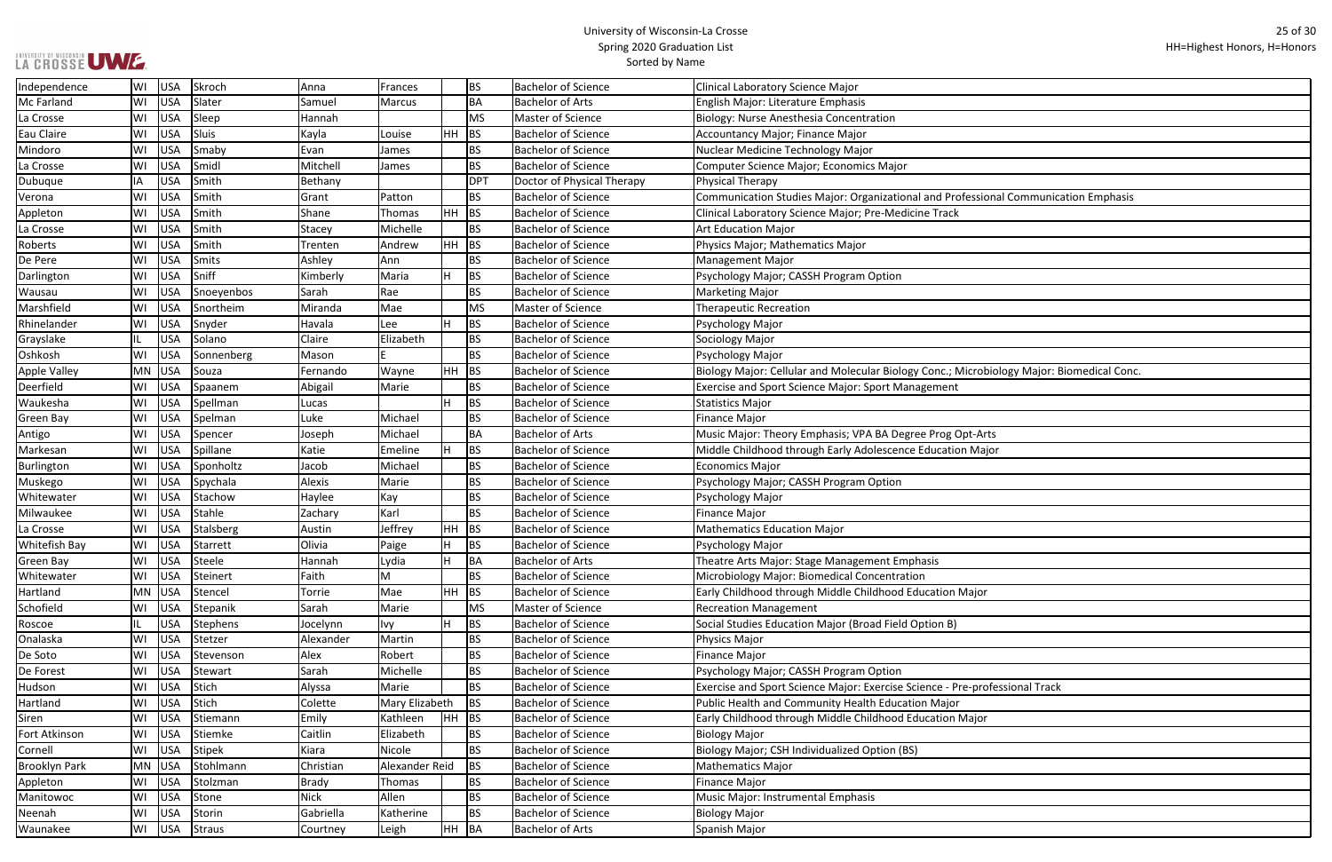| Independence | WI | USA | Skroch | Anna | Frances | | BS | Bachelor of Science | Clinical Laboratory Science Major |
|---|---|---|---|---|---|---|---|---|---|
| Mc Farland | WI | USA | Slater | Samuel | Marcus | | BA | Bachelor of Arts | English Major: Literature Emphasis |
| La Crosse | WI | USA | Sleep | Hannah | | | MS | Master of Science | Biology: Nurse Anesthesia Concentration |
| Eau Claire | WI | USA | Sluis | Kayla | Louise | HH | BS | Bachelor of Science | Accountancy Major; Finance Major |
| Mindoro | WI | USA | Smaby | Evan | James | | BS | Bachelor of Science | Nuclear Medicine Technology Major |
| La Crosse | WI | USA | Smidl | Mitchell | James | | BS | Bachelor of Science | Computer Science Major; Economics Major |
| Dubuque | IA | USA | Smith | Bethany | | | DPT | Doctor of Physical Therapy | Physical Therapy |
| Verona | WI | USA | Smith | Grant | Patton | | BS | Bachelor of Science | Communication Studies Major: Organizational and Professional Communication Emphasis |
| Appleton | WI | USA | Smith | Shane | Thomas | HH | BS | Bachelor of Science | Clinical Laboratory Science Major; Pre-Medicine Track |
| La Crosse | WI | USA | Smith | Stacey | Michelle | | BS | Bachelor of Science | Art Education Major |
| Roberts | WI | USA | Smith | Trenten | Andrew | HH | BS | Bachelor of Science | Physics Major; Mathematics Major |
| De Pere | WI | USA | Smits | Ashley | Ann | | BS | Bachelor of Science | Management Major |
| Darlington | WI | USA | Sniff | Kimberly | Maria | H | BS | Bachelor of Science | Psychology Major; CASSH Program Option |
| Wausau | WI | USA | Snoeyenbos | Sarah | Rae | | BS | Bachelor of Science | Marketing Major |
| Marshfield | WI | USA | Snortheim | Miranda | Mae | | MS | Master of Science | Therapeutic Recreation |
| Rhinelander | WI | USA | Snyder | Havala | Lee | H | BS | Bachelor of Science | Psychology Major |
| Grayslake | IL | USA | Solano | Claire | Elizabeth | | BS | Bachelor of Science | Sociology Major |
| Oshkosh | WI | USA | Sonnenberg | Mason | E | | BS | Bachelor of Science | Psychology Major |
| Apple Valley | MN | USA | Souza | Fernando | Wayne | HH | BS | Bachelor of Science | Biology Major: Cellular and Molecular Biology Conc.; Microbiology Major: Biomedical Conc. |
| Deerfield | WI | USA | Spaanem | Abigail | Marie | | BS | Bachelor of Science | Exercise and Sport Science Major: Sport Management |
| Waukesha | WI | USA | Spellman | Lucas | | H | BS | Bachelor of Science | Statistics Major |
| Green Bay | WI | USA | Spelman | Luke | Michael | | BS | Bachelor of Science | Finance Major |
| Antigo | WI | USA | Spencer | Joseph | Michael | | BA | Bachelor of Arts | Music Major: Theory Emphasis; VPA BA Degree Prog Opt-Arts |
| Markesan | WI | USA | Spillane | Katie | Emeline | H | BS | Bachelor of Science | Middle Childhood through Early Adolescence Education Major |
| Burlington | WI | USA | Sponholtz | Jacob | Michael | | BS | Bachelor of Science | Economics Major |
| Muskego | WI | USA | Spychala | Alexis | Marie | | BS | Bachelor of Science | Psychology Major; CASSH Program Option |
| Whitewater | WI | USA | Stachow | Haylee | Kay | | BS | Bachelor of Science | Psychology Major |
| Milwaukee | WI | USA | Stahle | Zachary | Karl | | BS | Bachelor of Science | Finance Major |
| La Crosse | WI | USA | Stalsberg | Austin | Jeffrey | HH | BS | Bachelor of Science | Mathematics Education Major |
| Whitefish Bay | WI | USA | Starrett | Olivia | Paige | H | BS | Bachelor of Science | Psychology Major |
| Green Bay | WI | USA | Steele | Hannah | Lydia | H | BA | Bachelor of Arts | Theatre Arts Major: Stage Management Emphasis |
| Whitewater | WI | USA | Steinert | Faith | M | | BS | Bachelor of Science | Microbiology Major: Biomedical Concentration |
| Hartland | MN | USA | Stencel | Torrie | Mae | HH | BS | Bachelor of Science | Early Childhood through Middle Childhood Education Major |
| Schofield | WI | USA | Stepanik | Sarah | Marie | | MS | Master of Science | Recreation Management |
| Roscoe | IL | USA | Stephens | Jocelynn | Ivy | H | BS | Bachelor of Science | Social Studies Education Major (Broad Field Option B) |
| Onalaska | WI | USA | Stetzer | Alexander | Martin | | BS | Bachelor of Science | Physics Major |
| De Soto | WI | USA | Stevenson | Alex | Robert | | BS | Bachelor of Science | Finance Major |
| De Forest | WI | USA | Stewart | Sarah | Michelle | | BS | Bachelor of Science | Psychology Major; CASSH Program Option |
| Hudson | WI | USA | Stich | Alyssa | Marie | | BS | Bachelor of Science | Exercise and Sport Science Major: Exercise Science - Pre-professional Track |
| Hartland | WI | USA | Stich | Colette | Mary Elizabeth | | BS | Bachelor of Science | Public Health and Community Health Education Major |
| Siren | WI | USA | Stiemann | Emily | Kathleen | HH | BS | Bachelor of Science | Early Childhood through Middle Childhood Education Major |
| Fort Atkinson | WI | USA | Stiemke | Caitlin | Elizabeth | | BS | Bachelor of Science | Biology Major |
| Cornell | WI | USA | Stipek | Kiara | Nicole | | BS | Bachelor of Science | Biology Major; CSH Individualized Option (BS) |
| Brooklyn Park | MN | USA | Stohlmann | Christian | Alexander Reid | | BS | Bachelor of Science | Mathematics Major |
| Appleton | WI | USA | Stolzman | Brady | Thomas | | BS | Bachelor of Science | Finance Major |
| Manitowoc | WI | USA | Stone | Nick | Allen | | BS | Bachelor of Science | Music Major: Instrumental Emphasis |
| Neenah | WI | USA | Storin | Gabriella | Katherine | | BS | Bachelor of Science | Biology Major |
| Waunakee | WI | USA | Straus | Courtney | Leigh | HH | BA | Bachelor of Arts | Spanish Major |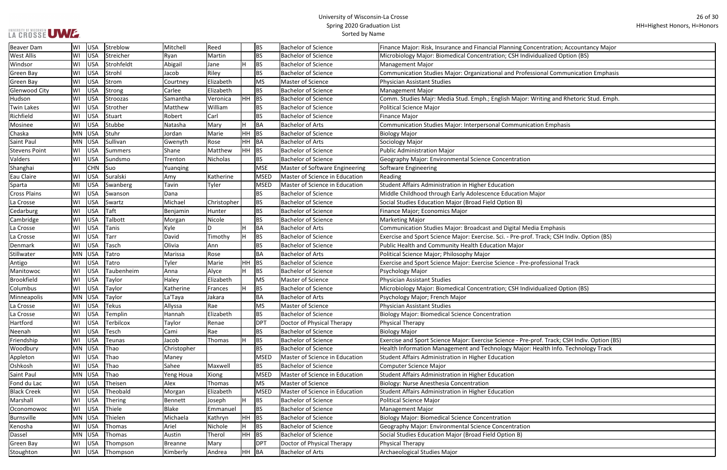# University of Wisconsin-La Crosse
## Spring 2020 Graduation List
Sorted by Name

HH=Highest Honors, H=Honors

| | | | | | | | | | |
|---|---|---|---|---|---|---|---|---|---|
| Beaver Dam | WI | USA | Streblow | Mitchell | Reed | | BS | Bachelor of Science | Finance Major: Risk, Insurance and Financial Planning Concentration; Accountancy Major |
| West Allis | WI | USA | Streicher | Ryan | Martin | | BS | Bachelor of Science | Microbiology Major: Biomedical Concentration; CSH Individualized Option (BS) |
| Windsor | WI | USA | Strohfeldt | Abigail | Jane | H | BS | Bachelor of Science | Management Major |
| Green Bay | WI | USA | Strohl | Jacob | Riley | | BS | Bachelor of Science | Communication Studies Major: Organizational and Professional Communication Emphasis |
| Green Bay | WI | USA | Strom | Courtney | Elizabeth | | MS | Master of Science | Physician Assistant Studies |
| Glenwood City | WI | USA | Strong | Carlee | Elizabeth | | BS | Bachelor of Science | Management Major |
| Hudson | WI | USA | Stroozas | Samantha | Veronica | HH | BS | Bachelor of Science | Comm. Studies Majr: Media Stud. Emph.; English Major: Writing and Rhetoric Stud. Emph. |
| Twin Lakes | WI | USA | Strother | Matthew | William | | BS | Bachelor of Science | Political Science Major |
| Richfield | WI | USA | Stuart | Robert | Carl | | BS | Bachelor of Science | Finance Major |
| Mosinee | WI | USA | Stubbe | Natasha | Mary | H | BA | Bachelor of Arts | Communication Studies Major: Interpersonal Communication Emphasis |
| Chaska | MN | USA | Stuhr | Jordan | Marie | HH | BS | Bachelor of Science | Biology Major |
| Saint Paul | MN | USA | Sullivan | Gwenyth | Rose | HH | BA | Bachelor of Arts | Sociology Major |
| Stevens Point | WI | USA | Summers | Shane | Matthew | HH | BS | Bachelor of Science | Public Administration Major |
| Valders | WI | USA | Sundsmo | Trenton | Nicholas | | BS | Bachelor of Science | Geography Major: Environmental Science Concentration |
| Shanghai | | CHN | Suo | Yuanqing | | | MSE | Master of Software Engineering | Software Engineering |
| Eau Claire | WI | USA | Suralski | Amy | Katherine | | MSED | Master of Science in Education | Reading |
| Sparta | MI | USA | Swanberg | Tavin | Tyler | | MSED | Master of Science in Education | Student Affairs Administration in Higher Education |
| Cross Plains | WI | USA | Swanson | Dana | | | BS | Bachelor of Science | Middle Childhood through Early Adolescence Education Major |
| La Crosse | WI | USA | Swartz | Michael | Christopher | | BS | Bachelor of Science | Social Studies Education Major (Broad Field Option B) |
| Cedarburg | WI | USA | Taft | Benjamin | Hunter | | BS | Bachelor of Science | Finance Major; Economics Major |
| Cambridge | WI | USA | Talbott | Morgan | Nicole | | BS | Bachelor of Science | Marketing Major |
| La Crosse | WI | USA | Tanis | Kyle | D | H | BA | Bachelor of Arts | Communication Studies Major: Broadcast and Digital Media Emphasis |
| La Crosse | WI | USA | Tarr | David | Timothy | H | BS | Bachelor of Science | Exercise and Sport Science Major: Exercise. Sci. - Pre-prof. Track; CSH Indiv. Option (BS) |
| Denmark | WI | USA | Tasch | Olivia | Ann | | BS | Bachelor of Science | Public Health and Community Health Education Major |
| Stillwater | MN | USA | Tatro | Marissa | Rose | | BA | Bachelor of Arts | Political Science Major; Philosophy Major |
| Antigo | WI | USA | Tatro | Tyler | Marie | HH | BS | Bachelor of Science | Exercise and Sport Science Major: Exercise Science - Pre-professional Track |
| Manitowoc | WI | USA | Taubenheim | Anna | Alyce | H | BS | Bachelor of Science | Psychology Major |
| Brookfield | WI | USA | Taylor | Haley | Elizabeth | | MS | Master of Science | Physician Assistant Studies |
| Columbus | WI | USA | Taylor | Katherine | Frances | H | BS | Bachelor of Science | Microbiology Major: Biomedical Concentration; CSH Individualized Option (BS) |
| Minneapolis | MN | USA | Taylor | La'Taya | Jakara | | BA | Bachelor of Arts | Psychology Major; French Major |
| La Crosse | WI | USA | Tekus | Allyssa | Rae | | MS | Master of Science | Physician Assistant Studies |
| La Crosse | WI | USA | Templin | Hannah | Elizabeth | | BS | Bachelor of Science | Biology Major: Biomedical Science Concentration |
| Hartford | WI | USA | Terbilcox | Taylor | Renae | | DPT | Doctor of Physical Therapy | Physical Therapy |
| Neenah | WI | USA | Tesch | Cami | Rae | | BS | Bachelor of Science | Biology Major |
| Friendship | WI | USA | Teunas | Jacob | Thomas | H | BS | Bachelor of Science | Exercise and Sport Science Major: Exercise Science - Pre-prof. Track; CSH Indiv. Option (BS) |
| Woodbury | MN | USA | Thao | Christopher | | | BS | Bachelor of Science | Health Information Management and Technology Major: Health Info. Technology Track |
| Appleton | WI | USA | Thao | Maney | | | MSED | Master of Science in Education | Student Affairs Administration in Higher Education |
| Oshkosh | WI | USA | Thao | Sahee | Maxwell | | BS | Bachelor of Science | Computer Science Major |
| Saint Paul | MN | USA | Thao | Yeng Houa | Xiong | | MSED | Master of Science in Education | Student Affairs Administration in Higher Education |
| Fond du Lac | WI | USA | Theisen | Alex | Thomas | | MS | Master of Science | Biology: Nurse Anesthesia Concentration |
| Black Creek | WI | USA | Theobald | Morgan | Elizabeth | | MSED | Master of Science in Education | Student Affairs Administration in Higher Education |
| Marshall | WI | USA | Thering | Bennett | Joseph | H | BS | Bachelor of Science | Political Science Major |
| Oconomowoc | WI | USA | Thiele | Blake | Emmanuel | | BS | Bachelor of Science | Management Major |
| Burnsville | MN | USA | Thielen | Michaela | Kathryn | HH | BS | Bachelor of Science | Biology Major: Biomedical Science Concentration |
| Kenosha | WI | USA | Thomas | Ariel | Nichole | H | BS | Bachelor of Science | Geography Major: Environmental Science Concentration |
| Dassel | MN | USA | Thomas | Austin | Therol | HH | BS | Bachelor of Science | Social Studies Education Major (Broad Field Option B) |
| Green Bay | WI | USA | Thompson | Breanne | Mary | | DPT | Doctor of Physical Therapy | Physical Therapy |
| Stoughton | WI | USA | Thompson | Kimberly | Andrea | HH | BA | Bachelor of Arts | Archaeological Studies Major |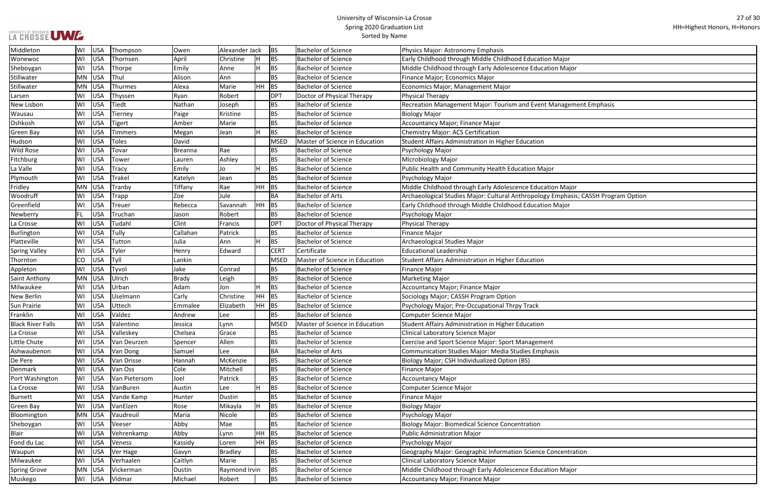| Middleton | WI | USA | Thompson | Owen | Alexander Jack | | BS | Bachelor of Science | Physics Major: Astronomy Emphasis |
|---|---|---|---|---|---|---|---|---|---|
| Wonewoc | WI | USA | Thornsen | April | Christine | H | BS | Bachelor of Science | Early Childhood through Middle Childhood Education Major |
| Sheboygan | WI | USA | Thorpe | Emily | Anne | H | BS | Bachelor of Science | Middle Childhood through Early Adolescence Education Major |
| Stillwater | MN | USA | Thul | Alison | Ann | | BS | Bachelor of Science | Finance Major; Economics Major |
| Stillwater | MN | USA | Thurmes | Alexa | Marie | HH | BS | Bachelor of Science | Economics Major; Management Major |
| Larsen | WI | USA | Thyssen | Ryan | Robert | | DPT | Doctor of Physical Therapy | Physical Therapy |
| New Lisbon | WI | USA | Tiedt | Nathan | Joseph | | BS | Bachelor of Science | Recreation Management Major: Tourism and Event Management Emphasis |
| Wausau | WI | USA | Tierney | Paige | Kristine | | BS | Bachelor of Science | Biology Major |
| Oshkosh | WI | USA | Tigert | Amber | Marie | | BS | Bachelor of Science | Accountancy Major; Finance Major |
| Green Bay | WI | USA | Timmers | Megan | Jean | H | BS | Bachelor of Science | Chemistry Major: ACS Certification |
| Hudson | WI | USA | Toles | David | | | MSED | Master of Science in Education | Student Affairs Administration in Higher Education |
| Wild Rose | WI | USA | Tovar | Breanna | Rae | | BS | Bachelor of Science | Psychology Major |
| Fitchburg | WI | USA | Tower | Lauren | Ashley | | BS | Bachelor of Science | Microbiology Major |
| La Valle | WI | USA | Tracy | Emily | Jo | H | BS | Bachelor of Science | Public Health and Community Health Education Major |
| Plymouth | WI | USA | Trakel | Katelyn | Jean | | BS | Bachelor of Science | Psychology Major |
| Fridley | MN | USA | Tranby | Tiffany | Rae | HH | BS | Bachelor of Science | Middle Childhood through Early Adolescence Education Major |
| Woodruff | WI | USA | Trapp | Zoe | Jule | | BA | Bachelor of Arts | Archaeological Studies Major: Cultural Anthropology Emphasis; CASSH Program Option |
| Greenfield | WI | USA | Treuer | Rebecca | Savannah | HH | BS | Bachelor of Science | Early Childhood through Middle Childhood Education Major |
| Newberry | FL | USA | Truchan | Jason | Robert | | BS | Bachelor of Science | Psychology Major |
| La Crosse | WI | USA | Tudahl | Clint | Francis | | DPT | Doctor of Physical Therapy | Physical Therapy |
| Burlington | WI | USA | Tully | Callahan | Patrick | | BS | Bachelor of Science | Finance Major |
| Platteville | WI | USA | Tutton | Julia | Ann | H | BS | Bachelor of Science | Archaeological Studies Major |
| Spring Valley | WI | USA | Tyler | Henry | Edward | | CERT | Certificate | Educational Leadership |
| Thornton | CO | USA | Tyll | Lankin | | | MSED | Master of Science in Education | Student Affairs Administration in Higher Education |
| Appleton | WI | USA | Tyvol | Jake | Conrad | | BS | Bachelor of Science | Finance Major |
| Saint Anthony | MN | USA | Ulrich | Brady | Leigh | | BS | Bachelor of Science | Marketing Major |
| Milwaukee | WI | USA | Urban | Adam | Jon | H | BS | Bachelor of Science | Accountancy Major; Finance Major |
| New Berlin | WI | USA | Uselmann | Carly | Christine | HH | BS | Bachelor of Science | Sociology Major; CASSH Program Option |
| Sun Prairie | WI | USA | Uttech | Emmalee | Elizabeth | HH | BS | Bachelor of Science | Psychology Major; Pre-Occupational Thrpy Track |
| Franklin | WI | USA | Valdez | Andrew | Lee | | BS | Bachelor of Science | Computer Science Major |
| Black River Falls | WI | USA | Valentino | Jessica | Lynn | | MSED | Master of Science in Education | Student Affairs Administration in Higher Education |
| La Crosse | WI | USA | Valleskey | Chelsea | Grace | | BS | Bachelor of Science | Clinical Laboratory Science Major |
| Little Chute | WI | USA | Van Deurzen | Spencer | Allen | | BS | Bachelor of Science | Exercise and Sport Science Major: Sport Management |
| Ashwaubenon | WI | USA | Van Dong | Samuel | Lee | | BA | Bachelor of Arts | Communication Studies Major: Media Studies Emphasis |
| De Pere | WI | USA | Van Drisse | Hannah | McKenzie | | BS | Bachelor of Science | Biology Major; CSH Individualized Option (BS) |
| Denmark | WI | USA | Van Oss | Cole | Mitchell | | BS | Bachelor of Science | Finance Major |
| Port Washington | WI | USA | Van Pietersom | Joel | Patrick | | BS | Bachelor of Science | Accountancy Major |
| La Crosse | WI | USA | VanBuren | Austin | Lee | H | BS | Bachelor of Science | Computer Science Major |
| Burnett | WI | USA | Vande Kamp | Hunter | Dustin | | BS | Bachelor of Science | Finance Major |
| Green Bay | WI | USA | VanElzen | Rose | Mikayla | H | BS | Bachelor of Science | Biology Major |
| Bloomington | MN | USA | Vaudreuil | Maria | Nicole | | BS | Bachelor of Science | Psychology Major |
| Sheboygan | WI | USA | Veeser | Abby | Mae | | BS | Bachelor of Science | Biology Major: Biomedical Science Concentration |
| Blair | WI | USA | Vehrenkamp | Abby | Lynn | HH | BS | Bachelor of Science | Public Administration Major |
| Fond du Lac | WI | USA | Veness | Kassidy | Loren | HH | BS | Bachelor of Science | Psychology Major |
| Waupun | WI | USA | Ver Hage | Gavyn | Bradley | | BS | Bachelor of Science | Geography Major: Geographic Information Science Concentration |
| Milwaukee | WI | USA | Verhaalen | Caitlyn | Marie | | BS | Bachelor of Science | Clinical Laboratory Science Major |
| Spring Grove | MN | USA | Vickerman | Dustin | Raymond Irvin | | BS | Bachelor of Science | Middle Childhood through Early Adolescence Education Major |
| Muskego | WI | USA | Vidmar | Michael | Robert | | BS | Bachelor of Science | Accountancy Major; Finance Major |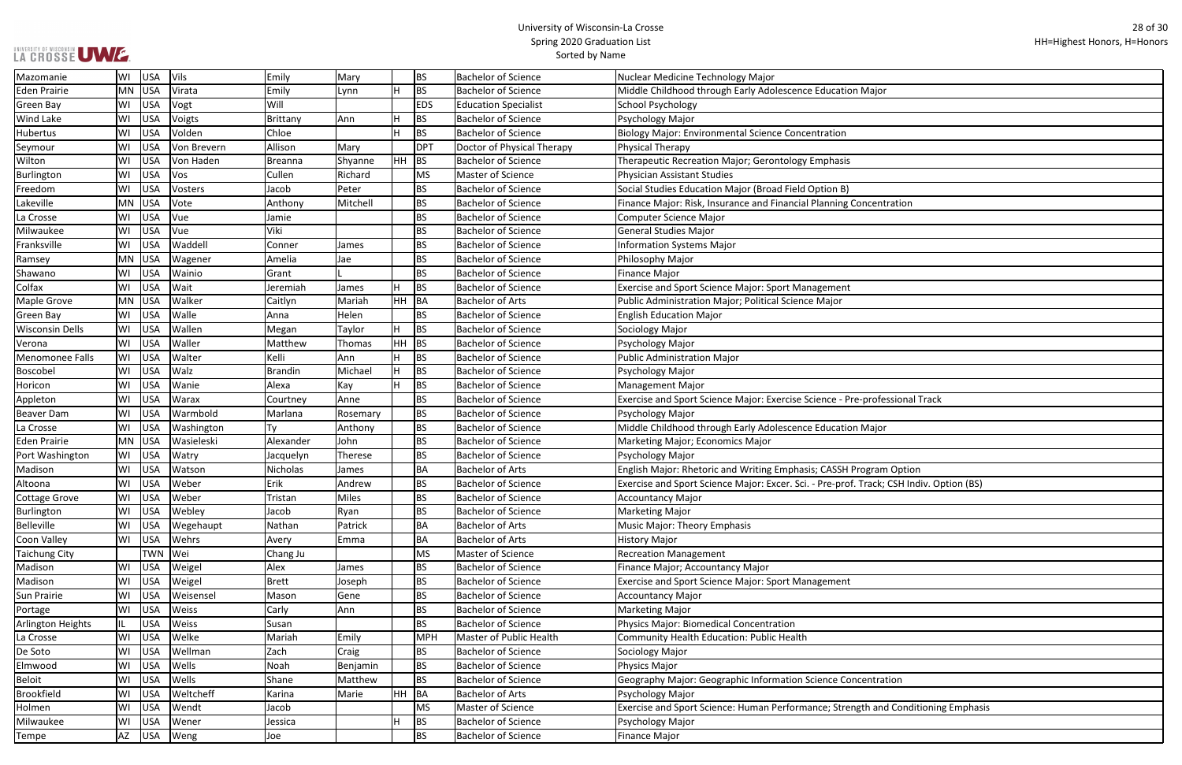| | | | | | | | | | |
|---|---|---|---|---|---|---|---|---|---|
| Mazomanie | WI | USA | Vils | Emily | Mary | | BS | Bachelor of Science | Nuclear Medicine Technology Major |
| Eden Prairie | MN | USA | Virata | Emily | Lynn | H | BS | Bachelor of Science | Middle Childhood through Early Adolescence Education Major |
| Green Bay | WI | USA | Vogt | Will | | | EDS | Education Specialist | School Psychology |
| Wind Lake | WI | USA | Voigts | Brittany | Ann | H | BS | Bachelor of Science | Psychology Major |
| Hubertus | WI | USA | Volden | Chloe | | H | BS | Bachelor of Science | Biology Major: Environmental Science Concentration |
| Seymour | WI | USA | Von Brevern | Allison | Mary | | DPT | Doctor of Physical Therapy | Physical Therapy |
| Wilton | WI | USA | Von Haden | Breanna | Shyanne | HH | BS | Bachelor of Science | Therapeutic Recreation Major; Gerontology Emphasis |
| Burlington | WI | USA | Vos | Cullen | Richard | | MS | Master of Science | Physician Assistant Studies |
| Freedom | WI | USA | Vosters | Jacob | Peter | | BS | Bachelor of Science | Social Studies Education Major (Broad Field Option B) |
| Lakeville | MN | USA | Vote | Anthony | Mitchell | | BS | Bachelor of Science | Finance Major: Risk, Insurance and Financial Planning Concentration |
| La Crosse | WI | USA | Vue | Jamie | | | BS | Bachelor of Science | Computer Science Major |
| Milwaukee | WI | USA | Vue | Viki | | | BS | Bachelor of Science | General Studies Major |
| Franksville | WI | USA | Waddell | Conner | James | | BS | Bachelor of Science | Information Systems Major |
| Ramsey | MN | USA | Wagener | Amelia | Jae | | BS | Bachelor of Science | Philosophy Major |
| Shawano | WI | USA | Wainio | Grant | L | | BS | Bachelor of Science | Finance Major |
| Colfax | WI | USA | Wait | Jeremiah | James | H | BS | Bachelor of Science | Exercise and Sport Science Major: Sport Management |
| Maple Grove | MN | USA | Walker | Caitlyn | Mariah | HH | BA | Bachelor of Arts | Public Administration Major; Political Science Major |
| Green Bay | WI | USA | Walle | Anna | Helen | | BS | Bachelor of Science | English Education Major |
| Wisconsin Dells | WI | USA | Wallen | Megan | Taylor | H | BS | Bachelor of Science | Sociology Major |
| Verona | WI | USA | Waller | Matthew | Thomas | HH | BS | Bachelor of Science | Psychology Major |
| Menomonee Falls | WI | USA | Walter | Kelli | Ann | H | BS | Bachelor of Science | Public Administration Major |
| Boscobel | WI | USA | Walz | Brandin | Michael | H | BS | Bachelor of Science | Psychology Major |
| Horicon | WI | USA | Wanie | Alexa | Kay | H | BS | Bachelor of Science | Management Major |
| Appleton | WI | USA | Warax | Courtney | Anne | | BS | Bachelor of Science | Exercise and Sport Science Major: Exercise Science - Pre-professional Track |
| Beaver Dam | WI | USA | Warmbold | Marlana | Rosemary | | BS | Bachelor of Science | Psychology Major |
| La Crosse | WI | USA | Washington | Ty | Anthony | | BS | Bachelor of Science | Middle Childhood through Early Adolescence Education Major |
| Eden Prairie | MN | USA | Wasieleski | Alexander | John | | BS | Bachelor of Science | Marketing Major; Economics Major |
| Port Washington | WI | USA | Watry | Jacquelyn | Therese | | BS | Bachelor of Science | Psychology Major |
| Madison | WI | USA | Watson | Nicholas | James | | BA | Bachelor of Arts | English Major: Rhetoric and Writing Emphasis; CASSH Program Option |
| Altoona | WI | USA | Weber | Erik | Andrew | | BS | Bachelor of Science | Exercise and Sport Science Major: Excer. Sci. - Pre-prof. Track; CSH Indiv. Option (BS) |
| Cottage Grove | WI | USA | Weber | Tristan | Miles | | BS | Bachelor of Science | Accountancy Major |
| Burlington | WI | USA | Webley | Jacob | Ryan | | BS | Bachelor of Science | Marketing Major |
| Belleville | WI | USA | Wegehaupt | Nathan | Patrick | | BA | Bachelor of Arts | Music Major: Theory Emphasis |
| Coon Valley | WI | USA | Wehrs | Avery | Emma | | BA | Bachelor of Arts | History Major |
| Taichung City | | TWN | Wei | Chang Ju | | | MS | Master of Science | Recreation Management |
| Madison | WI | USA | Weigel | Alex | James | | BS | Bachelor of Science | Finance Major; Accountancy Major |
| Madison | WI | USA | Weigel | Brett | Joseph | | BS | Bachelor of Science | Exercise and Sport Science Major: Sport Management |
| Sun Prairie | WI | USA | Weisensel | Mason | Gene | | BS | Bachelor of Science | Accountancy Major |
| Portage | WI | USA | Weiss | Carly | Ann | | BS | Bachelor of Science | Marketing Major |
| Arlington Heights | IL | USA | Weiss | Susan | | | BS | Bachelor of Science | Physics Major: Biomedical Concentration |
| La Crosse | WI | USA | Welke | Mariah | Emily | | MPH | Master of Public Health | Community Health Education: Public Health |
| De Soto | WI | USA | Wellman | Zach | Craig | | BS | Bachelor of Science | Sociology Major |
| Elmwood | WI | USA | Wells | Noah | Benjamin | | BS | Bachelor of Science | Physics Major |
| Beloit | WI | USA | Wells | Shane | Matthew | | BS | Bachelor of Science | Geography Major: Geographic Information Science Concentration |
| Brookfield | WI | USA | Weltcheff | Karina | Marie | HH | BA | Bachelor of Arts | Psychology Major |
| Holmen | WI | USA | Wendt | Jacob | | | MS | Master of Science | Exercise and Sport Science: Human Performance; Strength and Conditioning Emphasis |
| Milwaukee | WI | USA | Wener | Jessica | | H | BS | Bachelor of Science | Psychology Major |
| Tempe | AZ | USA | Weng | Joe | | | BS | Bachelor of Science | Finance Major |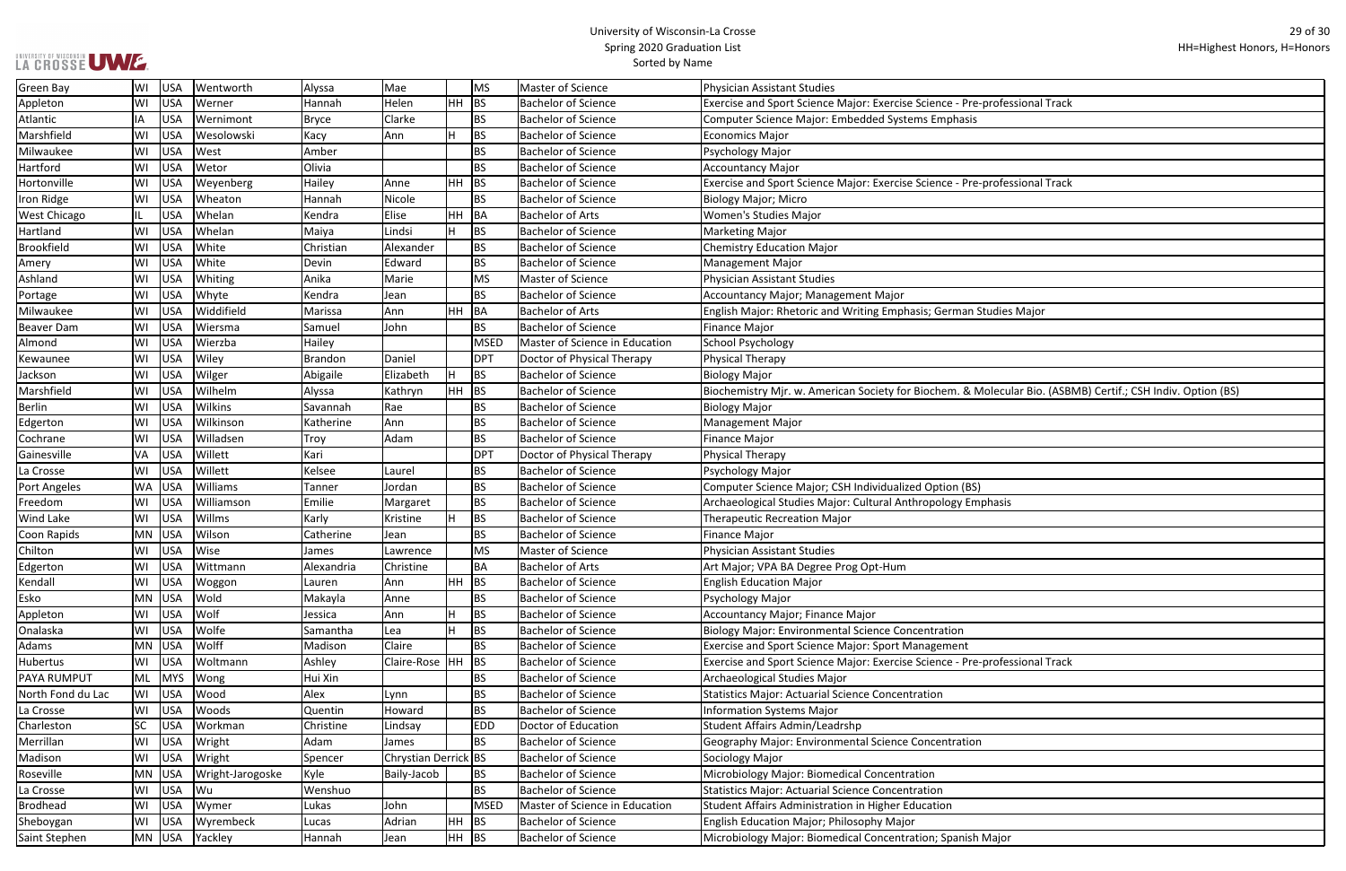# University of Wisconsin-La Crosse
## Spring 2020 Graduation List
### Sorted by Name

HH=Highest Honors, H=Honors

| | | | | | | | | | |
|---|---|---|---|---|---|---|---|---|---|
| Green Bay | WI | USA | Wentworth | Alyssa | Mae | | MS | Master of Science | Physician Assistant Studies |
| Appleton | WI | USA | Werner | Hannah | Helen | HH | BS | Bachelor of Science | Exercise and Sport Science Major: Exercise Science - Pre-professional Track |
| Atlantic | IA | USA | Wernimont | Bryce | Clarke | | BS | Bachelor of Science | Computer Science Major: Embedded Systems Emphasis |
| Marshfield | WI | USA | Wesolowski | Kacy | Ann | H | BS | Bachelor of Science | Economics Major |
| Milwaukee | WI | USA | West | Amber | | | BS | Bachelor of Science | Psychology Major |
| Hartford | WI | USA | Wetor | Olivia | | | BS | Bachelor of Science | Accountancy Major |
| Hortonville | WI | USA | Weyenberg | Hailey | Anne | HH | BS | Bachelor of Science | Exercise and Sport Science Major: Exercise Science - Pre-professional Track |
| Iron Ridge | WI | USA | Wheaton | Hannah | Nicole | | BS | Bachelor of Science | Biology Major; Micro |
| West Chicago | IL | USA | Whelan | Kendra | Elise | HH | BA | Bachelor of Arts | Women's Studies Major |
| Hartland | WI | USA | Whelan | Maiya | Lindsi | H | BS | Bachelor of Science | Marketing Major |
| Brookfield | WI | USA | White | Christian | Alexander | | BS | Bachelor of Science | Chemistry Education Major |
| Amery | WI | USA | White | Devin | Edward | | BS | Bachelor of Science | Management Major |
| Ashland | WI | USA | Whiting | Anika | Marie | | MS | Master of Science | Physician Assistant Studies |
| Portage | WI | USA | Whyte | Kendra | Jean | | BS | Bachelor of Science | Accountancy Major; Management Major |
| Milwaukee | WI | USA | Widdifield | Marissa | Ann | HH | BA | Bachelor of Arts | English Major: Rhetoric and Writing Emphasis; German Studies Major |
| Beaver Dam | WI | USA | Wiersma | Samuel | John | | BS | Bachelor of Science | Finance Major |
| Almond | WI | USA | Wierzba | Hailey | | | MSED | Master of Science in Education | School Psychology |
| Kewaunee | WI | USA | Wiley | Brandon | Daniel | | DPT | Doctor of Physical Therapy | Physical Therapy |
| Jackson | WI | USA | Wilger | Abigaile | Elizabeth | H | BS | Bachelor of Science | Biology Major |
| Marshfield | WI | USA | Wilhelm | Alyssa | Kathryn | HH | BS | Bachelor of Science | Biochemistry Mjr. w. American Society for Biochem. & Molecular Bio. (ASBMB) Certif.; CSH Indiv. Option (BS) |
| Berlin | WI | USA | Wilkins | Savannah | Rae | | BS | Bachelor of Science | Biology Major |
| Edgerton | WI | USA | Wilkinson | Katherine | Ann | | BS | Bachelor of Science | Management Major |
| Cochrane | WI | USA | Willadsen | Troy | Adam | | BS | Bachelor of Science | Finance Major |
| Gainesville | VA | USA | Willett | Kari | | | DPT | Doctor of Physical Therapy | Physical Therapy |
| La Crosse | WI | USA | Willett | Kelsee | Laurel | | BS | Bachelor of Science | Psychology Major |
| Port Angeles | WA | USA | Williams | Tanner | Jordan | | BS | Bachelor of Science | Computer Science Major; CSH Individualized Option (BS) |
| Freedom | WI | USA | Williamson | Emilie | Margaret | | BS | Bachelor of Science | Archaeological Studies Major: Cultural Anthropology Emphasis |
| Wind Lake | WI | USA | Willms | Karly | Kristine | H | BS | Bachelor of Science | Therapeutic Recreation Major |
| Coon Rapids | MN | USA | Wilson | Catherine | Jean | | BS | Bachelor of Science | Finance Major |
| Chilton | WI | USA | Wise | James | Lawrence | | MS | Master of Science | Physician Assistant Studies |
| Edgerton | WI | USA | Wittmann | Alexandria | Christine | | BA | Bachelor of Arts | Art Major; VPA BA Degree Prog Opt-Hum |
| Kendall | WI | USA | Woggon | Lauren | Ann | HH | BS | Bachelor of Science | English Education Major |
| Esko | MN | USA | Wold | Makayla | Anne | | BS | Bachelor of Science | Psychology Major |
| Appleton | WI | USA | Wolf | Jessica | Ann | H | BS | Bachelor of Science | Accountancy Major; Finance Major |
| Onalaska | WI | USA | Wolfe | Samantha | Lea | H | BS | Bachelor of Science | Biology Major: Environmental Science Concentration |
| Adams | MN | USA | Wolff | Madison | Claire | | BS | Bachelor of Science | Exercise and Sport Science Major: Sport Management |
| Hubertus | WI | USA | Woltmann | Ashley | Claire-Rose | HH | BS | Bachelor of Science | Exercise and Sport Science Major: Exercise Science - Pre-professional Track |
| PAYA RUMPUT | ML | MYS | Wong | Hui Xin | | | BS | Bachelor of Science | Archaeological Studies Major |
| North Fond du Lac | WI | USA | Wood | Alex | Lynn | | BS | Bachelor of Science | Statistics Major: Actuarial Science Concentration |
| La Crosse | WI | USA | Woods | Quentin | Howard | | BS | Bachelor of Science | Information Systems Major |
| Charleston | SC | USA | Workman | Christine | Lindsay | | EDD | Doctor of Education | Student Affairs Admin/Leadrshp |
| Merrillan | WI | USA | Wright | Adam | James | | BS | Bachelor of Science | Geography Major: Environmental Science Concentration |
| Madison | WI | USA | Wright | Spencer | Chrystian Derrick | | BS | Bachelor of Science | Sociology Major |
| Roseville | MN | USA | Wright-Jarogoske | Kyle | Baily-Jacob | | BS | Bachelor of Science | Microbiology Major: Biomedical Concentration |
| La Crosse | WI | USA | Wu | Wenshuo | | | BS | Bachelor of Science | Statistics Major: Actuarial Science Concentration |
| Brodhead | WI | USA | Wymer | Lukas | John | | MSED | Master of Science in Education | Student Affairs Administration in Higher Education |
| Sheboygan | WI | USA | Wyrembeck | Lucas | Adrian | HH | BS | Bachelor of Science | English Education Major; Philosophy Major |
| Saint Stephen | MN | USA | Yackley | Hannah | Jean | HH | BS | Bachelor of Science | Microbiology Major: Biomedical Concentration; Spanish Major |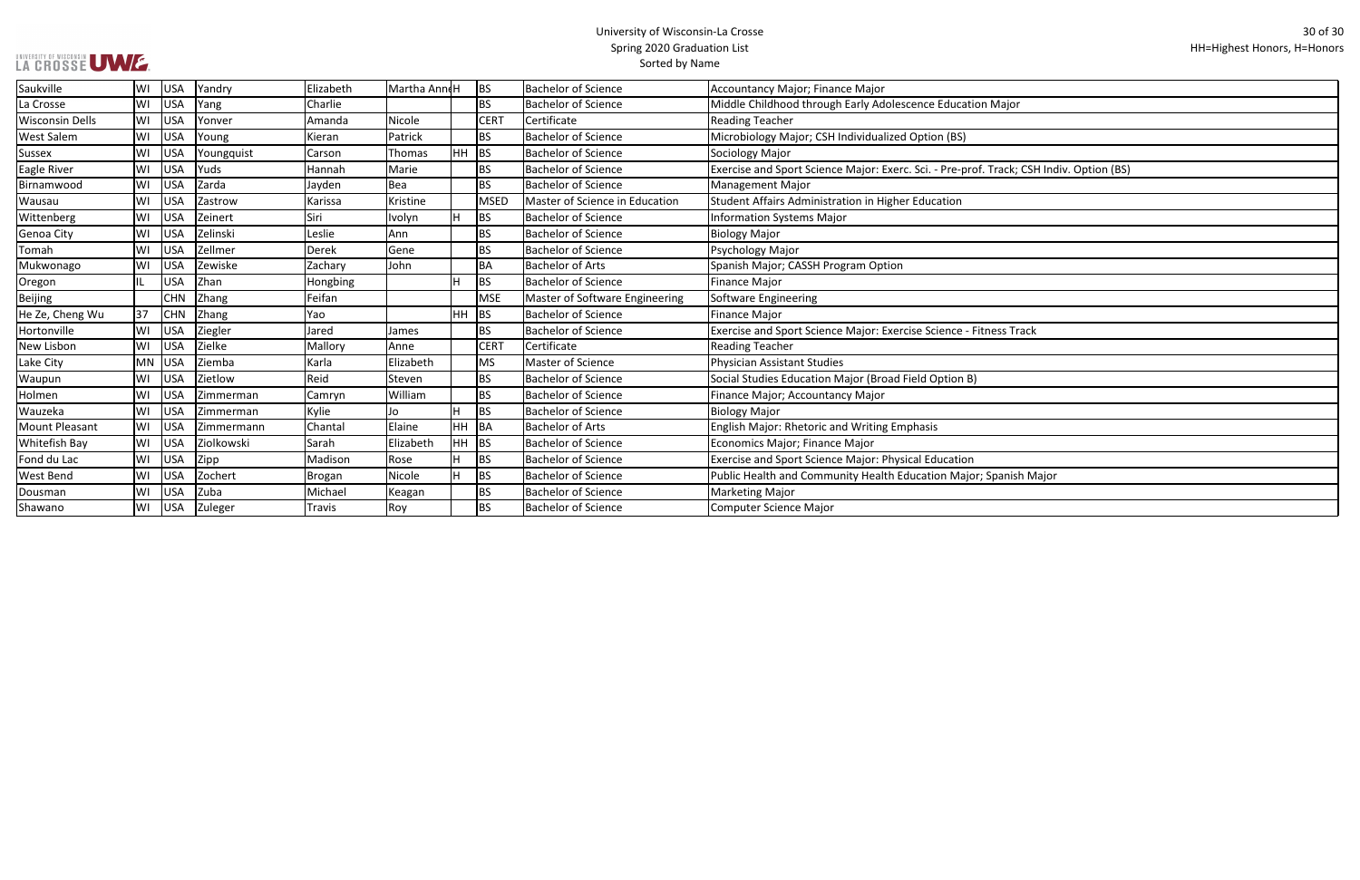University of Wisconsin-La Crosse
Spring 2020 Graduation List
Sorted by Name

HH=Highest Honors, H=Honors

| | | | | | | | | | |
|---|---|---|---|---|---|---|---|---|---|
| Saukville | WI | USA | Yandry | Elizabeth | Martha Anne | H | BS | Bachelor of Science | Accountancy Major; Finance Major |
| La Crosse | WI | USA | Yang | Charlie | | | BS | Bachelor of Science | Middle Childhood through Early Adolescence Education Major |
| Wisconsin Dells | WI | USA | Yonver | Amanda | Nicole | | CERT | Certificate | Reading Teacher |
| West Salem | WI | USA | Young | Kieran | Patrick | | BS | Bachelor of Science | Microbiology Major; CSH Individualized Option (BS) |
| Sussex | WI | USA | Youngquist | Carson | Thomas | HH | BS | Bachelor of Science | Sociology Major |
| Eagle River | WI | USA | Yuds | Hannah | Marie | | BS | Bachelor of Science | Exercise and Sport Science Major: Exerc. Sci. - Pre-prof. Track; CSH Indiv. Option (BS) |
| Birnamwood | WI | USA | Zarda | Jayden | Bea | | BS | Bachelor of Science | Management Major |
| Wausau | WI | USA | Zastrow | Karissa | Kristine | | MSED | Master of Science in Education | Student Affairs Administration in Higher Education |
| Wittenberg | WI | USA | Zeinert | Siri | Ivolyn | H | BS | Bachelor of Science | Information Systems Major |
| Genoa City | WI | USA | Zelinski | Leslie | Ann | | BS | Bachelor of Science | Biology Major |
| Tomah | WI | USA | Zellmer | Derek | Gene | | BS | Bachelor of Science | Psychology Major |
| Mukwonago | WI | USA | Zewiske | Zachary | John | | BA | Bachelor of Arts | Spanish Major; CASSH Program Option |
| Oregon | IL | USA | Zhan | Hongbing | | H | BS | Bachelor of Science | Finance Major |
| Beijing | | CHN | Zhang | Feifan | | | MSE | Master of Software Engineering | Software Engineering |
| He Ze, Cheng Wu | 37 | CHN | Zhang | Yao | | HH | BS | Bachelor of Science | Finance Major |
| Hortonville | WI | USA | Ziegler | Jared | James | | BS | Bachelor of Science | Exercise and Sport Science Major: Exercise Science - Fitness Track |
| New Lisbon | WI | USA | Zielke | Mallory | Anne | | CERT | Certificate | Reading Teacher |
| Lake City | MN | USA | Ziemba | Karla | Elizabeth | | MS | Master of Science | Physician Assistant Studies |
| Waupun | WI | USA | Zietlow | Reid | Steven | | BS | Bachelor of Science | Social Studies Education Major (Broad Field Option B) |
| Holmen | WI | USA | Zimmerman | Camryn | William | | BS | Bachelor of Science | Finance Major; Accountancy Major |
| Wauzeka | WI | USA | Zimmerman | Kylie | Jo | H | BS | Bachelor of Science | Biology Major |
| Mount Pleasant | WI | USA | Zimmermann | Chantal | Elaine | HH | BA | Bachelor of Arts | English Major: Rhetoric and Writing Emphasis |
| Whitefish Bay | WI | USA | Ziolkowski | Sarah | Elizabeth | HH | BS | Bachelor of Science | Economics Major; Finance Major |
| Fond du Lac | WI | USA | Zipp | Madison | Rose | H | BS | Bachelor of Science | Exercise and Sport Science Major: Physical Education |
| West Bend | WI | USA | Zochert | Brogan | Nicole | H | BS | Bachelor of Science | Public Health and Community Health Education Major; Spanish Major |
| Dousman | WI | USA | Zuba | Michael | Keagan | | BS | Bachelor of Science | Marketing Major |
| Shawano | WI | USA | Zuleger | Travis | Roy | | BS | Bachelor of Science | Computer Science Major |